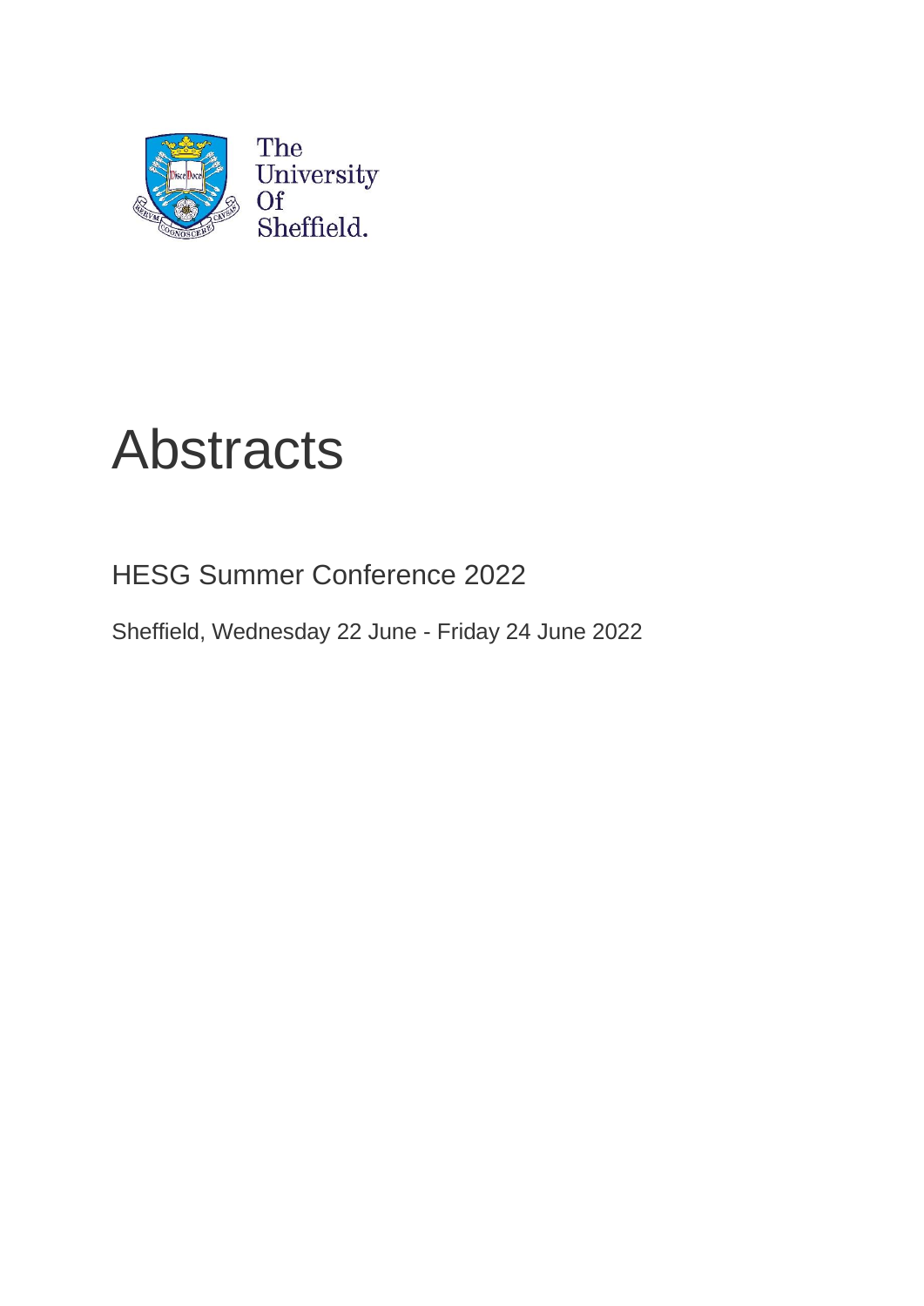The University Of Sheffield.

# Abstracts

## HESG Summer Conference 2022

Sheffield, Wednesday 22 June - Friday 24 June 2022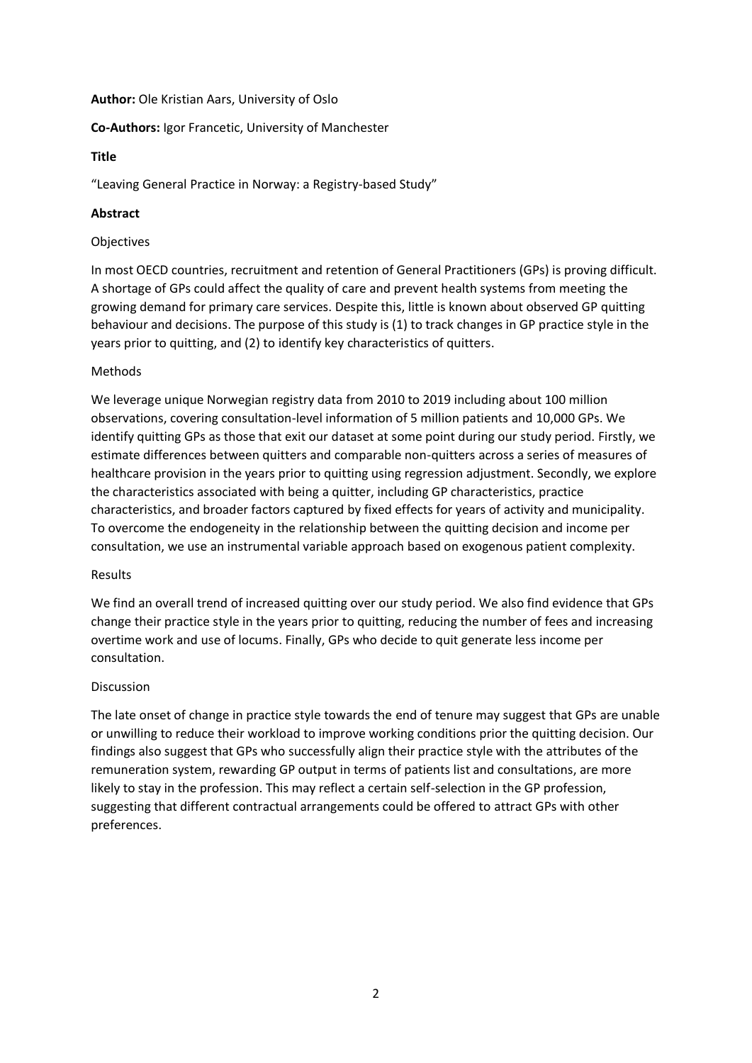**Author:** Ole Kristian Aars, University of Oslo

**Co-Authors:** Igor Francetic, University of Manchester

**Title**

"Leaving General Practice in Norway: a Registry-based Study"

**Abstract**

Objectives

In most OECD countries, recruitment and retention of General Practitioners (GPs) is proving difficult. A shortage of GPs could affect the quality of care and prevent health systems from meeting the growing demand for primary care services. Despite this, little is known about observed GP quitting behaviour and decisions. The purpose of this study is (1) to track changes in GP practice style in the years prior to quitting, and (2) to identify key characteristics of quitters.

Methods

We leverage unique Norwegian registry data from 2010 to 2019 including about 100 million observations, covering consultation-level information of 5 million patients and 10,000 GPs. We identify quitting GPs as those that exit our dataset at some point during our study period. Firstly, we estimate differences between quitters and comparable non-quitters across a series of measures of healthcare provision in the years prior to quitting using regression adjustment. Secondly, we explore the characteristics associated with being a quitter, including GP characteristics, practice characteristics, and broader factors captured by fixed effects for years of activity and municipality. To overcome the endogeneity in the relationship between the quitting decision and income per consultation, we use an instrumental variable approach based on exogenous patient complexity.

Results

We find an overall trend of increased quitting over our study period. We also find evidence that GPs change their practice style in the years prior to quitting, reducing the number of fees and increasing overtime work and use of locums. Finally, GPs who decide to quit generate less income per consultation.

Discussion

The late onset of change in practice style towards the end of tenure may suggest that GPs are unable or unwilling to reduce their workload to improve working conditions prior the quitting decision. Our findings also suggest that GPs who successfully align their practice style with the attributes of the remuneration system, rewarding GP output in terms of patients list and consultations, are more likely to stay in the profession. This may reflect a certain self-selection in the GP profession, suggesting that different contractual arrangements could be offered to attract GPs with other preferences.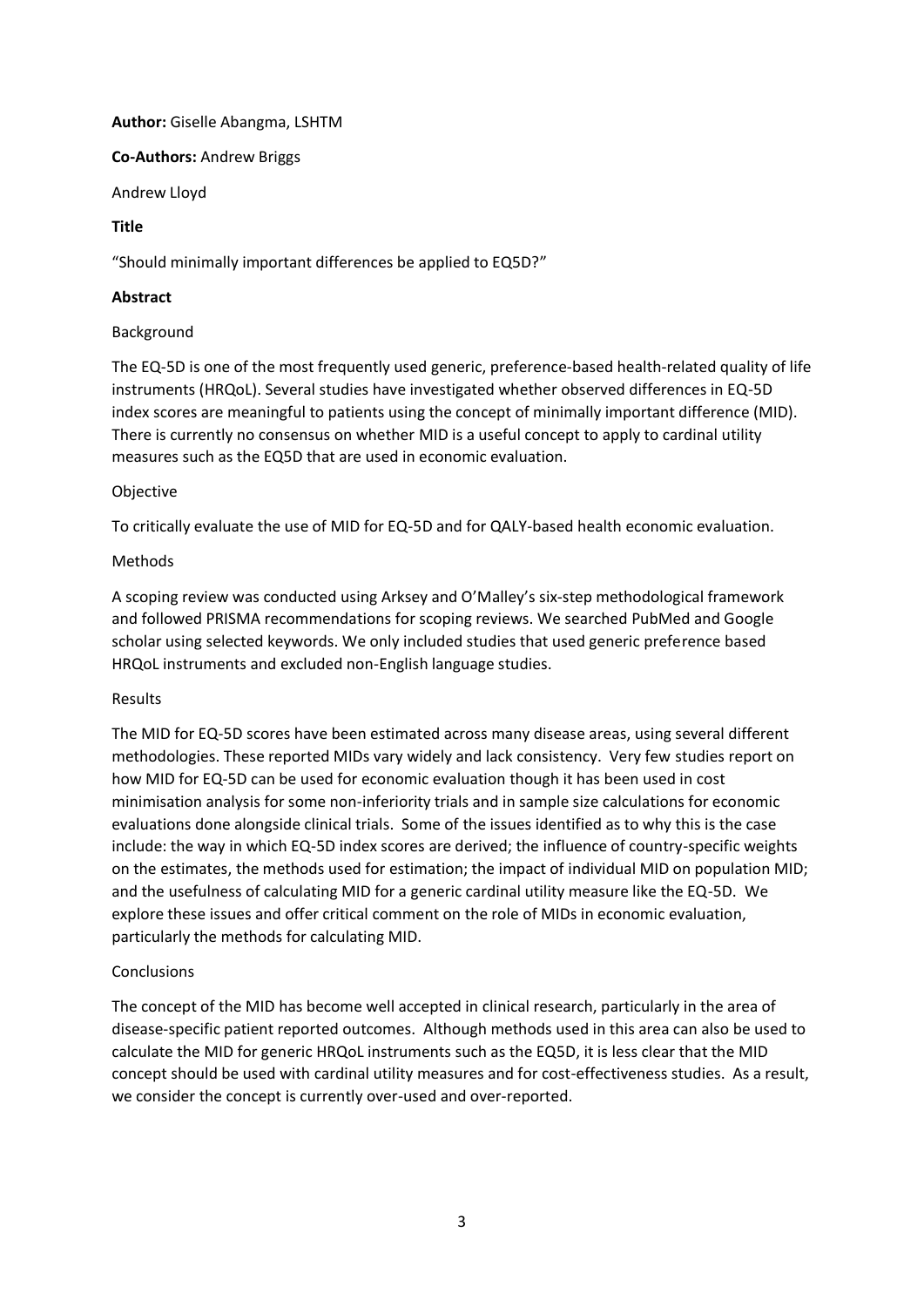**Author:** Giselle Abangma, LSHTM

**Co-Authors:** Andrew Briggs

Andrew Lloyd

**Title**

"Should minimally important differences be applied to EQ5D?"

**Abstract**

Background

The EQ-5D is one of the most frequently used generic, preference-based health-related quality of life instruments (HRQoL). Several studies have investigated whether observed differences in EQ-5D index scores are meaningful to patients using the concept of minimally important difference (MID). There is currently no consensus on whether MID is a useful concept to apply to cardinal utility measures such as the EQ5D that are used in economic evaluation.

Objective

To critically evaluate the use of MID for EQ-5D and for QALY-based health economic evaluation.

Methods

A scoping review was conducted using Arksey and O'Malley's six-step methodological framework and followed PRISMA recommendations for scoping reviews. We searched PubMed and Google scholar using selected keywords. We only included studies that used generic preference based HRQoL instruments and excluded non-English language studies.

Results

The MID for EQ-5D scores have been estimated across many disease areas, using several different methodologies. These reported MIDs vary widely and lack consistency. Very few studies report on how MID for EQ-5D can be used for economic evaluation though it has been used in cost minimisation analysis for some non-inferiority trials and in sample size calculations for economic evaluations done alongside clinical trials. Some of the issues identified as to why this is the case include: the way in which EQ-5D index scores are derived; the influence of country-specific weights on the estimates, the methods used for estimation; the impact of individual MID on population MID; and the usefulness of calculating MID for a generic cardinal utility measure like the EQ-5D. We explore these issues and offer critical comment on the role of MIDs in economic evaluation, particularly the methods for calculating MID.

Conclusions

The concept of the MID has become well accepted in clinical research, particularly in the area of disease-specific patient reported outcomes. Although methods used in this area can also be used to calculate the MID for generic HRQoL instruments such as the EQ5D, it is less clear that the MID concept should be used with cardinal utility measures and for cost-effectiveness studies. As a result, we consider the concept is currently over-used and over-reported.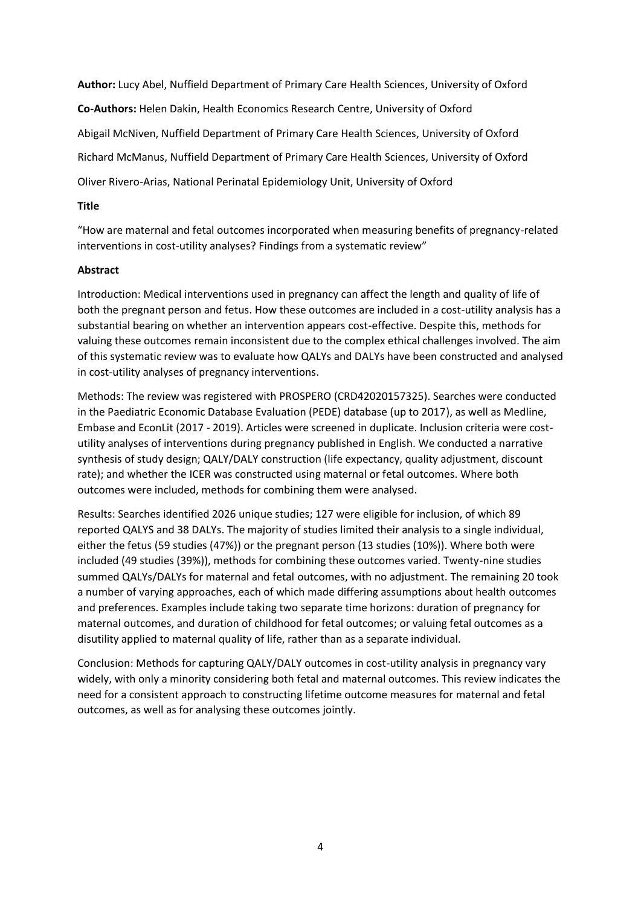**Author:** Lucy Abel, Nuffield Department of Primary Care Health Sciences, University of Oxford

**Co-Authors:** Helen Dakin, Health Economics Research Centre, University of Oxford

Abigail McNiven, Nuffield Department of Primary Care Health Sciences, University of Oxford

Richard McManus, Nuffield Department of Primary Care Health Sciences, University of Oxford

Oliver Rivero-Arias, National Perinatal Epidemiology Unit, University of Oxford

**Title**

"How are maternal and fetal outcomes incorporated when measuring benefits of pregnancy-related interventions in cost-utility analyses? Findings from a systematic review"

**Abstract**

Introduction: Medical interventions used in pregnancy can affect the length and quality of life of both the pregnant person and fetus. How these outcomes are included in a cost-utility analysis has a substantial bearing on whether an intervention appears cost-effective. Despite this, methods for valuing these outcomes remain inconsistent due to the complex ethical challenges involved. The aim of this systematic review was to evaluate how QALYs and DALYs have been constructed and analysed in cost-utility analyses of pregnancy interventions.

Methods: The review was registered with PROSPERO (CRD42020157325). Searches were conducted in the Paediatric Economic Database Evaluation (PEDE) database (up to 2017), as well as Medline, Embase and EconLit (2017 - 2019). Articles were screened in duplicate. Inclusion criteria were cost-utility analyses of interventions during pregnancy published in English. We conducted a narrative synthesis of study design; QALY/DALY construction (life expectancy, quality adjustment, discount rate); and whether the ICER was constructed using maternal or fetal outcomes. Where both outcomes were included, methods for combining them were analysed.

Results: Searches identified 2026 unique studies; 127 were eligible for inclusion, of which 89 reported QALYS and 38 DALYs. The majority of studies limited their analysis to a single individual, either the fetus (59 studies (47%)) or the pregnant person (13 studies (10%)). Where both were included (49 studies (39%)), methods for combining these outcomes varied. Twenty-nine studies summed QALYs/DALYs for maternal and fetal outcomes, with no adjustment. The remaining 20 took a number of varying approaches, each of which made differing assumptions about health outcomes and preferences. Examples include taking two separate time horizons: duration of pregnancy for maternal outcomes, and duration of childhood for fetal outcomes; or valuing fetal outcomes as a disutility applied to maternal quality of life, rather than as a separate individual.

Conclusion: Methods for capturing QALY/DALY outcomes in cost-utility analysis in pregnancy vary widely, with only a minority considering both fetal and maternal outcomes. This review indicates the need for a consistent approach to constructing lifetime outcome measures for maternal and fetal outcomes, as well as for analysing these outcomes jointly.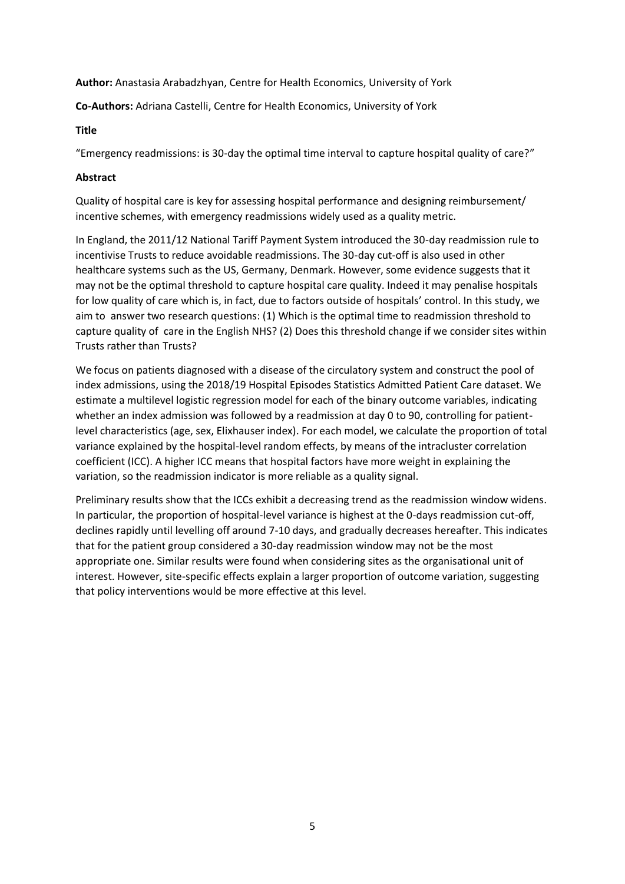**Author:** Anastasia Arabadzhyan, Centre for Health Economics, University of York

**Co-Authors:** Adriana Castelli, Centre for Health Economics, University of York

**Title**

"Emergency readmissions: is 30-day the optimal time interval to capture hospital quality of care?"

**Abstract**

Quality of hospital care is key for assessing hospital performance and designing reimbursement/ incentive schemes, with emergency readmissions widely used as a quality metric.

In England, the 2011/12 National Tariff Payment System introduced the 30-day readmission rule to incentivise Trusts to reduce avoidable readmissions. The 30-day cut-off is also used in other healthcare systems such as the US, Germany, Denmark. However, some evidence suggests that it may not be the optimal threshold to capture hospital care quality. Indeed it may penalise hospitals for low quality of care which is, in fact, due to factors outside of hospitals' control. In this study, we aim to answer two research questions: (1) Which is the optimal time to readmission threshold to capture quality of care in the English NHS? (2) Does this threshold change if we consider sites within Trusts rather than Trusts?

We focus on patients diagnosed with a disease of the circulatory system and construct the pool of index admissions, using the 2018/19 Hospital Episodes Statistics Admitted Patient Care dataset. We estimate a multilevel logistic regression model for each of the binary outcome variables, indicating whether an index admission was followed by a readmission at day 0 to 90, controlling for patient-level characteristics (age, sex, Elixhauser index). For each model, we calculate the proportion of total variance explained by the hospital-level random effects, by means of the intracluster correlation coefficient (ICC). A higher ICC means that hospital factors have more weight in explaining the variation, so the readmission indicator is more reliable as a quality signal.

Preliminary results show that the ICCs exhibit a decreasing trend as the readmission window widens. In particular, the proportion of hospital-level variance is highest at the 0-days readmission cut-off, declines rapidly until levelling off around 7-10 days, and gradually decreases hereafter. This indicates that for the patient group considered a 30-day readmission window may not be the most appropriate one. Similar results were found when considering sites as the organisational unit of interest. However, site-specific effects explain a larger proportion of outcome variation, suggesting that policy interventions would be more effective at this level.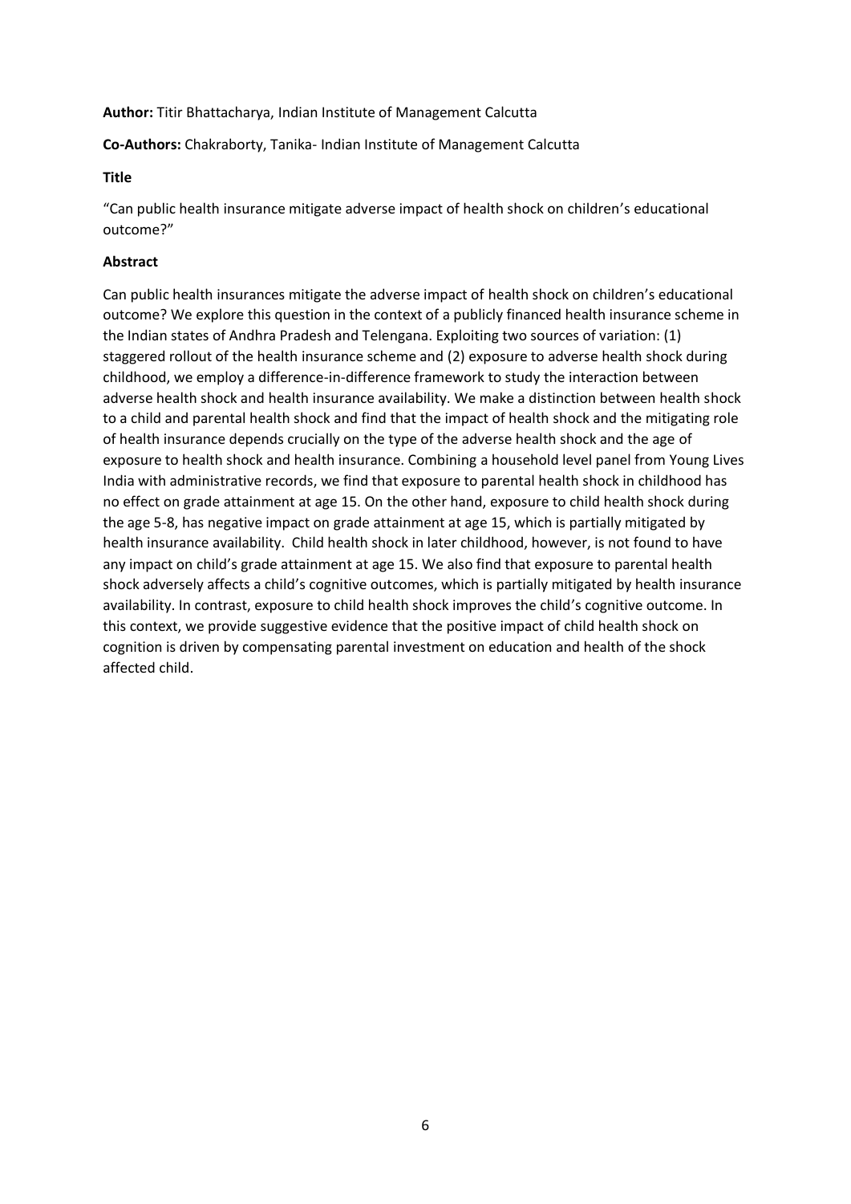**Author:** Titir Bhattacharya, Indian Institute of Management Calcutta

**Co-Authors:** Chakraborty, Tanika- Indian Institute of Management Calcutta

**Title**

"Can public health insurance mitigate adverse impact of health shock on children's educational outcome?"

**Abstract**

Can public health insurances mitigate the adverse impact of health shock on children's educational outcome? We explore this question in the context of a publicly financed health insurance scheme in the Indian states of Andhra Pradesh and Telengana. Exploiting two sources of variation: (1) staggered rollout of the health insurance scheme and (2) exposure to adverse health shock during childhood, we employ a difference-in-difference framework to study the interaction between adverse health shock and health insurance availability. We make a distinction between health shock to a child and parental health shock and find that the impact of health shock and the mitigating role of health insurance depends crucially on the type of the adverse health shock and the age of exposure to health shock and health insurance. Combining a household level panel from Young Lives India with administrative records, we find that exposure to parental health shock in childhood has no effect on grade attainment at age 15. On the other hand, exposure to child health shock during the age 5-8, has negative impact on grade attainment at age 15, which is partially mitigated by health insurance availability. Child health shock in later childhood, however, is not found to have any impact on child's grade attainment at age 15. We also find that exposure to parental health shock adversely affects a child's cognitive outcomes, which is partially mitigated by health insurance availability. In contrast, exposure to child health shock improves the child's cognitive outcome. In this context, we provide suggestive evidence that the positive impact of child health shock on cognition is driven by compensating parental investment on education and health of the shock affected child.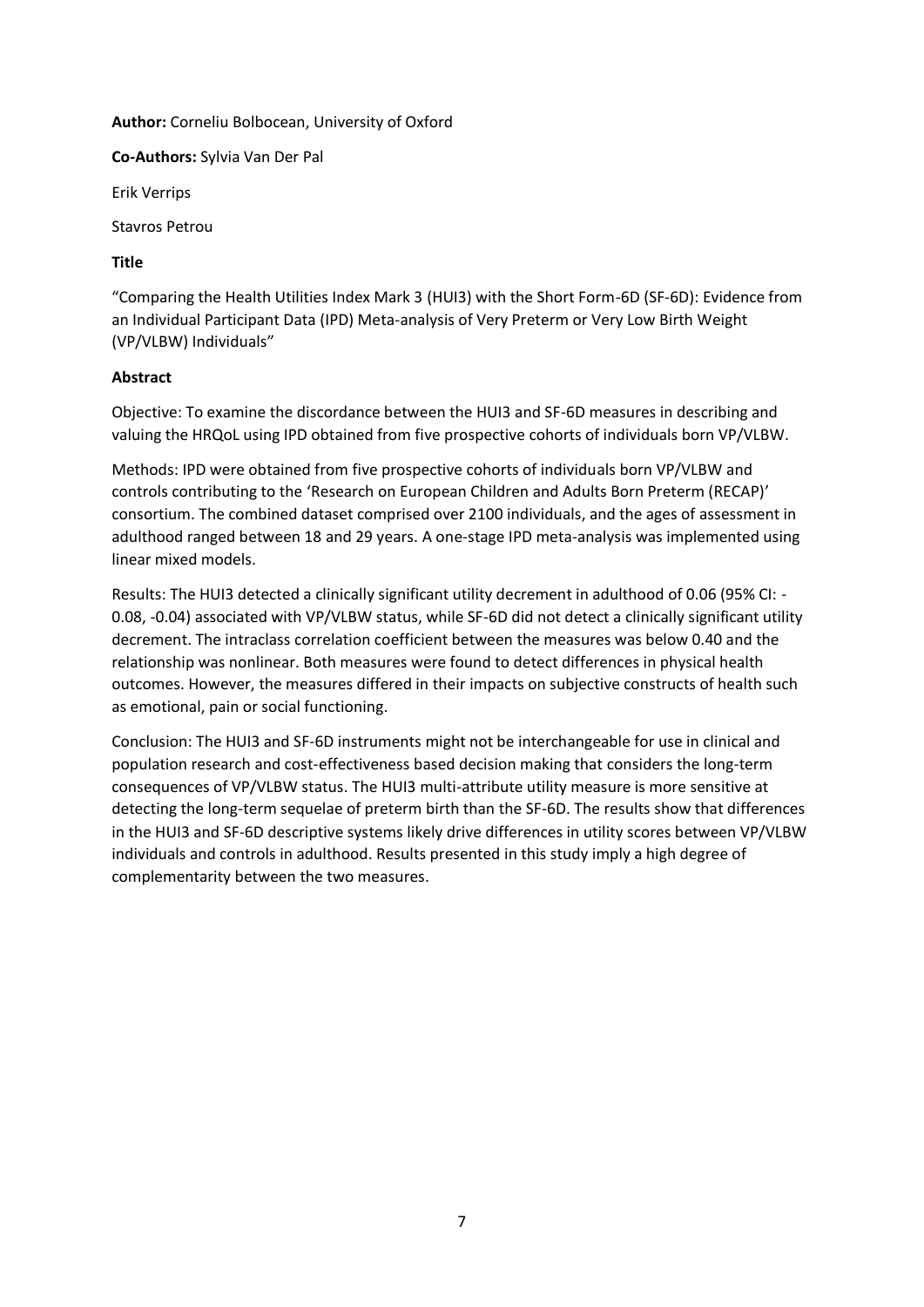**Author:** Corneliu Bolbocean, University of Oxford

**Co-Authors:** Sylvia Van Der Pal

Erik Verrips

Stavros Petrou

**Title**

"Comparing the Health Utilities Index Mark 3 (HUI3) with the Short Form-6D (SF-6D): Evidence from an Individual Participant Data (IPD) Meta-analysis of Very Preterm or Very Low Birth Weight (VP/VLBW) Individuals"

**Abstract**

Objective: To examine the discordance between the HUI3 and SF-6D measures in describing and valuing the HRQoL using IPD obtained from five prospective cohorts of individuals born VP/VLBW.

Methods: IPD were obtained from five prospective cohorts of individuals born VP/VLBW and controls contributing to the 'Research on European Children and Adults Born Preterm (RECAP)' consortium. The combined dataset comprised over 2100 individuals, and the ages of assessment in adulthood ranged between 18 and 29 years. A one-stage IPD meta-analysis was implemented using linear mixed models.

Results: The HUI3 detected a clinically significant utility decrement in adulthood of 0.06 (95% CI: -0.08, -0.04) associated with VP/VLBW status, while SF-6D did not detect a clinically significant utility decrement. The intraclass correlation coefficient between the measures was below 0.40 and the relationship was nonlinear. Both measures were found to detect differences in physical health outcomes. However, the measures differed in their impacts on subjective constructs of health such as emotional, pain or social functioning.

Conclusion: The HUI3 and SF-6D instruments might not be interchangeable for use in clinical and population research and cost-effectiveness based decision making that considers the long-term consequences of VP/VLBW status. The HUI3 multi-attribute utility measure is more sensitive at detecting the long-term sequelae of preterm birth than the SF-6D. The results show that differences in the HUI3 and SF-6D descriptive systems likely drive differences in utility scores between VP/VLBW individuals and controls in adulthood. Results presented in this study imply a high degree of complementarity between the two measures.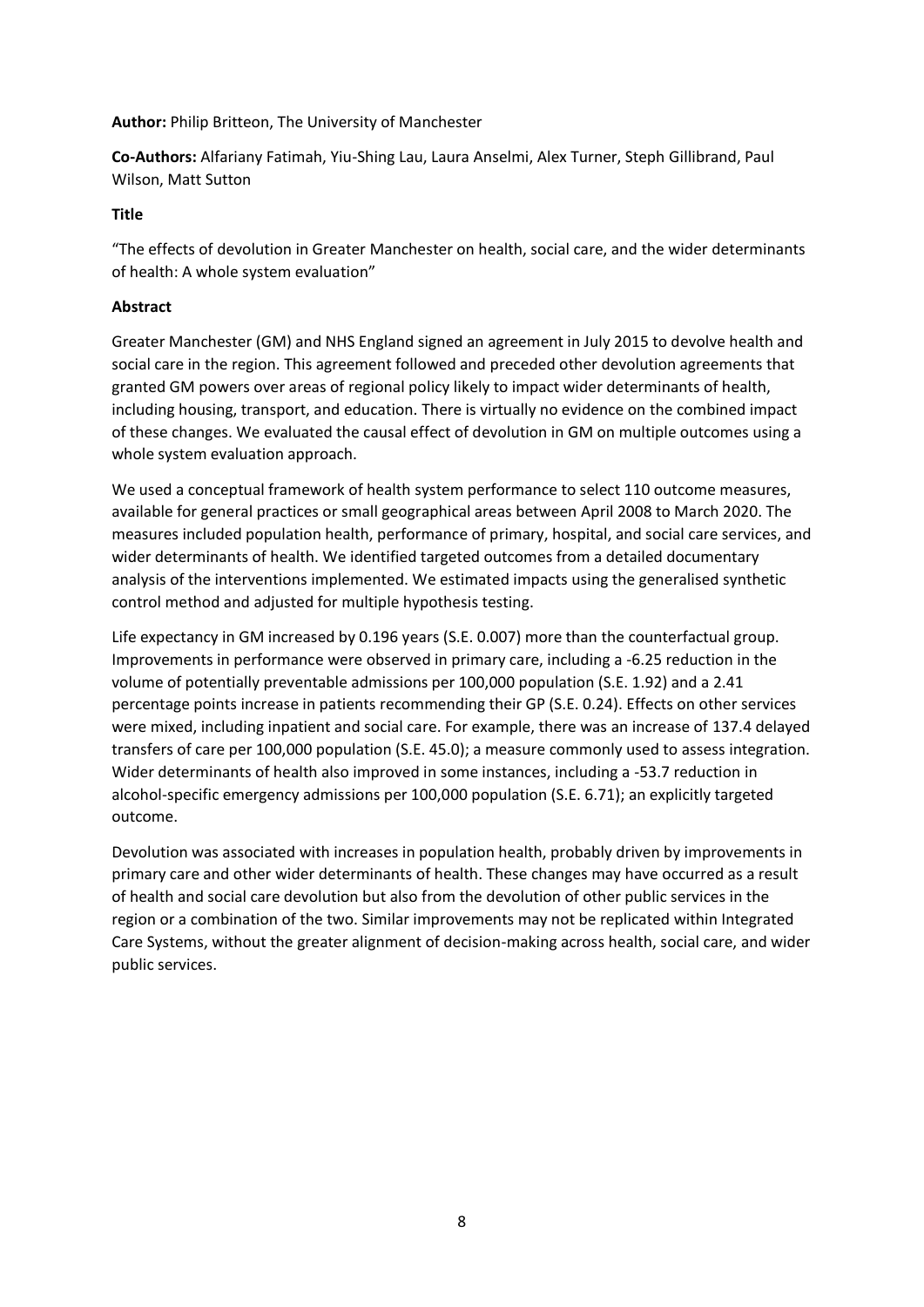**Author:** Philip Britteon, The University of Manchester

**Co-Authors:** Alfariany Fatimah, Yiu-Shing Lau, Laura Anselmi, Alex Turner, Steph Gillibrand, Paul Wilson, Matt Sutton

**Title**

"The effects of devolution in Greater Manchester on health, social care, and the wider determinants of health: A whole system evaluation"

**Abstract**

Greater Manchester (GM) and NHS England signed an agreement in July 2015 to devolve health and social care in the region. This agreement followed and preceded other devolution agreements that granted GM powers over areas of regional policy likely to impact wider determinants of health, including housing, transport, and education. There is virtually no evidence on the combined impact of these changes. We evaluated the causal effect of devolution in GM on multiple outcomes using a whole system evaluation approach.

We used a conceptual framework of health system performance to select 110 outcome measures, available for general practices or small geographical areas between April 2008 to March 2020. The measures included population health, performance of primary, hospital, and social care services, and wider determinants of health. We identified targeted outcomes from a detailed documentary analysis of the interventions implemented. We estimated impacts using the generalised synthetic control method and adjusted for multiple hypothesis testing.

Life expectancy in GM increased by 0.196 years (S.E. 0.007) more than the counterfactual group. Improvements in performance were observed in primary care, including a -6.25 reduction in the volume of potentially preventable admissions per 100,000 population (S.E. 1.92) and a 2.41 percentage points increase in patients recommending their GP (S.E. 0.24). Effects on other services were mixed, including inpatient and social care. For example, there was an increase of 137.4 delayed transfers of care per 100,000 population (S.E. 45.0); a measure commonly used to assess integration. Wider determinants of health also improved in some instances, including a -53.7 reduction in alcohol-specific emergency admissions per 100,000 population (S.E. 6.71); an explicitly targeted outcome.

Devolution was associated with increases in population health, probably driven by improvements in primary care and other wider determinants of health. These changes may have occurred as a result of health and social care devolution but also from the devolution of other public services in the region or a combination of the two. Similar improvements may not be replicated within Integrated Care Systems, without the greater alignment of decision-making across health, social care, and wider public services.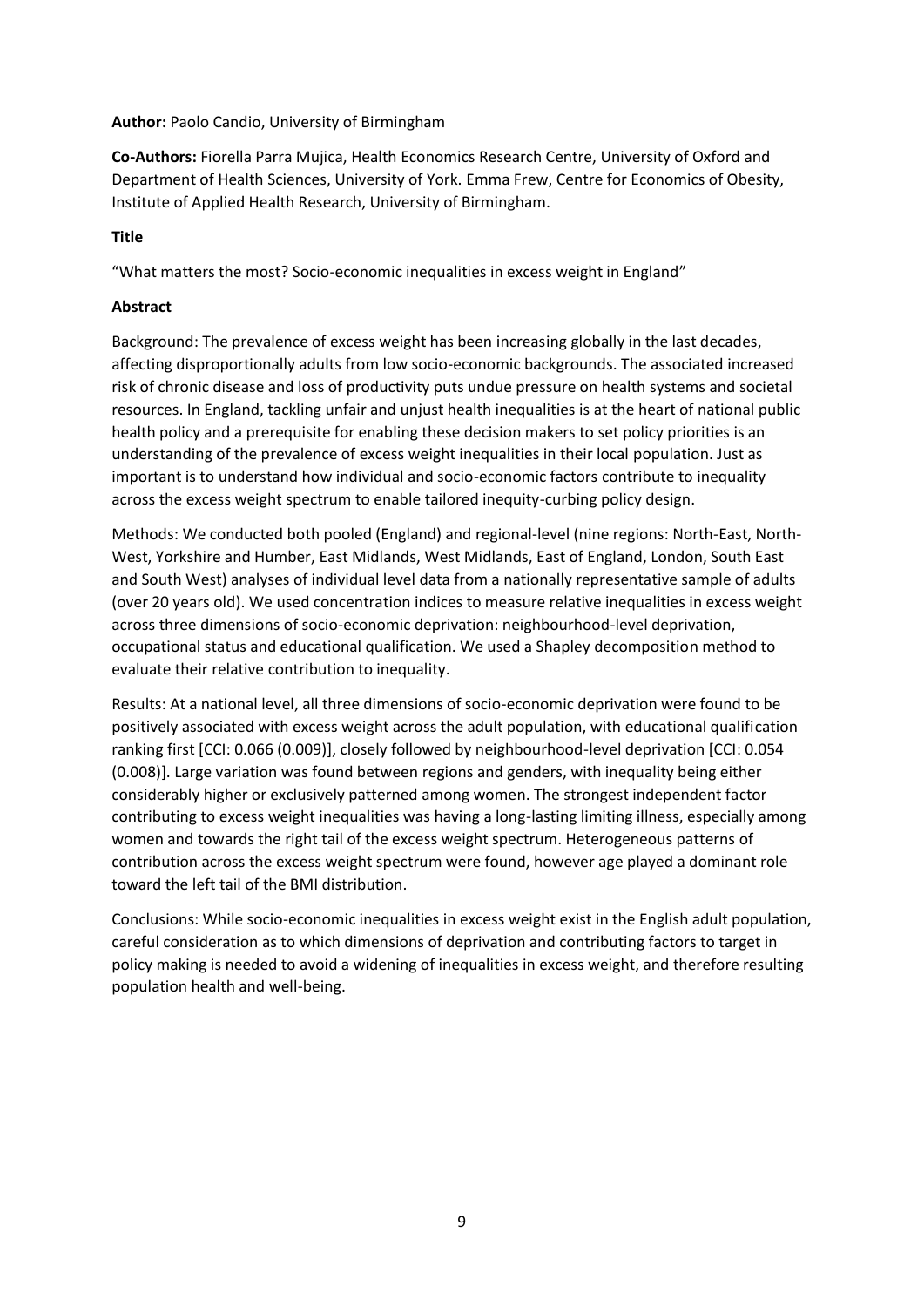**Author:** Paolo Candio, University of Birmingham

**Co-Authors:** Fiorella Parra Mujica, Health Economics Research Centre, University of Oxford and Department of Health Sciences, University of York. Emma Frew, Centre for Economics of Obesity, Institute of Applied Health Research, University of Birmingham.

**Title**

"What matters the most? Socio-economic inequalities in excess weight in England"

**Abstract**

Background: The prevalence of excess weight has been increasing globally in the last decades, affecting disproportionally adults from low socio-economic backgrounds. The associated increased risk of chronic disease and loss of productivity puts undue pressure on health systems and societal resources. In England, tackling unfair and unjust health inequalities is at the heart of national public health policy and a prerequisite for enabling these decision makers to set policy priorities is an understanding of the prevalence of excess weight inequalities in their local population. Just as important is to understand how individual and socio-economic factors contribute to inequality across the excess weight spectrum to enable tailored inequity-curbing policy design.

Methods: We conducted both pooled (England) and regional-level (nine regions: North-East, North-West, Yorkshire and Humber, East Midlands, West Midlands, East of England, London, South East and South West) analyses of individual level data from a nationally representative sample of adults (over 20 years old). We used concentration indices to measure relative inequalities in excess weight across three dimensions of socio-economic deprivation: neighbourhood-level deprivation, occupational status and educational qualification. We used a Shapley decomposition method to evaluate their relative contribution to inequality.

Results: At a national level, all three dimensions of socio-economic deprivation were found to be positively associated with excess weight across the adult population, with educational qualification ranking first [CCI: 0.066 (0.009)], closely followed by neighbourhood-level deprivation [CCI: 0.054 (0.008)]. Large variation was found between regions and genders, with inequality being either considerably higher or exclusively patterned among women. The strongest independent factor contributing to excess weight inequalities was having a long-lasting limiting illness, especially among women and towards the right tail of the excess weight spectrum. Heterogeneous patterns of contribution across the excess weight spectrum were found, however age played a dominant role toward the left tail of the BMI distribution.

Conclusions: While socio-economic inequalities in excess weight exist in the English adult population, careful consideration as to which dimensions of deprivation and contributing factors to target in policy making is needed to avoid a widening of inequalities in excess weight, and therefore resulting population health and well-being.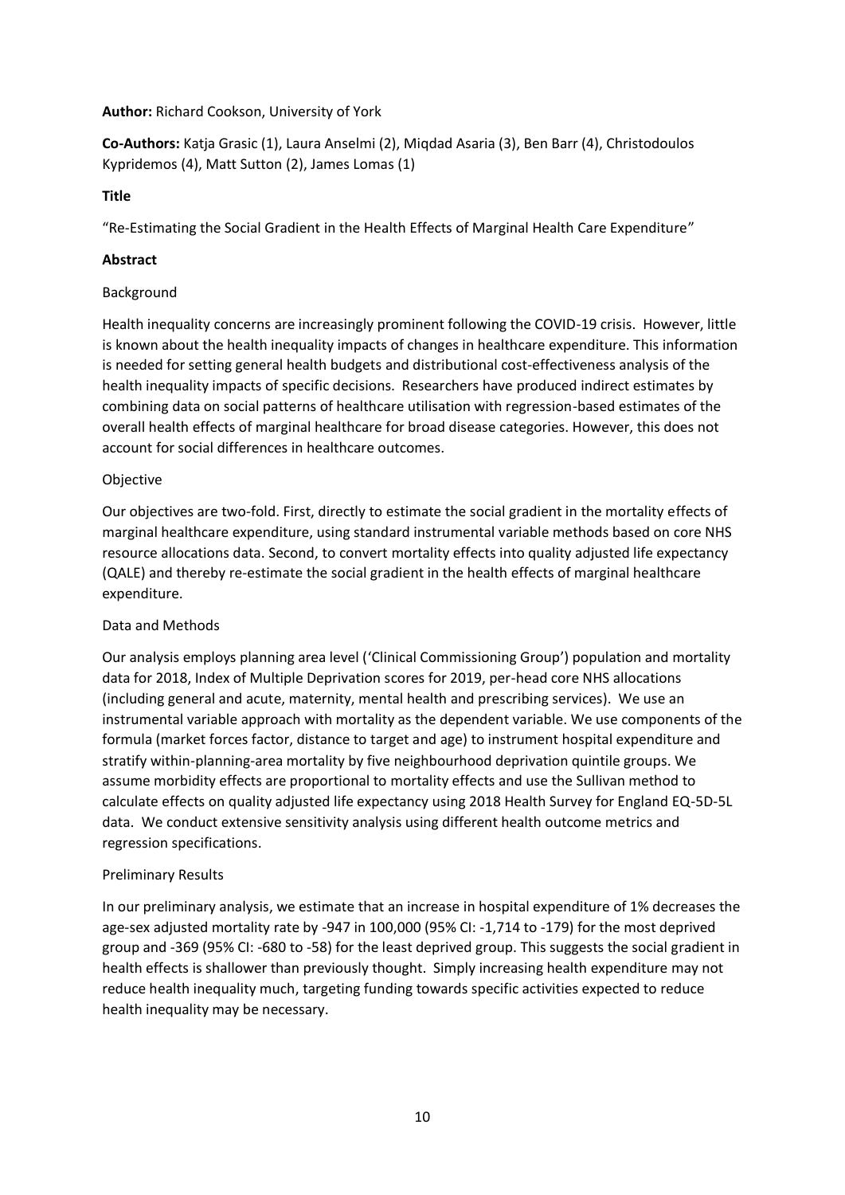**Author:** Richard Cookson, University of York

**Co-Authors:** Katja Grasic (1), Laura Anselmi (2), Miqdad Asaria (3), Ben Barr (4), Christodoulos Kypridemos (4), Matt Sutton (2), James Lomas (1)

**Title**

"Re-Estimating the Social Gradient in the Health Effects of Marginal Health Care Expenditure"

**Abstract**

Background

Health inequality concerns are increasingly prominent following the COVID-19 crisis. However, little is known about the health inequality impacts of changes in healthcare expenditure. This information is needed for setting general health budgets and distributional cost-effectiveness analysis of the health inequality impacts of specific decisions. Researchers have produced indirect estimates by combining data on social patterns of healthcare utilisation with regression-based estimates of the overall health effects of marginal healthcare for broad disease categories. However, this does not account for social differences in healthcare outcomes.

Objective

Our objectives are two-fold. First, directly to estimate the social gradient in the mortality effects of marginal healthcare expenditure, using standard instrumental variable methods based on core NHS resource allocations data. Second, to convert mortality effects into quality adjusted life expectancy (QALE) and thereby re-estimate the social gradient in the health effects of marginal healthcare expenditure.

Data and Methods

Our analysis employs planning area level ('Clinical Commissioning Group') population and mortality data for 2018, Index of Multiple Deprivation scores for 2019, per-head core NHS allocations (including general and acute, maternity, mental health and prescribing services). We use an instrumental variable approach with mortality as the dependent variable. We use components of the formula (market forces factor, distance to target and age) to instrument hospital expenditure and stratify within-planning-area mortality by five neighbourhood deprivation quintile groups. We assume morbidity effects are proportional to mortality effects and use the Sullivan method to calculate effects on quality adjusted life expectancy using 2018 Health Survey for England EQ-5D-5L data. We conduct extensive sensitivity analysis using different health outcome metrics and regression specifications.

Preliminary Results

In our preliminary analysis, we estimate that an increase in hospital expenditure of 1% decreases the age-sex adjusted mortality rate by -947 in 100,000 (95% CI: -1,714 to -179) for the most deprived group and -369 (95% CI: -680 to -58) for the least deprived group. This suggests the social gradient in health effects is shallower than previously thought. Simply increasing health expenditure may not reduce health inequality much, targeting funding towards specific activities expected to reduce health inequality may be necessary.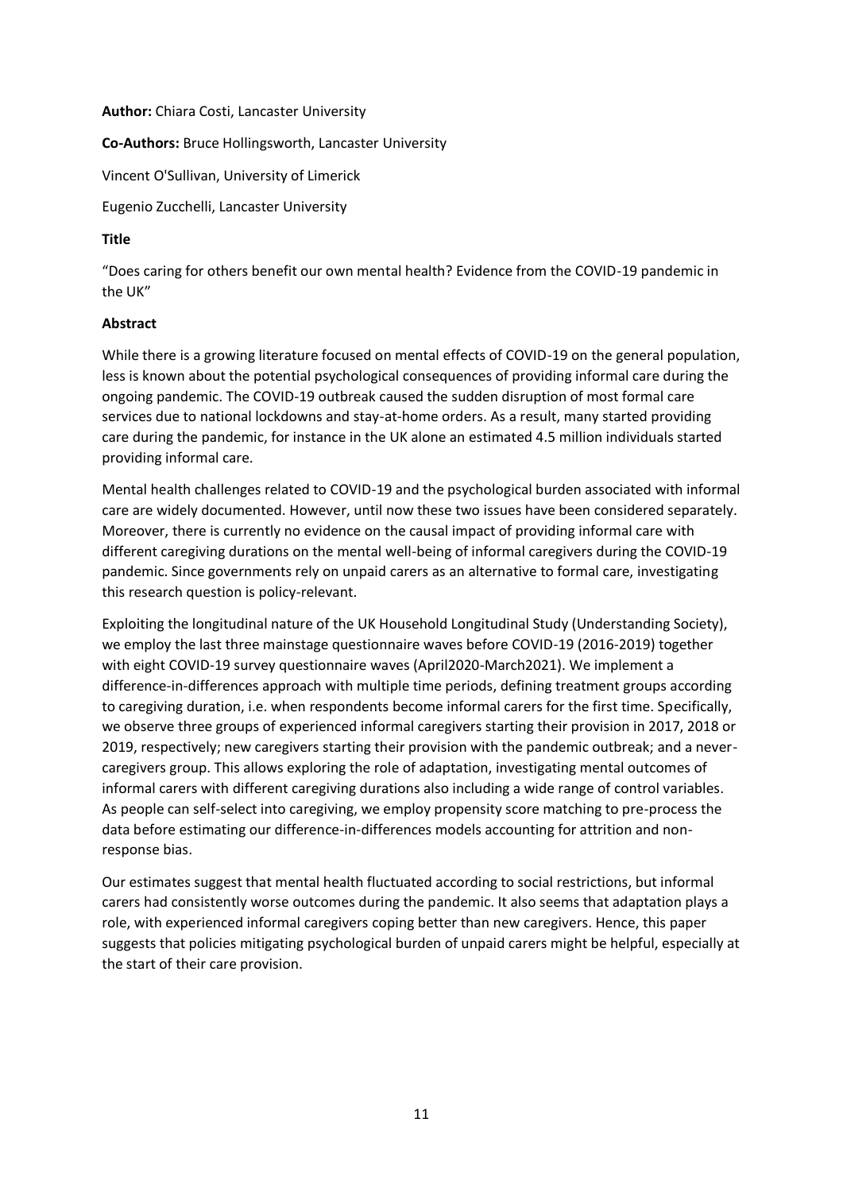**Author:** Chiara Costi, Lancaster University

**Co-Authors:** Bruce Hollingsworth, Lancaster University

Vincent O'Sullivan, University of Limerick

Eugenio Zucchelli, Lancaster University

**Title**

"Does caring for others benefit our own mental health? Evidence from the COVID-19 pandemic in the UK"

**Abstract**

While there is a growing literature focused on mental effects of COVID-19 on the general population, less is known about the potential psychological consequences of providing informal care during the ongoing pandemic. The COVID-19 outbreak caused the sudden disruption of most formal care services due to national lockdowns and stay-at-home orders. As a result, many started providing care during the pandemic, for instance in the UK alone an estimated 4.5 million individuals started providing informal care.

Mental health challenges related to COVID-19 and the psychological burden associated with informal care are widely documented. However, until now these two issues have been considered separately. Moreover, there is currently no evidence on the causal impact of providing informal care with different caregiving durations on the mental well-being of informal caregivers during the COVID-19 pandemic. Since governments rely on unpaid carers as an alternative to formal care, investigating this research question is policy-relevant.

Exploiting the longitudinal nature of the UK Household Longitudinal Study (Understanding Society), we employ the last three mainstage questionnaire waves before COVID-19 (2016-2019) together with eight COVID-19 survey questionnaire waves (April2020-March2021). We implement a difference-in-differences approach with multiple time periods, defining treatment groups according to caregiving duration, i.e. when respondents become informal carers for the first time. Specifically, we observe three groups of experienced informal caregivers starting their provision in 2017, 2018 or 2019, respectively; new caregivers starting their provision with the pandemic outbreak; and a never-caregivers group. This allows exploring the role of adaptation, investigating mental outcomes of informal carers with different caregiving durations also including a wide range of control variables. As people can self-select into caregiving, we employ propensity score matching to pre-process the data before estimating our difference-in-differences models accounting for attrition and non-response bias.

Our estimates suggest that mental health fluctuated according to social restrictions, but informal carers had consistently worse outcomes during the pandemic. It also seems that adaptation plays a role, with experienced informal caregivers coping better than new caregivers. Hence, this paper suggests that policies mitigating psychological burden of unpaid carers might be helpful, especially at the start of their care provision.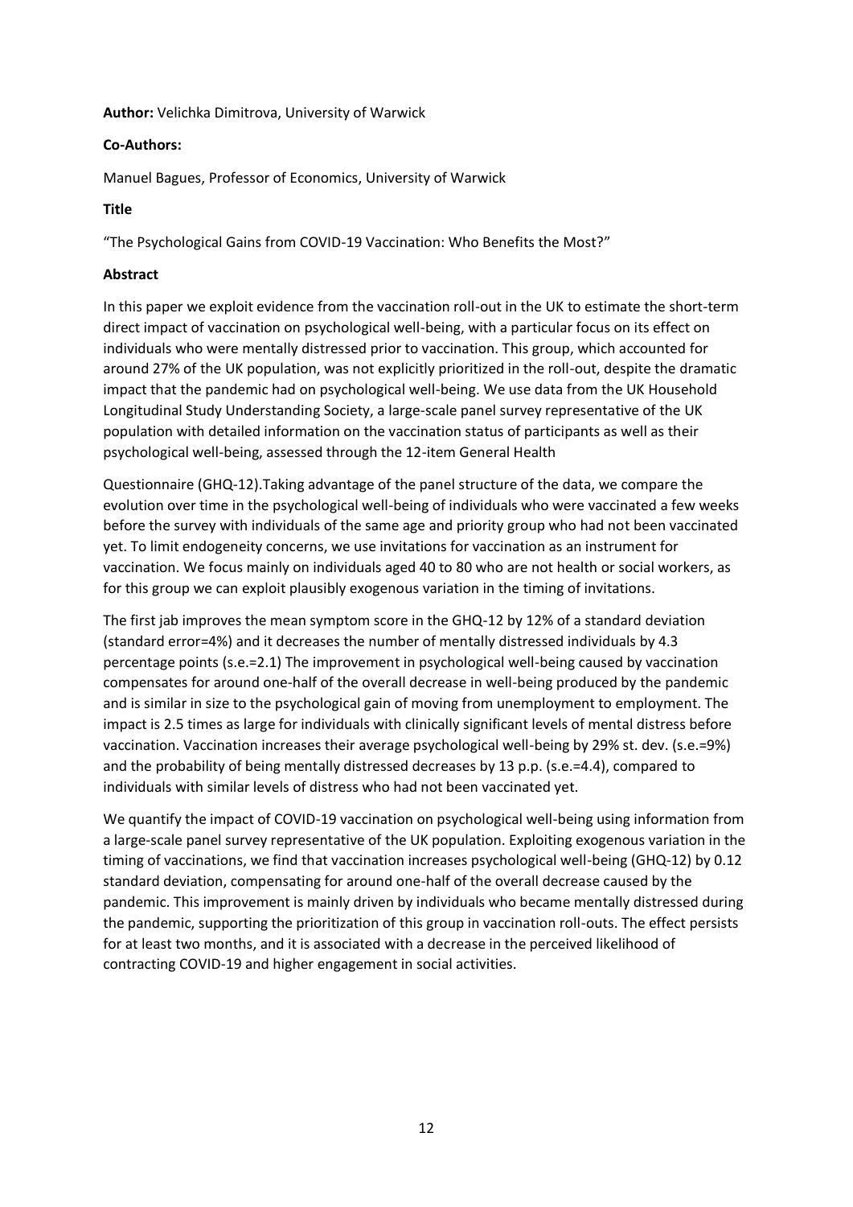**Author:** Velichka Dimitrova, University of Warwick

**Co-Authors:**

Manuel Bagues, Professor of Economics, University of Warwick

**Title**

“The Psychological Gains from COVID-19 Vaccination: Who Benefits the Most?”

**Abstract**

In this paper we exploit evidence from the vaccination roll-out in the UK to estimate the short-term direct impact of vaccination on psychological well-being, with a particular focus on its effect on individuals who were mentally distressed prior to vaccination. This group, which accounted for around 27% of the UK population, was not explicitly prioritized in the roll-out, despite the dramatic impact that the pandemic had on psychological well-being. We use data from the UK Household Longitudinal Study Understanding Society, a large-scale panel survey representative of the UK population with detailed information on the vaccination status of participants as well as their psychological well-being, assessed through the 12-item General Health

Questionnaire (GHQ-12).Taking advantage of the panel structure of the data, we compare the evolution over time in the psychological well-being of individuals who were vaccinated a few weeks before the survey with individuals of the same age and priority group who had not been vaccinated yet. To limit endogeneity concerns, we use invitations for vaccination as an instrument for vaccination. We focus mainly on individuals aged 40 to 80 who are not health or social workers, as for this group we can exploit plausibly exogenous variation in the timing of invitations.

The first jab improves the mean symptom score in the GHQ-12 by 12% of a standard deviation (standard error=4%) and it decreases the number of mentally distressed individuals by 4.3 percentage points (s.e.=2.1) The improvement in psychological well-being caused by vaccination compensates for around one-half of the overall decrease in well-being produced by the pandemic and is similar in size to the psychological gain of moving from unemployment to employment. The impact is 2.5 times as large for individuals with clinically significant levels of mental distress before vaccination. Vaccination increases their average psychological well-being by 29% st. dev. (s.e.=9%) and the probability of being mentally distressed decreases by 13 p.p. (s.e.=4.4), compared to individuals with similar levels of distress who had not been vaccinated yet.

We quantify the impact of COVID-19 vaccination on psychological well-being using information from a large-scale panel survey representative of the UK population. Exploiting exogenous variation in the timing of vaccinations, we find that vaccination increases psychological well-being (GHQ-12) by 0.12 standard deviation, compensating for around one-half of the overall decrease caused by the pandemic. This improvement is mainly driven by individuals who became mentally distressed during the pandemic, supporting the prioritization of this group in vaccination roll-outs. The effect persists for at least two months, and it is associated with a decrease in the perceived likelihood of contracting COVID-19 and higher engagement in social activities.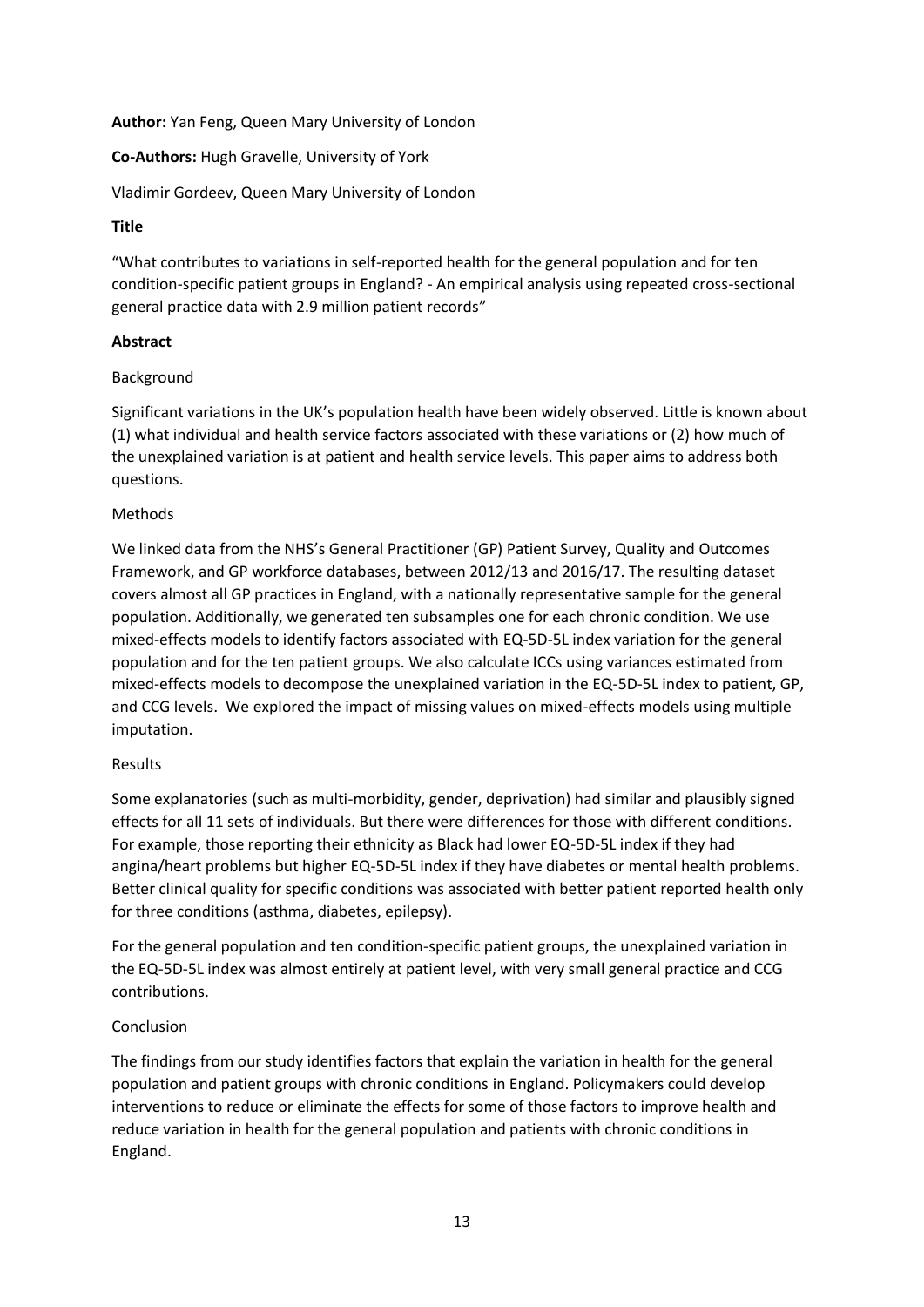**Author:** Yan Feng, Queen Mary University of London

**Co-Authors:** Hugh Gravelle, University of York

Vladimir Gordeev, Queen Mary University of London

**Title**

"What contributes to variations in self-reported health for the general population and for ten condition-specific patient groups in England? - An empirical analysis using repeated cross-sectional general practice data with 2.9 million patient records"

**Abstract**

Background

Significant variations in the UK's population health have been widely observed. Little is known about (1) what individual and health service factors associated with these variations or (2) how much of the unexplained variation is at patient and health service levels. This paper aims to address both questions.

Methods

We linked data from the NHS's General Practitioner (GP) Patient Survey, Quality and Outcomes Framework, and GP workforce databases, between 2012/13 and 2016/17. The resulting dataset covers almost all GP practices in England, with a nationally representative sample for the general population. Additionally, we generated ten subsamples one for each chronic condition. We use mixed-effects models to identify factors associated with EQ-5D-5L index variation for the general population and for the ten patient groups. We also calculate ICCs using variances estimated from mixed-effects models to decompose the unexplained variation in the EQ-5D-5L index to patient, GP, and CCG levels. We explored the impact of missing values on mixed-effects models using multiple imputation.

Results

Some explanatories (such as multi-morbidity, gender, deprivation) had similar and plausibly signed effects for all 11 sets of individuals. But there were differences for those with different conditions. For example, those reporting their ethnicity as Black had lower EQ-5D-5L index if they had angina/heart problems but higher EQ-5D-5L index if they have diabetes or mental health problems. Better clinical quality for specific conditions was associated with better patient reported health only for three conditions (asthma, diabetes, epilepsy).

For the general population and ten condition-specific patient groups, the unexplained variation in the EQ-5D-5L index was almost entirely at patient level, with very small general practice and CCG contributions.

Conclusion

The findings from our study identifies factors that explain the variation in health for the general population and patient groups with chronic conditions in England. Policymakers could develop interventions to reduce or eliminate the effects for some of those factors to improve health and reduce variation in health for the general population and patients with chronic conditions in England.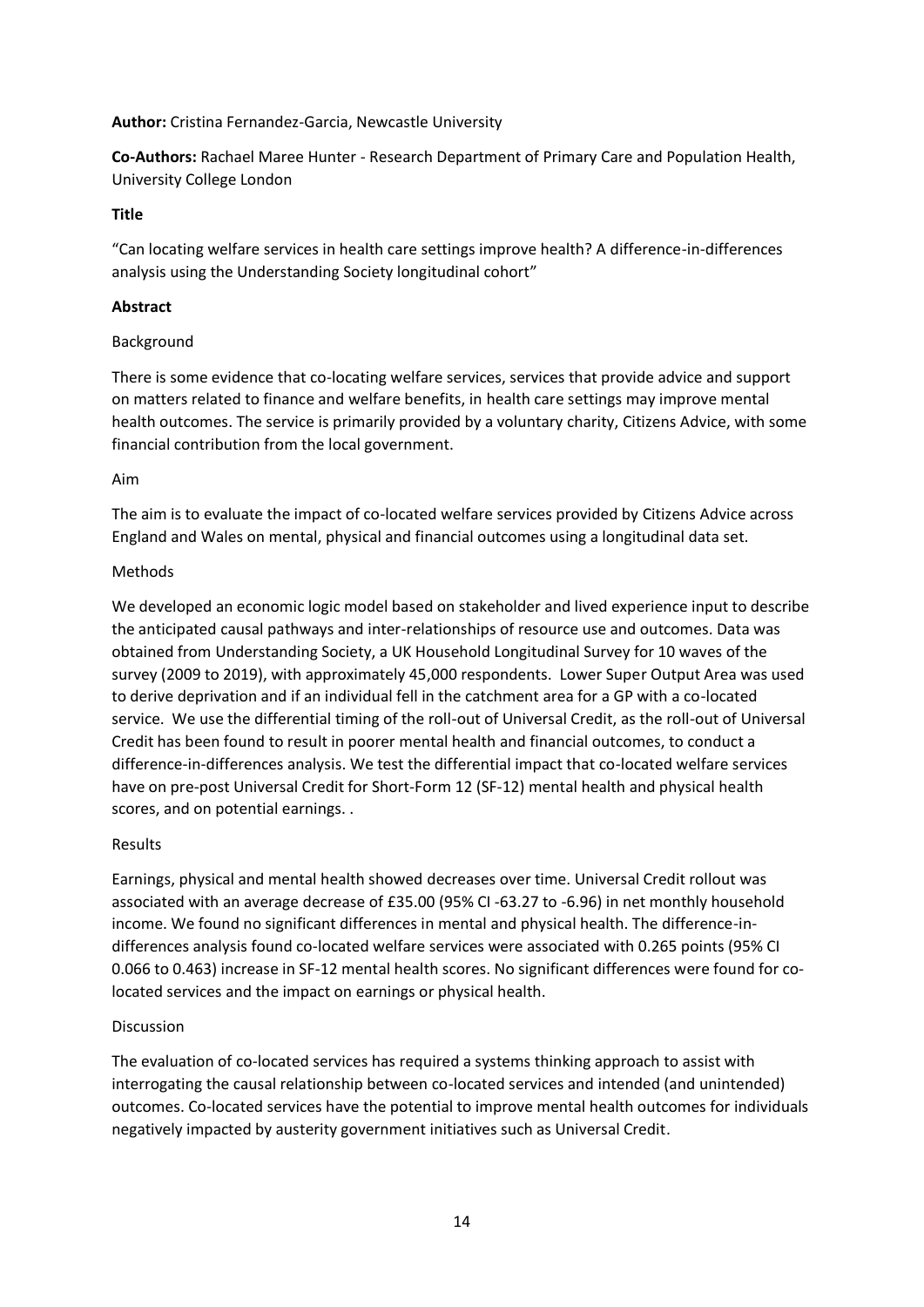**Author:** Cristina Fernandez-Garcia, Newcastle University

**Co-Authors:** Rachael Maree Hunter - Research Department of Primary Care and Population Health, University College London

**Title**

"Can locating welfare services in health care settings improve health? A difference-in-differences analysis using the Understanding Society longitudinal cohort"

**Abstract**

Background

There is some evidence that co-locating welfare services, services that provide advice and support on matters related to finance and welfare benefits, in health care settings may improve mental health outcomes. The service is primarily provided by a voluntary charity, Citizens Advice, with some financial contribution from the local government.

Aim

The aim is to evaluate the impact of co-located welfare services provided by Citizens Advice across England and Wales on mental, physical and financial outcomes using a longitudinal data set.

Methods

We developed an economic logic model based on stakeholder and lived experience input to describe the anticipated causal pathways and inter-relationships of resource use and outcomes. Data was obtained from Understanding Society, a UK Household Longitudinal Survey for 10 waves of the survey (2009 to 2019), with approximately 45,000 respondents. Lower Super Output Area was used to derive deprivation and if an individual fell in the catchment area for a GP with a co-located service. We use the differential timing of the roll-out of Universal Credit, as the roll-out of Universal Credit has been found to result in poorer mental health and financial outcomes, to conduct a difference-in-differences analysis. We test the differential impact that co-located welfare services have on pre-post Universal Credit for Short-Form 12 (SF-12) mental health and physical health scores, and on potential earnings. .

Results

Earnings, physical and mental health showed decreases over time. Universal Credit rollout was associated with an average decrease of £35.00 (95% CI -63.27 to -6.96) in net monthly household income. We found no significant differences in mental and physical health. The difference-in-differences analysis found co-located welfare services were associated with 0.265 points (95% CI 0.066 to 0.463) increase in SF-12 mental health scores. No significant differences were found for co-located services and the impact on earnings or physical health.

Discussion

The evaluation of co-located services has required a systems thinking approach to assist with interrogating the causal relationship between co-located services and intended (and unintended) outcomes. Co-located services have the potential to improve mental health outcomes for individuals negatively impacted by austerity government initiatives such as Universal Credit.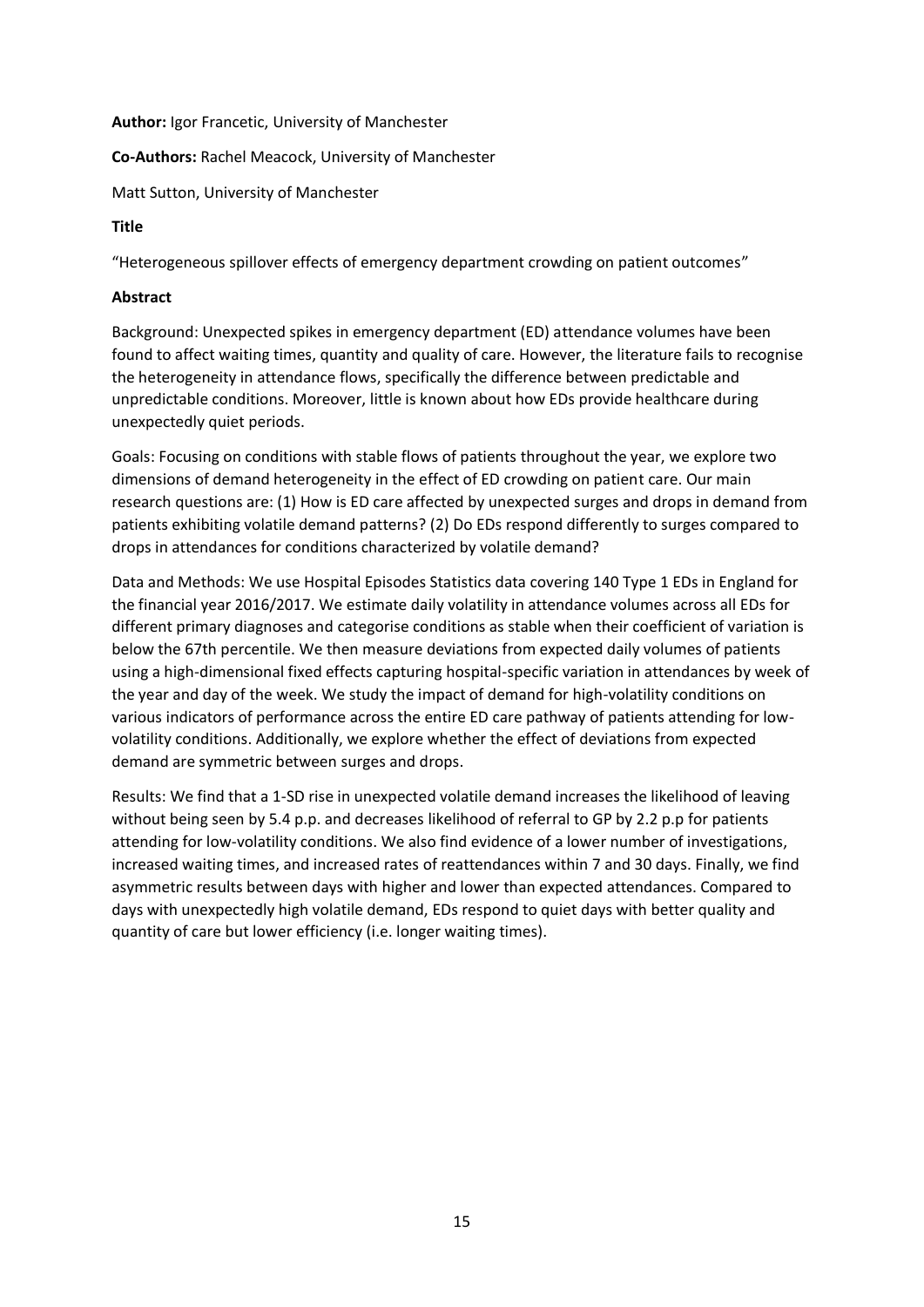**Author:** Igor Francetic, University of Manchester

**Co-Authors:** Rachel Meacock, University of Manchester

Matt Sutton, University of Manchester

**Title**

"Heterogeneous spillover effects of emergency department crowding on patient outcomes"

**Abstract**

Background: Unexpected spikes in emergency department (ED) attendance volumes have been found to affect waiting times, quantity and quality of care. However, the literature fails to recognise the heterogeneity in attendance flows, specifically the difference between predictable and unpredictable conditions. Moreover, little is known about how EDs provide healthcare during unexpectedly quiet periods.

Goals: Focusing on conditions with stable flows of patients throughout the year, we explore two dimensions of demand heterogeneity in the effect of ED crowding on patient care. Our main research questions are: (1) How is ED care affected by unexpected surges and drops in demand from patients exhibiting volatile demand patterns? (2) Do EDs respond differently to surges compared to drops in attendances for conditions characterized by volatile demand?

Data and Methods: We use Hospital Episodes Statistics data covering 140 Type 1 EDs in England for the financial year 2016/2017. We estimate daily volatility in attendance volumes across all EDs for different primary diagnoses and categorise conditions as stable when their coefficient of variation is below the 67th percentile. We then measure deviations from expected daily volumes of patients using a high-dimensional fixed effects capturing hospital-specific variation in attendances by week of the year and day of the week. We study the impact of demand for high-volatility conditions on various indicators of performance across the entire ED care pathway of patients attending for low-volatility conditions. Additionally, we explore whether the effect of deviations from expected demand are symmetric between surges and drops.

Results: We find that a 1-SD rise in unexpected volatile demand increases the likelihood of leaving without being seen by 5.4 p.p. and decreases likelihood of referral to GP by 2.2 p.p for patients attending for low-volatility conditions. We also find evidence of a lower number of investigations, increased waiting times, and increased rates of reattendances within 7 and 30 days. Finally, we find asymmetric results between days with higher and lower than expected attendances. Compared to days with unexpectedly high volatile demand, EDs respond to quiet days with better quality and quantity of care but lower efficiency (i.e. longer waiting times).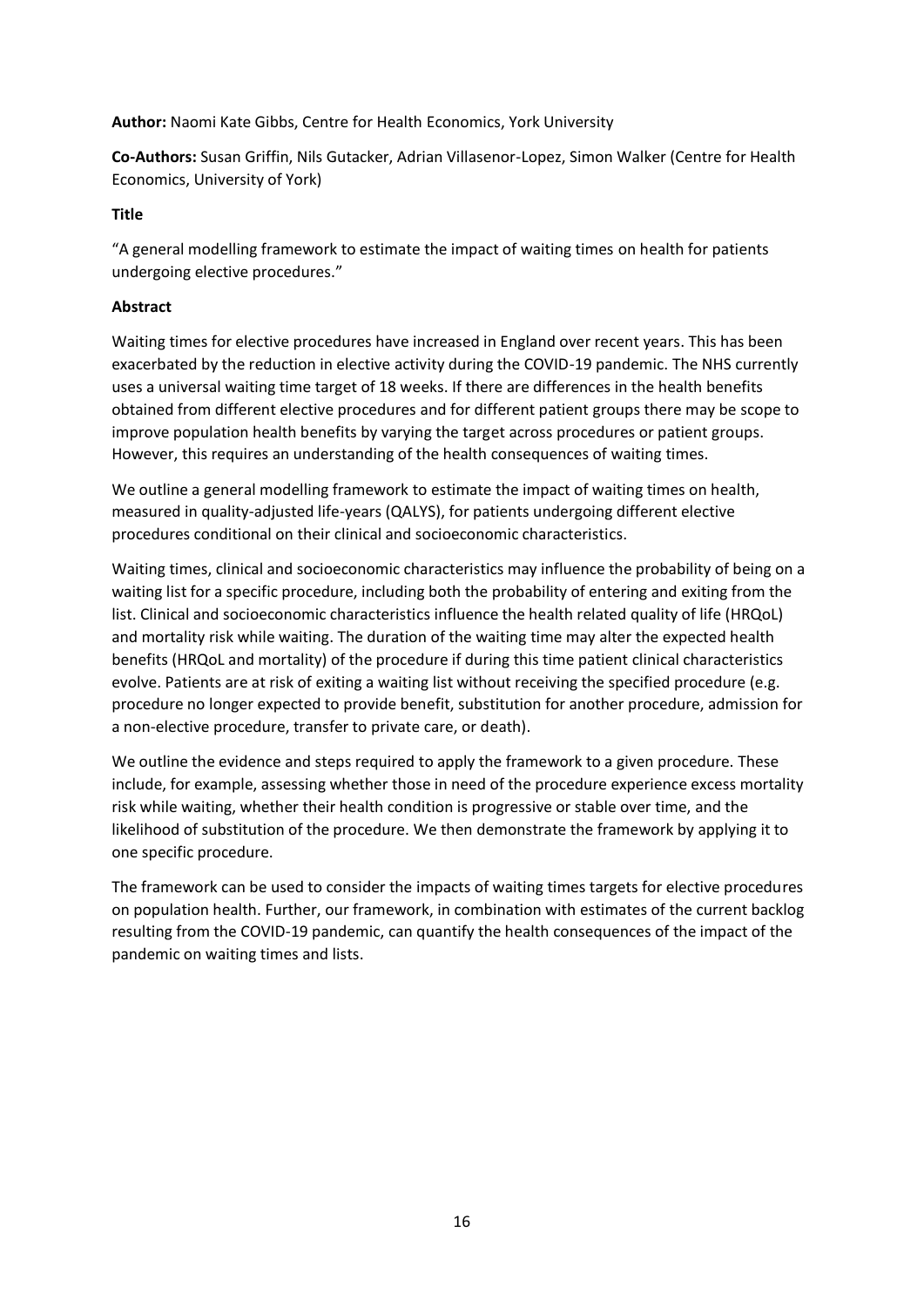**Author:** Naomi Kate Gibbs, Centre for Health Economics, York University

**Co-Authors:** Susan Griffin, Nils Gutacker, Adrian Villasenor-Lopez, Simon Walker (Centre for Health Economics, University of York)

**Title**

"A general modelling framework to estimate the impact of waiting times on health for patients undergoing elective procedures."

**Abstract**

Waiting times for elective procedures have increased in England over recent years. This has been exacerbated by the reduction in elective activity during the COVID-19 pandemic. The NHS currently uses a universal waiting time target of 18 weeks. If there are differences in the health benefits obtained from different elective procedures and for different patient groups there may be scope to improve population health benefits by varying the target across procedures or patient groups. However, this requires an understanding of the health consequences of waiting times.

We outline a general modelling framework to estimate the impact of waiting times on health, measured in quality-adjusted life-years (QALYS), for patients undergoing different elective procedures conditional on their clinical and socioeconomic characteristics.

Waiting times, clinical and socioeconomic characteristics may influence the probability of being on a waiting list for a specific procedure, including both the probability of entering and exiting from the list. Clinical and socioeconomic characteristics influence the health related quality of life (HRQoL) and mortality risk while waiting. The duration of the waiting time may alter the expected health benefits (HRQoL and mortality) of the procedure if during this time patient clinical characteristics evolve. Patients are at risk of exiting a waiting list without receiving the specified procedure (e.g. procedure no longer expected to provide benefit, substitution for another procedure, admission for a non-elective procedure, transfer to private care, or death).

We outline the evidence and steps required to apply the framework to a given procedure. These include, for example, assessing whether those in need of the procedure experience excess mortality risk while waiting, whether their health condition is progressive or stable over time, and the likelihood of substitution of the procedure. We then demonstrate the framework by applying it to one specific procedure.

The framework can be used to consider the impacts of waiting times targets for elective procedures on population health. Further, our framework, in combination with estimates of the current backlog resulting from the COVID-19 pandemic, can quantify the health consequences of the impact of the pandemic on waiting times and lists.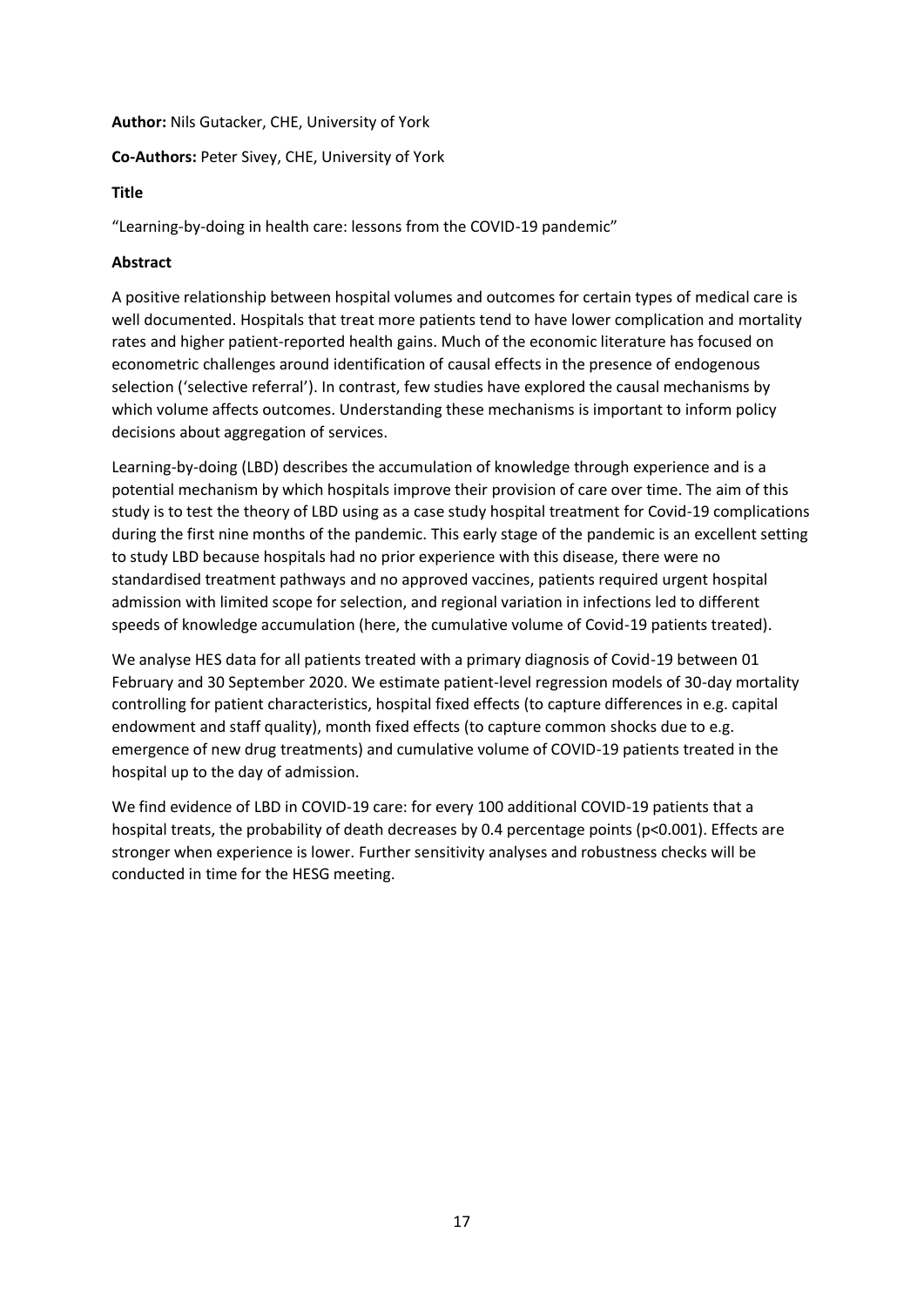**Author:** Nils Gutacker, CHE, University of York

**Co-Authors:** Peter Sivey, CHE, University of York

**Title**

"Learning-by-doing in health care: lessons from the COVID-19 pandemic"

**Abstract**

A positive relationship between hospital volumes and outcomes for certain types of medical care is well documented. Hospitals that treat more patients tend to have lower complication and mortality rates and higher patient-reported health gains. Much of the economic literature has focused on econometric challenges around identification of causal effects in the presence of endogenous selection ('selective referral'). In contrast, few studies have explored the causal mechanisms by which volume affects outcomes. Understanding these mechanisms is important to inform policy decisions about aggregation of services.

Learning-by-doing (LBD) describes the accumulation of knowledge through experience and is a potential mechanism by which hospitals improve their provision of care over time. The aim of this study is to test the theory of LBD using as a case study hospital treatment for Covid-19 complications during the first nine months of the pandemic. This early stage of the pandemic is an excellent setting to study LBD because hospitals had no prior experience with this disease, there were no standardised treatment pathways and no approved vaccines, patients required urgent hospital admission with limited scope for selection, and regional variation in infections led to different speeds of knowledge accumulation (here, the cumulative volume of Covid-19 patients treated).

We analyse HES data for all patients treated with a primary diagnosis of Covid-19 between 01 February and 30 September 2020. We estimate patient-level regression models of 30-day mortality controlling for patient characteristics, hospital fixed effects (to capture differences in e.g. capital endowment and staff quality), month fixed effects (to capture common shocks due to e.g. emergence of new drug treatments) and cumulative volume of COVID-19 patients treated in the hospital up to the day of admission.

We find evidence of LBD in COVID-19 care: for every 100 additional COVID-19 patients that a hospital treats, the probability of death decreases by 0.4 percentage points ($p<0.001$). Effects are stronger when experience is lower. Further sensitivity analyses and robustness checks will be conducted in time for the HESG meeting.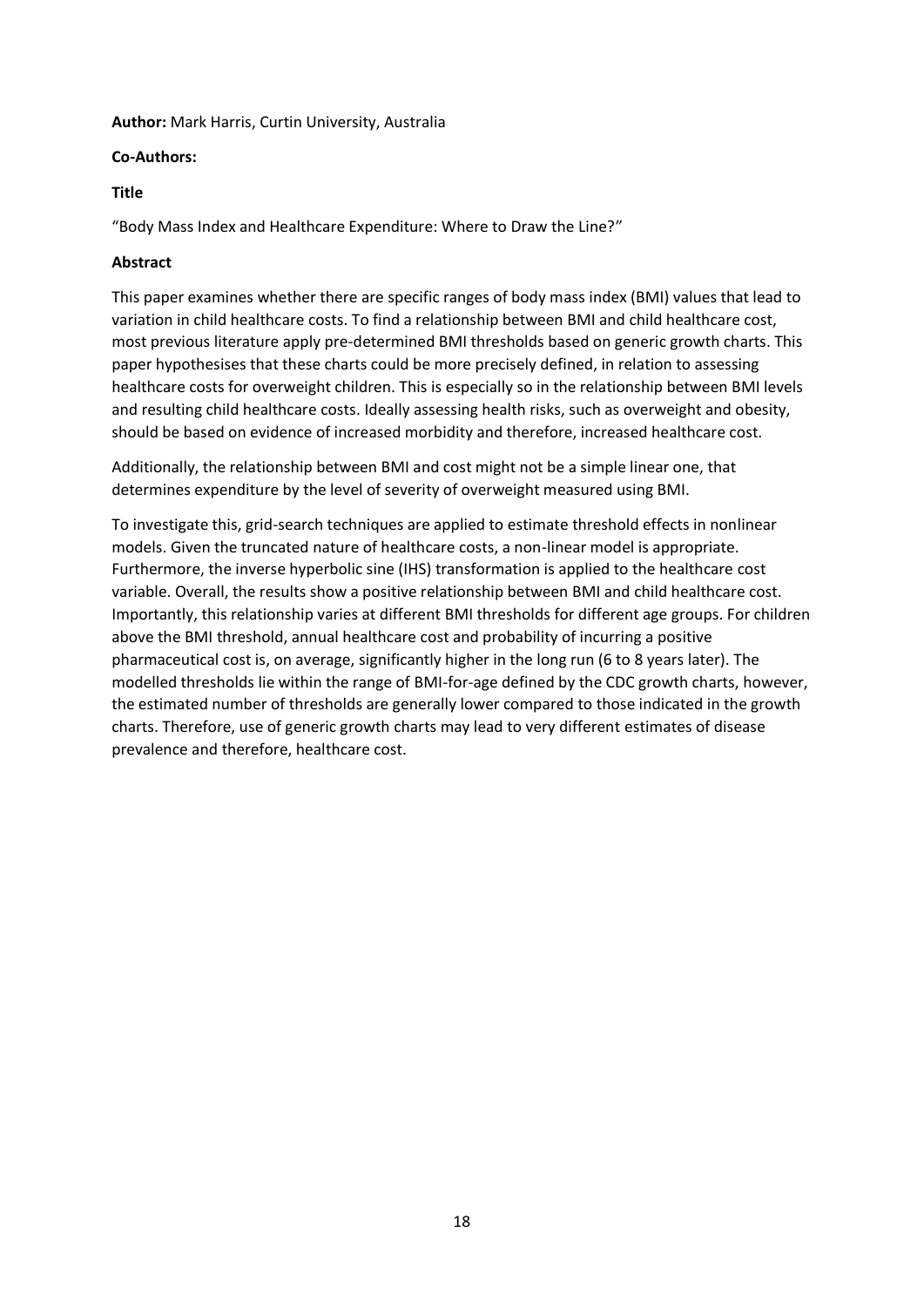**Author:** Mark Harris, Curtin University, Australia

**Co-Authors:**

**Title**

"Body Mass Index and Healthcare Expenditure: Where to Draw the Line?"

**Abstract**

This paper examines whether there are specific ranges of body mass index (BMI) values that lead to variation in child healthcare costs. To find a relationship between BMI and child healthcare cost, most previous literature apply pre-determined BMI thresholds based on generic growth charts. This paper hypothesises that these charts could be more precisely defined, in relation to assessing healthcare costs for overweight children. This is especially so in the relationship between BMI levels and resulting child healthcare costs. Ideally assessing health risks, such as overweight and obesity, should be based on evidence of increased morbidity and therefore, increased healthcare cost.

Additionally, the relationship between BMI and cost might not be a simple linear one, that determines expenditure by the level of severity of overweight measured using BMI.

To investigate this, grid-search techniques are applied to estimate threshold effects in nonlinear models. Given the truncated nature of healthcare costs, a non-linear model is appropriate. Furthermore, the inverse hyperbolic sine (IHS) transformation is applied to the healthcare cost variable. Overall, the results show a positive relationship between BMI and child healthcare cost. Importantly, this relationship varies at different BMI thresholds for different age groups. For children above the BMI threshold, annual healthcare cost and probability of incurring a positive pharmaceutical cost is, on average, significantly higher in the long run (6 to 8 years later). The modelled thresholds lie within the range of BMI-for-age defined by the CDC growth charts, however, the estimated number of thresholds are generally lower compared to those indicated in the growth charts. Therefore, use of generic growth charts may lead to very different estimates of disease prevalence and therefore, healthcare cost.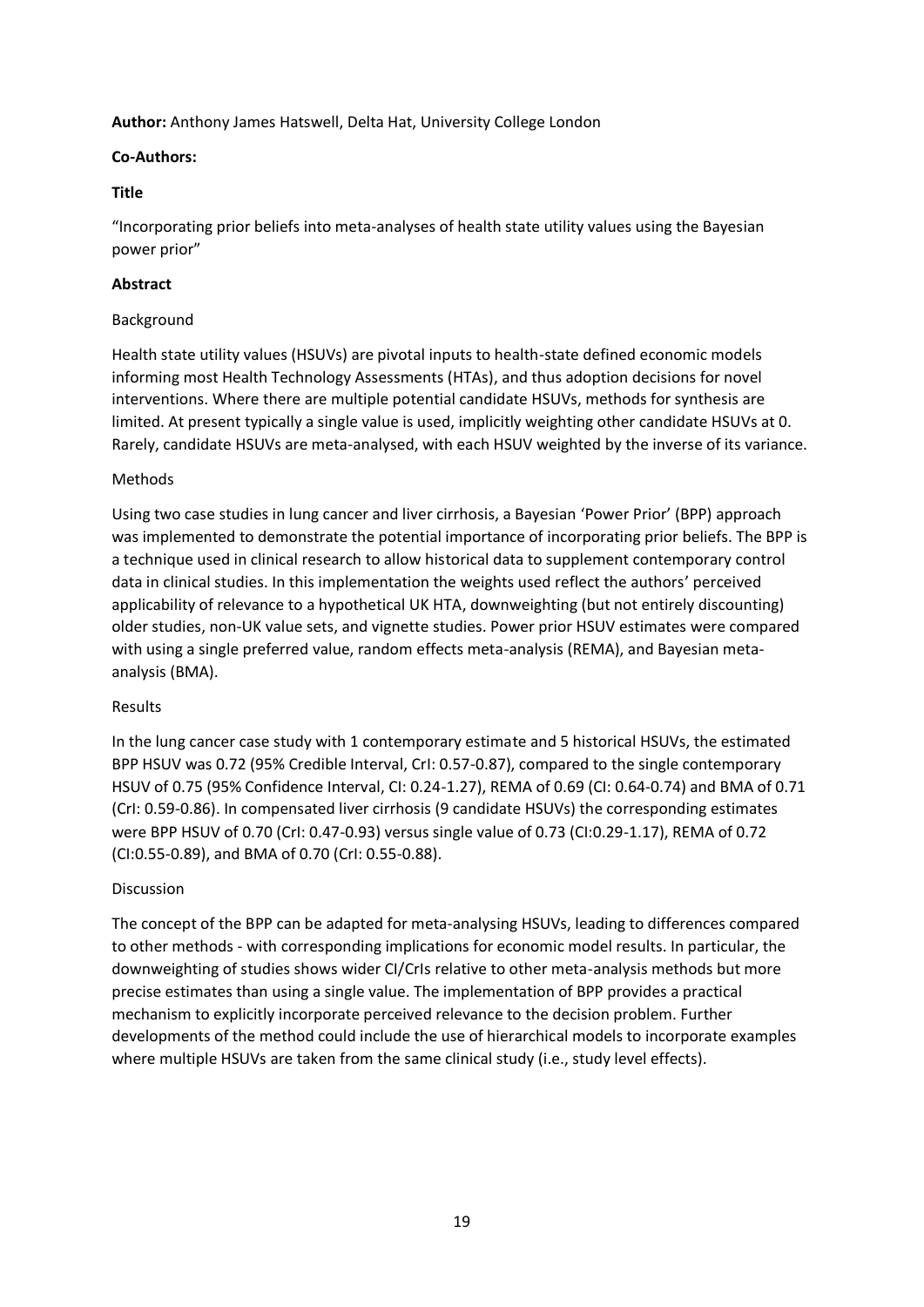**Author:** Anthony James Hatswell, Delta Hat, University College London

**Co-Authors:**

**Title**

"Incorporating prior beliefs into meta-analyses of health state utility values using the Bayesian power prior"

**Abstract**

Background

Health state utility values (HSUVs) are pivotal inputs to health-state defined economic models informing most Health Technology Assessments (HTAs), and thus adoption decisions for novel interventions. Where there are multiple potential candidate HSUVs, methods for synthesis are limited. At present typically a single value is used, implicitly weighting other candidate HSUVs at 0. Rarely, candidate HSUVs are meta-analysed, with each HSUV weighted by the inverse of its variance.

Methods

Using two case studies in lung cancer and liver cirrhosis, a Bayesian 'Power Prior' (BPP) approach was implemented to demonstrate the potential importance of incorporating prior beliefs. The BPP is a technique used in clinical research to allow historical data to supplement contemporary control data in clinical studies. In this implementation the weights used reflect the authors' perceived applicability of relevance to a hypothetical UK HTA, downweighting (but not entirely discounting) older studies, non-UK value sets, and vignette studies. Power prior HSUV estimates were compared with using a single preferred value, random effects meta-analysis (REMA), and Bayesian meta-analysis (BMA).

Results

In the lung cancer case study with 1 contemporary estimate and 5 historical HSUVs, the estimated BPP HSUV was 0.72 (95% Credible Interval, CrI: 0.57-0.87), compared to the single contemporary HSUV of 0.75 (95% Confidence Interval, CI: 0.24-1.27), REMA of 0.69 (CI: 0.64-0.74) and BMA of 0.71 (CrI: 0.59-0.86). In compensated liver cirrhosis (9 candidate HSUVs) the corresponding estimates were BPP HSUV of 0.70 (CrI: 0.47-0.93) versus single value of 0.73 (CI:0.29-1.17), REMA of 0.72 (CI:0.55-0.89), and BMA of 0.70 (CrI: 0.55-0.88).

Discussion

The concept of the BPP can be adapted for meta-analysing HSUVs, leading to differences compared to other methods - with corresponding implications for economic model results. In particular, the downweighting of studies shows wider CI/CrIs relative to other meta-analysis methods but more precise estimates than using a single value. The implementation of BPP provides a practical mechanism to explicitly incorporate perceived relevance to the decision problem. Further developments of the method could include the use of hierarchical models to incorporate examples where multiple HSUVs are taken from the same clinical study (i.e., study level effects).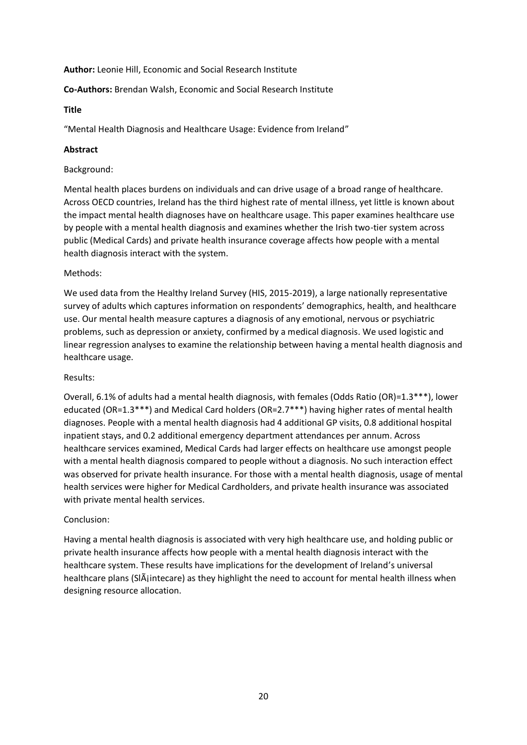**Author:** Leonie Hill, Economic and Social Research Institute

**Co-Authors:** Brendan Walsh, Economic and Social Research Institute

**Title**

"Mental Health Diagnosis and Healthcare Usage: Evidence from Ireland"

**Abstract**

Background:

Mental health places burdens on individuals and can drive usage of a broad range of healthcare. Across OECD countries, Ireland has the third highest rate of mental illness, yet little is known about the impact mental health diagnoses have on healthcare usage. This paper examines healthcare use by people with a mental health diagnosis and examines whether the Irish two-tier system across public (Medical Cards) and private health insurance coverage affects how people with a mental health diagnosis interact with the system.

Methods:

We used data from the Healthy Ireland Survey (HIS, 2015-2019), a large nationally representative survey of adults which captures information on respondents' demographics, health, and healthcare use. Our mental health measure captures a diagnosis of any emotional, nervous or psychiatric problems, such as depression or anxiety, confirmed by a medical diagnosis. We used logistic and linear regression analyses to examine the relationship between having a mental health diagnosis and healthcare usage.

Results:

Overall, 6.1% of adults had a mental health diagnosis, with females (Odds Ratio (OR)=1.3***), lower educated (OR=1.3***) and Medical Card holders (OR=2.7***) having higher rates of mental health diagnoses. People with a mental health diagnosis had 4 additional GP visits, 0.8 additional hospital inpatient stays, and 0.2 additional emergency department attendances per annum. Across healthcare services examined, Medical Cards had larger effects on healthcare use amongst people with a mental health diagnosis compared to people without a diagnosis. No such interaction effect was observed for private health insurance. For those with a mental health diagnosis, usage of mental health services were higher for Medical Cardholders, and private health insurance was associated with private mental health services.

Conclusion:

Having a mental health diagnosis is associated with very high healthcare use, and holding public or private health insurance affects how people with a mental health diagnosis interact with the healthcare system. These results have implications for the development of Ireland's universal healthcare plans (SlÃ¡intecare) as they highlight the need to account for mental health illness when designing resource allocation.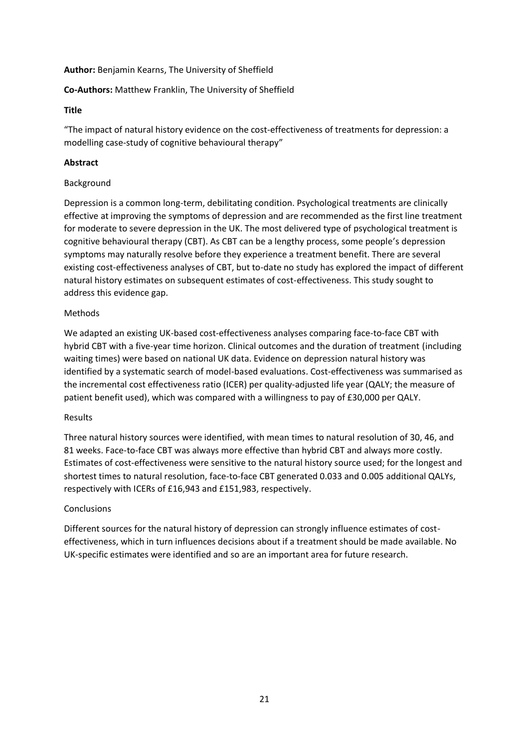**Author:** Benjamin Kearns, The University of Sheffield

**Co-Authors:** Matthew Franklin, The University of Sheffield

**Title**

"The impact of natural history evidence on the cost-effectiveness of treatments for depression: a modelling case-study of cognitive behavioural therapy"

**Abstract**

Background

Depression is a common long-term, debilitating condition. Psychological treatments are clinically effective at improving the symptoms of depression and are recommended as the first line treatment for moderate to severe depression in the UK. The most delivered type of psychological treatment is cognitive behavioural therapy (CBT). As CBT can be a lengthy process, some people's depression symptoms may naturally resolve before they experience a treatment benefit. There are several existing cost-effectiveness analyses of CBT, but to-date no study has explored the impact of different natural history estimates on subsequent estimates of cost-effectiveness. This study sought to address this evidence gap.

Methods

We adapted an existing UK-based cost-effectiveness analyses comparing face-to-face CBT with hybrid CBT with a five-year time horizon. Clinical outcomes and the duration of treatment (including waiting times) were based on national UK data. Evidence on depression natural history was identified by a systematic search of model-based evaluations. Cost-effectiveness was summarised as the incremental cost effectiveness ratio (ICER) per quality-adjusted life year (QALY; the measure of patient benefit used), which was compared with a willingness to pay of £30,000 per QALY.

Results

Three natural history sources were identified, with mean times to natural resolution of 30, 46, and 81 weeks. Face-to-face CBT was always more effective than hybrid CBT and always more costly. Estimates of cost-effectiveness were sensitive to the natural history source used; for the longest and shortest times to natural resolution, face-to-face CBT generated 0.033 and 0.005 additional QALYs, respectively with ICERs of £16,943 and £151,983, respectively.

Conclusions

Different sources for the natural history of depression can strongly influence estimates of cost-effectiveness, which in turn influences decisions about if a treatment should be made available. No UK-specific estimates were identified and so are an important area for future research.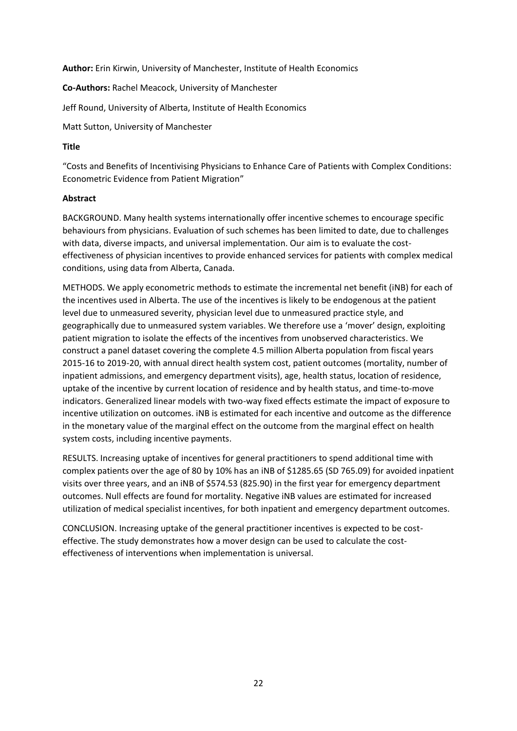**Author:** Erin Kirwin, University of Manchester, Institute of Health Economics

**Co-Authors:** Rachel Meacock, University of Manchester

Jeff Round, University of Alberta, Institute of Health Economics

Matt Sutton, University of Manchester

**Title**

"Costs and Benefits of Incentivising Physicians to Enhance Care of Patients with Complex Conditions: Econometric Evidence from Patient Migration"

**Abstract**

BACKGROUND. Many health systems internationally offer incentive schemes to encourage specific behaviours from physicians. Evaluation of such schemes has been limited to date, due to challenges with data, diverse impacts, and universal implementation. Our aim is to evaluate the cost-effectiveness of physician incentives to provide enhanced services for patients with complex medical conditions, using data from Alberta, Canada.

METHODS. We apply econometric methods to estimate the incremental net benefit (iNB) for each of the incentives used in Alberta. The use of the incentives is likely to be endogenous at the patient level due to unmeasured severity, physician level due to unmeasured practice style, and geographically due to unmeasured system variables. We therefore use a 'mover' design, exploiting patient migration to isolate the effects of the incentives from unobserved characteristics. We construct a panel dataset covering the complete 4.5 million Alberta population from fiscal years 2015-16 to 2019-20, with annual direct health system cost, patient outcomes (mortality, number of inpatient admissions, and emergency department visits), age, health status, location of residence, uptake of the incentive by current location of residence and by health status, and time-to-move indicators. Generalized linear models with two-way fixed effects estimate the impact of exposure to incentive utilization on outcomes. iNB is estimated for each incentive and outcome as the difference in the monetary value of the marginal effect on the outcome from the marginal effect on health system costs, including incentive payments.

RESULTS. Increasing uptake of incentives for general practitioners to spend additional time with complex patients over the age of 80 by 10% has an iNB of $1285.65 (SD 765.09) for avoided inpatient visits over three years, and an iNB of $574.53 (825.90) in the first year for emergency department outcomes. Null effects are found for mortality. Negative iNB values are estimated for increased utilization of medical specialist incentives, for both inpatient and emergency department outcomes.

CONCLUSION. Increasing uptake of the general practitioner incentives is expected to be cost-effective. The study demonstrates how a mover design can be used to calculate the cost-effectiveness of interventions when implementation is universal.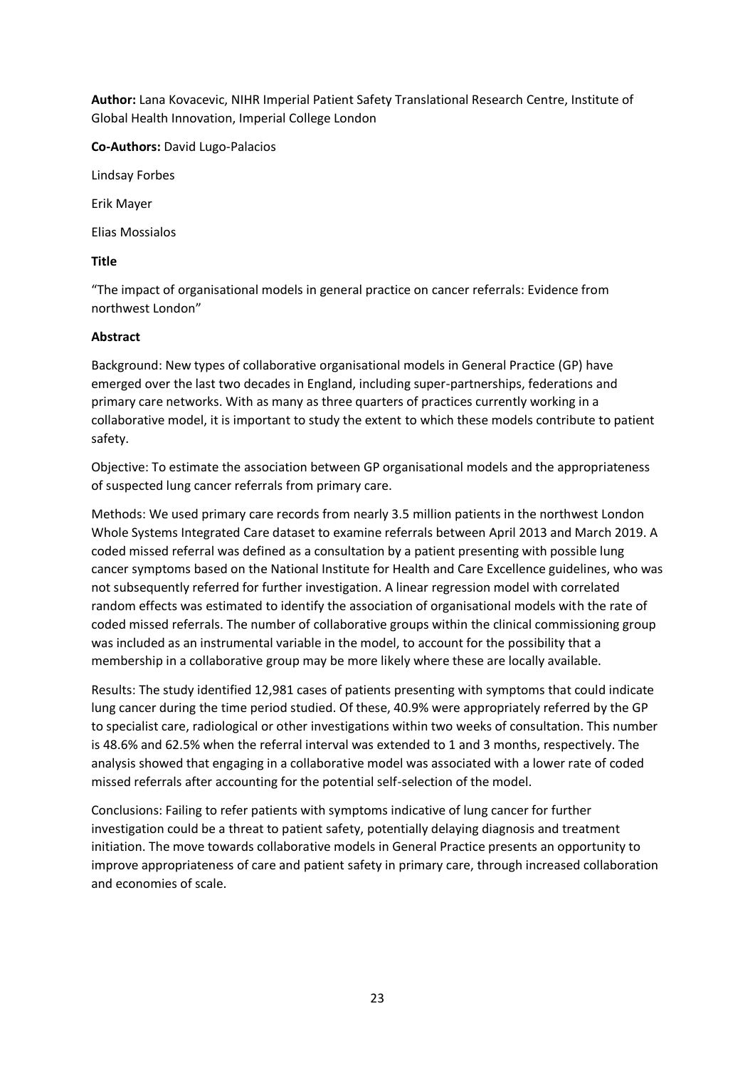**Author:** Lana Kovacevic, NIHR Imperial Patient Safety Translational Research Centre, Institute of Global Health Innovation, Imperial College London

**Co-Authors:** David Lugo-Palacios

Lindsay Forbes

Erik Mayer

Elias Mossialos

**Title**

"The impact of organisational models in general practice on cancer referrals: Evidence from northwest London"

**Abstract**

Background: New types of collaborative organisational models in General Practice (GP) have emerged over the last two decades in England, including super-partnerships, federations and primary care networks. With as many as three quarters of practices currently working in a collaborative model, it is important to study the extent to which these models contribute to patient safety.

Objective: To estimate the association between GP organisational models and the appropriateness of suspected lung cancer referrals from primary care.

Methods: We used primary care records from nearly 3.5 million patients in the northwest London Whole Systems Integrated Care dataset to examine referrals between April 2013 and March 2019. A coded missed referral was defined as a consultation by a patient presenting with possible lung cancer symptoms based on the National Institute for Health and Care Excellence guidelines, who was not subsequently referred for further investigation. A linear regression model with correlated random effects was estimated to identify the association of organisational models with the rate of coded missed referrals. The number of collaborative groups within the clinical commissioning group was included as an instrumental variable in the model, to account for the possibility that a membership in a collaborative group may be more likely where these are locally available.

Results: The study identified 12,981 cases of patients presenting with symptoms that could indicate lung cancer during the time period studied. Of these, 40.9% were appropriately referred by the GP to specialist care, radiological or other investigations within two weeks of consultation. This number is 48.6% and 62.5% when the referral interval was extended to 1 and 3 months, respectively. The analysis showed that engaging in a collaborative model was associated with a lower rate of coded missed referrals after accounting for the potential self-selection of the model.

Conclusions: Failing to refer patients with symptoms indicative of lung cancer for further investigation could be a threat to patient safety, potentially delaying diagnosis and treatment initiation. The move towards collaborative models in General Practice presents an opportunity to improve appropriateness of care and patient safety in primary care, through increased collaboration and economies of scale.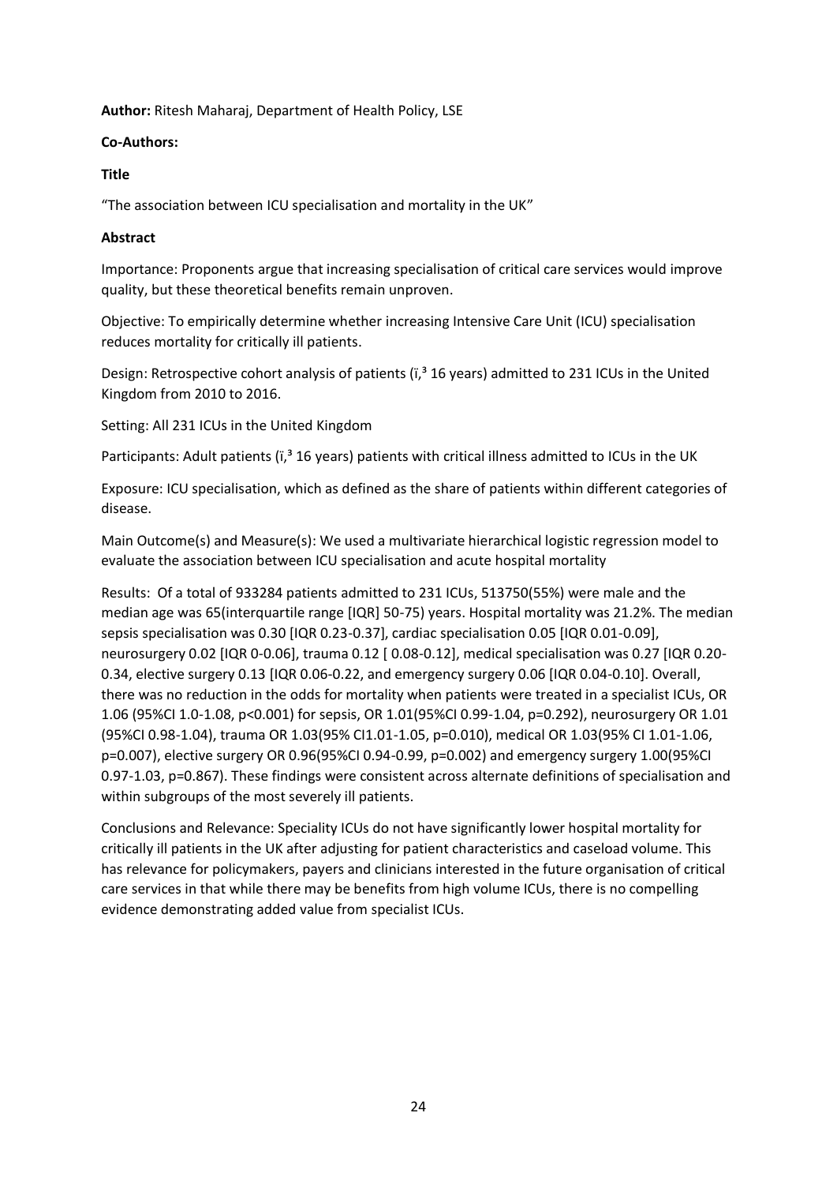**Author:** Ritesh Maharaj, Department of Health Policy, LSE

**Co-Authors:**

**Title**

"The association between ICU specialisation and mortality in the UK"

**Abstract**

Importance: Proponents argue that increasing specialisation of critical care services would improve quality, but these theoretical benefits remain unproven.

Objective: To empirically determine whether increasing Intensive Care Unit (ICU) specialisation reduces mortality for critically ill patients.

Design: Retrospective cohort analysis of patients (ï,³ 16 years) admitted to 231 ICUs in the United Kingdom from 2010 to 2016.

Setting: All 231 ICUs in the United Kingdom

Participants: Adult patients (ï,³ 16 years) patients with critical illness admitted to ICUs in the UK

Exposure: ICU specialisation, which as defined as the share of patients within different categories of disease.

Main Outcome(s) and Measure(s): We used a multivariate hierarchical logistic regression model to evaluate the association between ICU specialisation and acute hospital mortality

Results: Of a total of 933284 patients admitted to 231 ICUs, 513750(55%) were male and the median age was 65(interquartile range [IQR] 50-75) years. Hospital mortality was 21.2%. The median sepsis specialisation was 0.30 [IQR 0.23-0.37], cardiac specialisation 0.05 [IQR 0.01-0.09], neurosurgery 0.02 [IQR 0-0.06], trauma 0.12 [ 0.08-0.12], medical specialisation was 0.27 [IQR 0.20-0.34, elective surgery 0.13 [IQR 0.06-0.22, and emergency surgery 0.06 [IQR 0.04-0.10]. Overall, there was no reduction in the odds for mortality when patients were treated in a specialist ICUs, OR 1.06 (95%CI 1.0-1.08, p<0.001) for sepsis, OR 1.01(95%CI 0.99-1.04, p=0.292), neurosurgery OR 1.01 (95%CI 0.98-1.04), trauma OR 1.03(95% CI1.01-1.05, p=0.010), medical OR 1.03(95% CI 1.01-1.06, p=0.007), elective surgery OR 0.96(95%CI 0.94-0.99, p=0.002) and emergency surgery 1.00(95%CI 0.97-1.03, p=0.867). These findings were consistent across alternate definitions of specialisation and within subgroups of the most severely ill patients.

Conclusions and Relevance: Speciality ICUs do not have significantly lower hospital mortality for critically ill patients in the UK after adjusting for patient characteristics and caseload volume. This has relevance for policymakers, payers and clinicians interested in the future organisation of critical care services in that while there may be benefits from high volume ICUs, there is no compelling evidence demonstrating added value from specialist ICUs.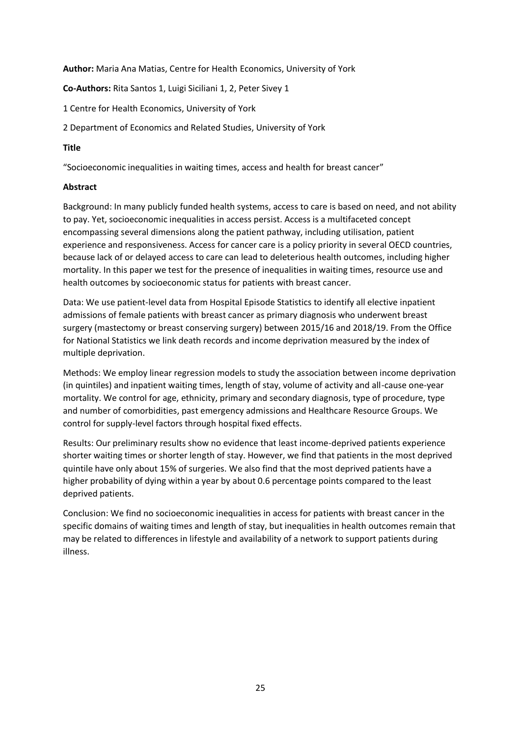**Author:** Maria Ana Matias, Centre for Health Economics, University of York

**Co-Authors:** Rita Santos 1, Luigi Siciliani 1, 2, Peter Sivey 1

1 Centre for Health Economics, University of York

2 Department of Economics and Related Studies, University of York

**Title**

"Socioeconomic inequalities in waiting times, access and health for breast cancer"

**Abstract**

Background: In many publicly funded health systems, access to care is based on need, and not ability to pay. Yet, socioeconomic inequalities in access persist. Access is a multifaceted concept encompassing several dimensions along the patient pathway, including utilisation, patient experience and responsiveness. Access for cancer care is a policy priority in several OECD countries, because lack of or delayed access to care can lead to deleterious health outcomes, including higher mortality. In this paper we test for the presence of inequalities in waiting times, resource use and health outcomes by socioeconomic status for patients with breast cancer.

Data: We use patient-level data from Hospital Episode Statistics to identify all elective inpatient admissions of female patients with breast cancer as primary diagnosis who underwent breast surgery (mastectomy or breast conserving surgery) between 2015/16 and 2018/19. From the Office for National Statistics we link death records and income deprivation measured by the index of multiple deprivation.

Methods: We employ linear regression models to study the association between income deprivation (in quintiles) and inpatient waiting times, length of stay, volume of activity and all-cause one-year mortality. We control for age, ethnicity, primary and secondary diagnosis, type of procedure, type and number of comorbidities, past emergency admissions and Healthcare Resource Groups. We control for supply-level factors through hospital fixed effects.

Results: Our preliminary results show no evidence that least income-deprived patients experience shorter waiting times or shorter length of stay. However, we find that patients in the most deprived quintile have only about 15% of surgeries. We also find that the most deprived patients have a higher probability of dying within a year by about 0.6 percentage points compared to the least deprived patients.

Conclusion: We find no socioeconomic inequalities in access for patients with breast cancer in the specific domains of waiting times and length of stay, but inequalities in health outcomes remain that may be related to differences in lifestyle and availability of a network to support patients during illness.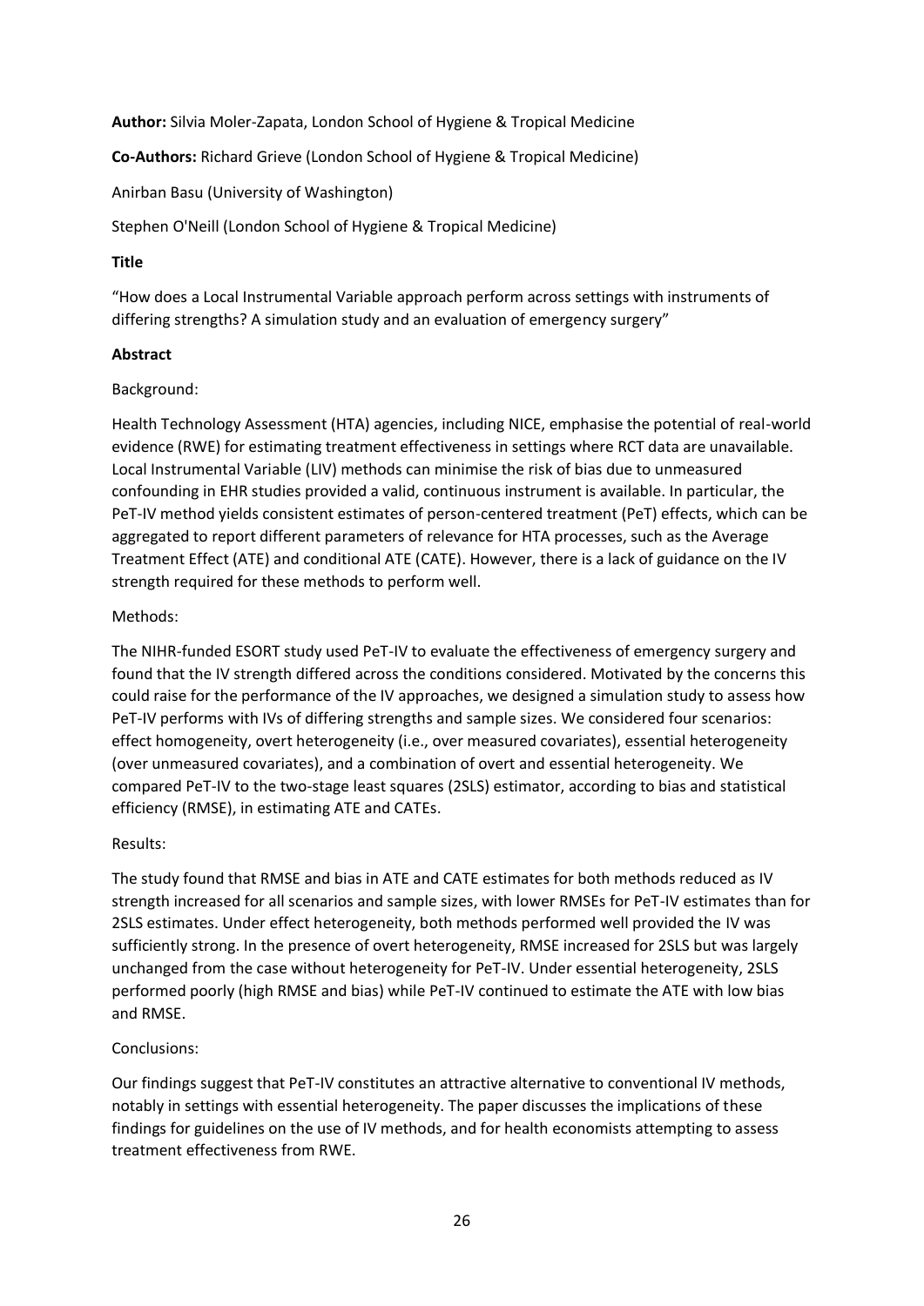**Author:** Silvia Moler-Zapata, London School of Hygiene & Tropical Medicine

**Co-Authors:** Richard Grieve (London School of Hygiene & Tropical Medicine)

Anirban Basu (University of Washington)

Stephen O'Neill (London School of Hygiene & Tropical Medicine)

**Title**

"How does a Local Instrumental Variable approach perform across settings with instruments of differing strengths? A simulation study and an evaluation of emergency surgery"

**Abstract**

Background:

Health Technology Assessment (HTA) agencies, including NICE, emphasise the potential of real-world evidence (RWE) for estimating treatment effectiveness in settings where RCT data are unavailable. Local Instrumental Variable (LIV) methods can minimise the risk of bias due to unmeasured confounding in EHR studies provided a valid, continuous instrument is available. In particular, the PeT-IV method yields consistent estimates of person-centered treatment (PeT) effects, which can be aggregated to report different parameters of relevance for HTA processes, such as the Average Treatment Effect (ATE) and conditional ATE (CATE). However, there is a lack of guidance on the IV strength required for these methods to perform well.

Methods:

The NIHR-funded ESORT study used PeT-IV to evaluate the effectiveness of emergency surgery and found that the IV strength differed across the conditions considered. Motivated by the concerns this could raise for the performance of the IV approaches, we designed a simulation study to assess how PeT-IV performs with IVs of differing strengths and sample sizes. We considered four scenarios: effect homogeneity, overt heterogeneity (i.e., over measured covariates), essential heterogeneity (over unmeasured covariates), and a combination of overt and essential heterogeneity. We compared PeT-IV to the two-stage least squares (2SLS) estimator, according to bias and statistical efficiency (RMSE), in estimating ATE and CATEs.

Results:

The study found that RMSE and bias in ATE and CATE estimates for both methods reduced as IV strength increased for all scenarios and sample sizes, with lower RMSEs for PeT-IV estimates than for 2SLS estimates. Under effect heterogeneity, both methods performed well provided the IV was sufficiently strong. In the presence of overt heterogeneity, RMSE increased for 2SLS but was largely unchanged from the case without heterogeneity for PeT-IV. Under essential heterogeneity, 2SLS performed poorly (high RMSE and bias) while PeT-IV continued to estimate the ATE with low bias and RMSE.

Conclusions:

Our findings suggest that PeT-IV constitutes an attractive alternative to conventional IV methods, notably in settings with essential heterogeneity. The paper discusses the implications of these findings for guidelines on the use of IV methods, and for health economists attempting to assess treatment effectiveness from RWE.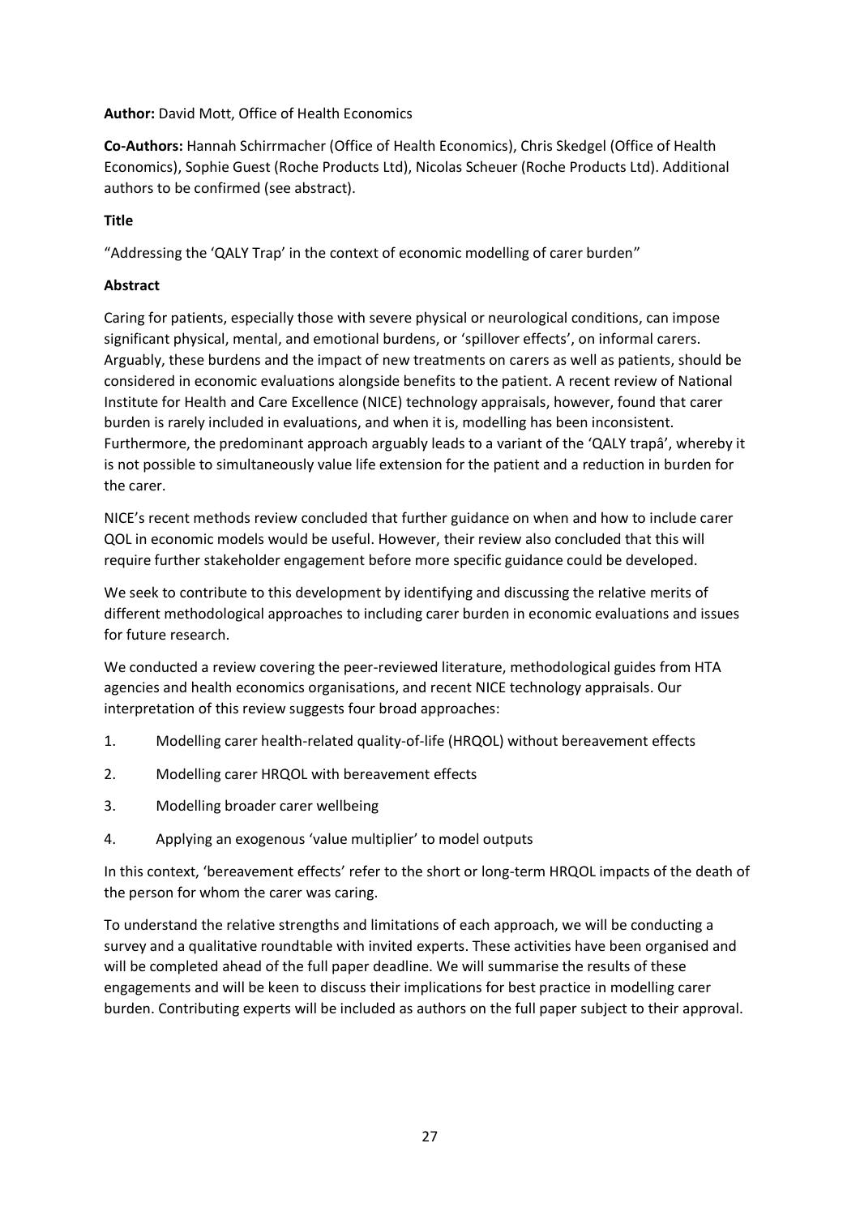**Author:** David Mott, Office of Health Economics

**Co-Authors:** Hannah Schirrmacher (Office of Health Economics), Chris Skedgel (Office of Health Economics), Sophie Guest (Roche Products Ltd), Nicolas Scheuer (Roche Products Ltd). Additional authors to be confirmed (see abstract).

**Title**

"Addressing the 'QALY Trap' in the context of economic modelling of carer burden"

**Abstract**

Caring for patients, especially those with severe physical or neurological conditions, can impose significant physical, mental, and emotional burdens, or 'spillover effects', on informal carers. Arguably, these burdens and the impact of new treatments on carers as well as patients, should be considered in economic evaluations alongside benefits to the patient. A recent review of National Institute for Health and Care Excellence (NICE) technology appraisals, however, found that carer burden is rarely included in evaluations, and when it is, modelling has been inconsistent. Furthermore, the predominant approach arguably leads to a variant of the 'QALY trapâ', whereby it is not possible to simultaneously value life extension for the patient and a reduction in burden for the carer.

NICE's recent methods review concluded that further guidance on when and how to include carer QOL in economic models would be useful. However, their review also concluded that this will require further stakeholder engagement before more specific guidance could be developed.

We seek to contribute to this development by identifying and discussing the relative merits of different methodological approaches to including carer burden in economic evaluations and issues for future research.

We conducted a review covering the peer-reviewed literature, methodological guides from HTA agencies and health economics organisations, and recent NICE technology appraisals. Our interpretation of this review suggests four broad approaches:

1. Modelling carer health-related quality-of-life (HRQOL) without bereavement effects
2. Modelling carer HRQOL with bereavement effects
3. Modelling broader carer wellbeing
4. Applying an exogenous 'value multiplier' to model outputs

In this context, 'bereavement effects' refer to the short or long-term HRQOL impacts of the death of the person for whom the carer was caring.

To understand the relative strengths and limitations of each approach, we will be conducting a survey and a qualitative roundtable with invited experts. These activities have been organised and will be completed ahead of the full paper deadline. We will summarise the results of these engagements and will be keen to discuss their implications for best practice in modelling carer burden. Contributing experts will be included as authors on the full paper subject to their approval.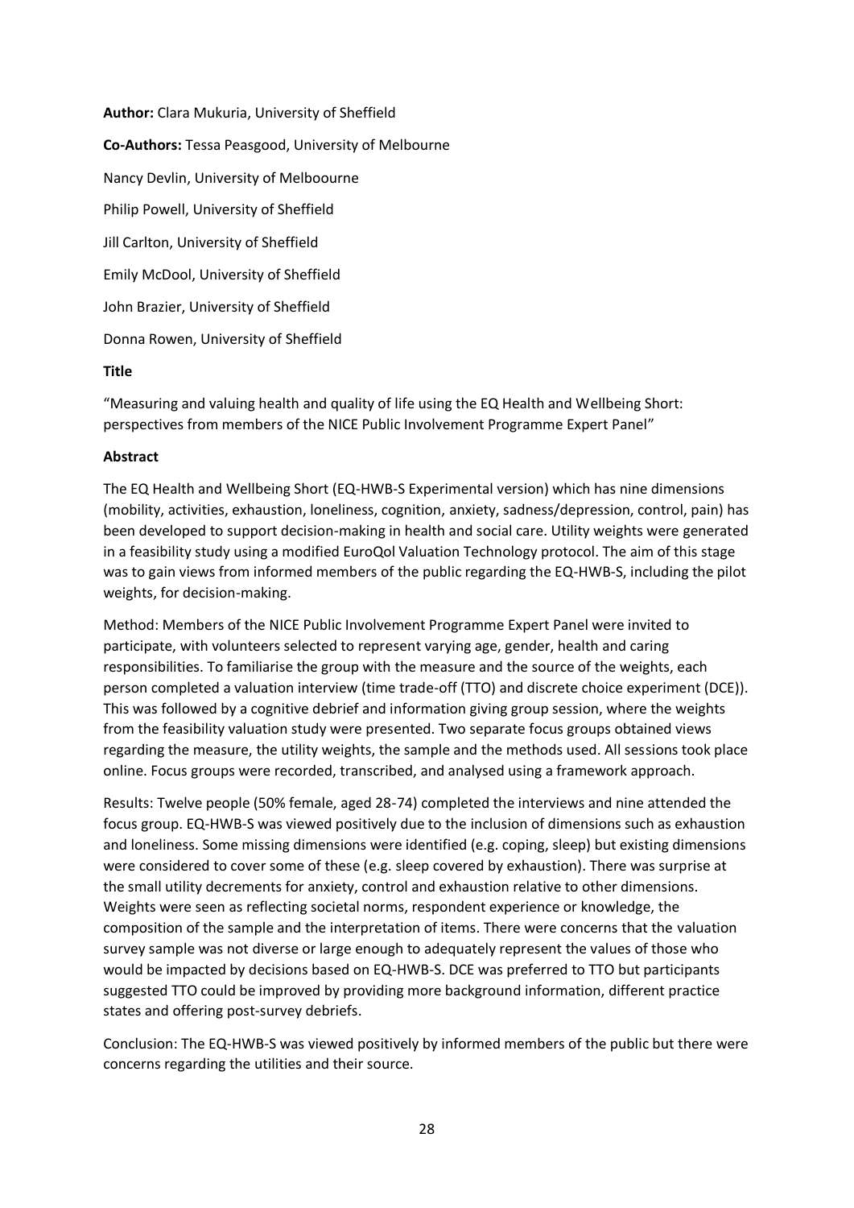**Author:** Clara Mukuria, University of Sheffield

**Co-Authors:** Tessa Peasgood, University of Melbourne

Nancy Devlin, University of Melboourne

Philip Powell, University of Sheffield

Jill Carlton, University of Sheffield

Emily McDool, University of Sheffield

John Brazier, University of Sheffield

Donna Rowen, University of Sheffield

**Title**

"Measuring and valuing health and quality of life using the EQ Health and Wellbeing Short: perspectives from members of the NICE Public Involvement Programme Expert Panel"

**Abstract**

The EQ Health and Wellbeing Short (EQ-HWB-S Experimental version) which has nine dimensions (mobility, activities, exhaustion, loneliness, cognition, anxiety, sadness/depression, control, pain) has been developed to support decision-making in health and social care. Utility weights were generated in a feasibility study using a modified EuroQol Valuation Technology protocol. The aim of this stage was to gain views from informed members of the public regarding the EQ-HWB-S, including the pilot weights, for decision-making.

Method: Members of the NICE Public Involvement Programme Expert Panel were invited to participate, with volunteers selected to represent varying age, gender, health and caring responsibilities. To familiarise the group with the measure and the source of the weights, each person completed a valuation interview (time trade-off (TTO) and discrete choice experiment (DCE)). This was followed by a cognitive debrief and information giving group session, where the weights from the feasibility valuation study were presented. Two separate focus groups obtained views regarding the measure, the utility weights, the sample and the methods used. All sessions took place online. Focus groups were recorded, transcribed, and analysed using a framework approach.

Results: Twelve people (50% female, aged 28-74) completed the interviews and nine attended the focus group. EQ-HWB-S was viewed positively due to the inclusion of dimensions such as exhaustion and loneliness. Some missing dimensions were identified (e.g. coping, sleep) but existing dimensions were considered to cover some of these (e.g. sleep covered by exhaustion). There was surprise at the small utility decrements for anxiety, control and exhaustion relative to other dimensions. Weights were seen as reflecting societal norms, respondent experience or knowledge, the composition of the sample and the interpretation of items. There were concerns that the valuation survey sample was not diverse or large enough to adequately represent the values of those who would be impacted by decisions based on EQ-HWB-S. DCE was preferred to TTO but participants suggested TTO could be improved by providing more background information, different practice states and offering post-survey debriefs.

Conclusion: The EQ-HWB-S was viewed positively by informed members of the public but there were concerns regarding the utilities and their source.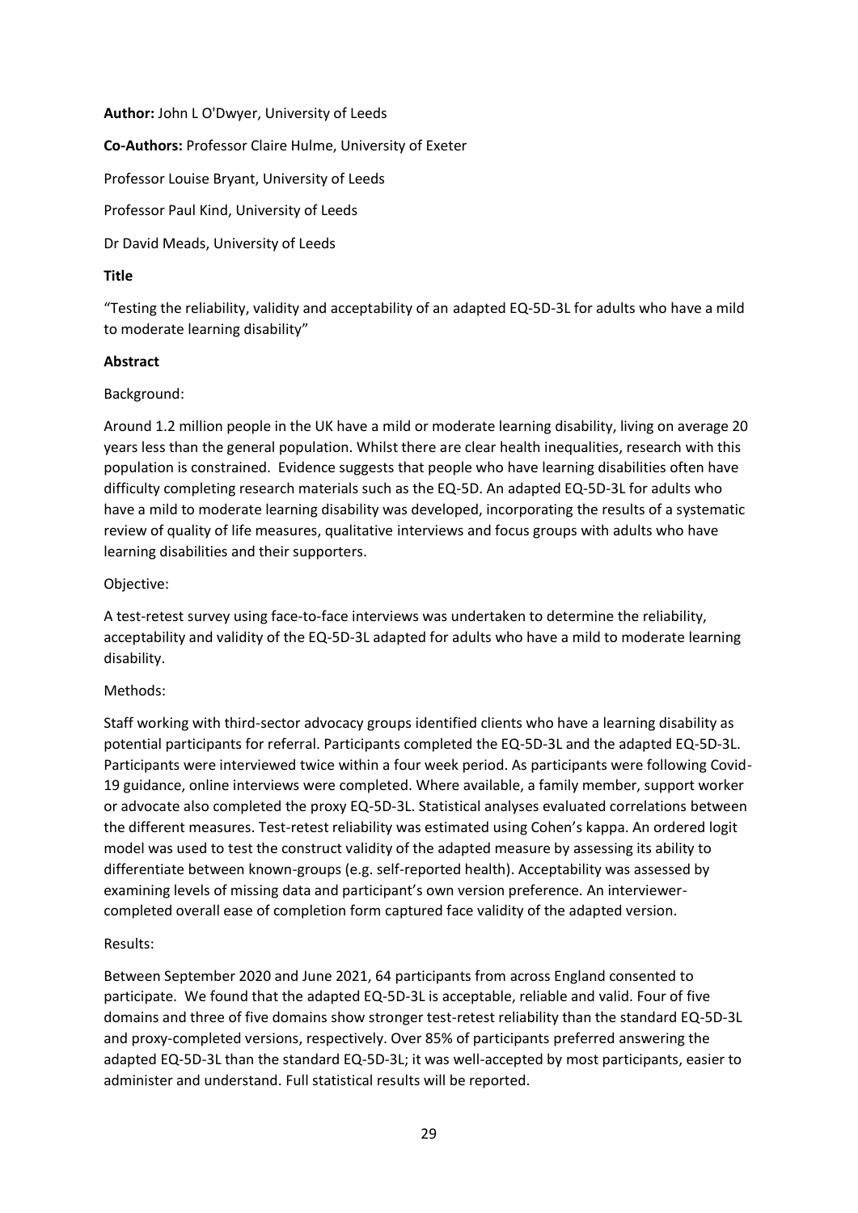**Author:** John L O'Dwyer, University of Leeds

**Co-Authors:** Professor Claire Hulme, University of Exeter

Professor Louise Bryant, University of Leeds

Professor Paul Kind, University of Leeds

Dr David Meads, University of Leeds

**Title**

"Testing the reliability, validity and acceptability of an adapted EQ-5D-3L for adults who have a mild to moderate learning disability"

**Abstract**

Background:

Around 1.2 million people in the UK have a mild or moderate learning disability, living on average 20 years less than the general population. Whilst there are clear health inequalities, research with this population is constrained. Evidence suggests that people who have learning disabilities often have difficulty completing research materials such as the EQ-5D. An adapted EQ-5D-3L for adults who have a mild to moderate learning disability was developed, incorporating the results of a systematic review of quality of life measures, qualitative interviews and focus groups with adults who have learning disabilities and their supporters.

Objective:

A test-retest survey using face-to-face interviews was undertaken to determine the reliability, acceptability and validity of the EQ-5D-3L adapted for adults who have a mild to moderate learning disability.

Methods:

Staff working with third-sector advocacy groups identified clients who have a learning disability as potential participants for referral. Participants completed the EQ-5D-3L and the adapted EQ-5D-3L. Participants were interviewed twice within a four week period. As participants were following Covid-19 guidance, online interviews were completed. Where available, a family member, support worker or advocate also completed the proxy EQ-5D-3L. Statistical analyses evaluated correlations between the different measures. Test-retest reliability was estimated using Cohen's kappa. An ordered logit model was used to test the construct validity of the adapted measure by assessing its ability to differentiate between known-groups (e.g. self-reported health). Acceptability was assessed by examining levels of missing data and participant's own version preference. An interviewer-completed overall ease of completion form captured face validity of the adapted version.

Results:

Between September 2020 and June 2021, 64 participants from across England consented to participate. We found that the adapted EQ-5D-3L is acceptable, reliable and valid. Four of five domains and three of five domains show stronger test-retest reliability than the standard EQ-5D-3L and proxy-completed versions, respectively. Over 85% of participants preferred answering the adapted EQ-5D-3L than the standard EQ-5D-3L; it was well-accepted by most participants, easier to administer and understand. Full statistical results will be reported.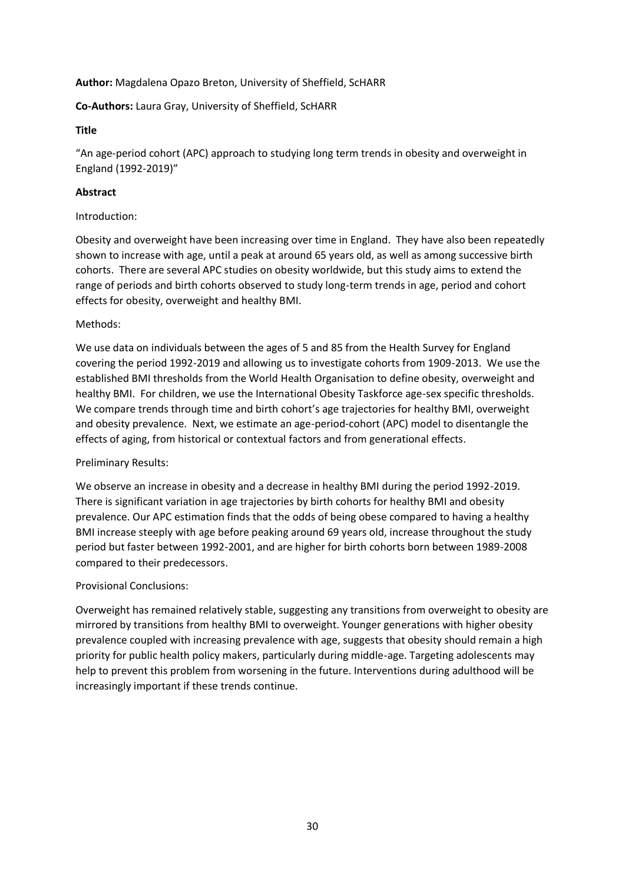**Author:** Magdalena Opazo Breton, University of Sheffield, ScHARR

**Co-Authors:** Laura Gray, University of Sheffield, ScHARR

**Title**

"An age-period cohort (APC) approach to studying long term trends in obesity and overweight in England (1992-2019)"

**Abstract**

Introduction:

Obesity and overweight have been increasing over time in England. They have also been repeatedly shown to increase with age, until a peak at around 65 years old, as well as among successive birth cohorts. There are several APC studies on obesity worldwide, but this study aims to extend the range of periods and birth cohorts observed to study long-term trends in age, period and cohort effects for obesity, overweight and healthy BMI.

Methods:

We use data on individuals between the ages of 5 and 85 from the Health Survey for England covering the period 1992-2019 and allowing us to investigate cohorts from 1909-2013. We use the established BMI thresholds from the World Health Organisation to define obesity, overweight and healthy BMI. For children, we use the International Obesity Taskforce age-sex specific thresholds. We compare trends through time and birth cohort's age trajectories for healthy BMI, overweight and obesity prevalence. Next, we estimate an age-period-cohort (APC) model to disentangle the effects of aging, from historical or contextual factors and from generational effects.

Preliminary Results:

We observe an increase in obesity and a decrease in healthy BMI during the period 1992-2019. There is significant variation in age trajectories by birth cohorts for healthy BMI and obesity prevalence. Our APC estimation finds that the odds of being obese compared to having a healthy BMI increase steeply with age before peaking around 69 years old, increase throughout the study period but faster between 1992-2001, and are higher for birth cohorts born between 1989-2008 compared to their predecessors.

Provisional Conclusions:

Overweight has remained relatively stable, suggesting any transitions from overweight to obesity are mirrored by transitions from healthy BMI to overweight. Younger generations with higher obesity prevalence coupled with increasing prevalence with age, suggests that obesity should remain a high priority for public health policy makers, particularly during middle-age. Targeting adolescents may help to prevent this problem from worsening in the future. Interventions during adulthood will be increasingly important if these trends continue.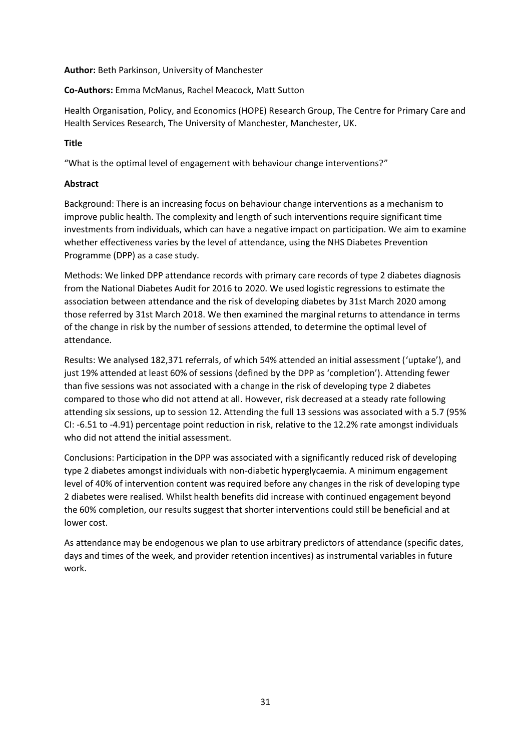**Author:** Beth Parkinson, University of Manchester

**Co-Authors:** Emma McManus, Rachel Meacock, Matt Sutton

Health Organisation, Policy, and Economics (HOPE) Research Group, The Centre for Primary Care and Health Services Research, The University of Manchester, Manchester, UK.

**Title**

"What is the optimal level of engagement with behaviour change interventions?"

**Abstract**

Background: There is an increasing focus on behaviour change interventions as a mechanism to improve public health. The complexity and length of such interventions require significant time investments from individuals, which can have a negative impact on participation. We aim to examine whether effectiveness varies by the level of attendance, using the NHS Diabetes Prevention Programme (DPP) as a case study.

Methods: We linked DPP attendance records with primary care records of type 2 diabetes diagnosis from the National Diabetes Audit for 2016 to 2020. We used logistic regressions to estimate the association between attendance and the risk of developing diabetes by 31st March 2020 among those referred by 31st March 2018. We then examined the marginal returns to attendance in terms of the change in risk by the number of sessions attended, to determine the optimal level of attendance.

Results: We analysed 182,371 referrals, of which 54% attended an initial assessment ('uptake'), and just 19% attended at least 60% of sessions (defined by the DPP as 'completion'). Attending fewer than five sessions was not associated with a change in the risk of developing type 2 diabetes compared to those who did not attend at all. However, risk decreased at a steady rate following attending six sessions, up to session 12. Attending the full 13 sessions was associated with a 5.7 (95% CI: -6.51 to -4.91) percentage point reduction in risk, relative to the 12.2% rate amongst individuals who did not attend the initial assessment.

Conclusions: Participation in the DPP was associated with a significantly reduced risk of developing type 2 diabetes amongst individuals with non-diabetic hyperglycaemia. A minimum engagement level of 40% of intervention content was required before any changes in the risk of developing type 2 diabetes were realised. Whilst health benefits did increase with continued engagement beyond the 60% completion, our results suggest that shorter interventions could still be beneficial and at lower cost.

As attendance may be endogenous we plan to use arbitrary predictors of attendance (specific dates, days and times of the week, and provider retention incentives) as instrumental variables in future work.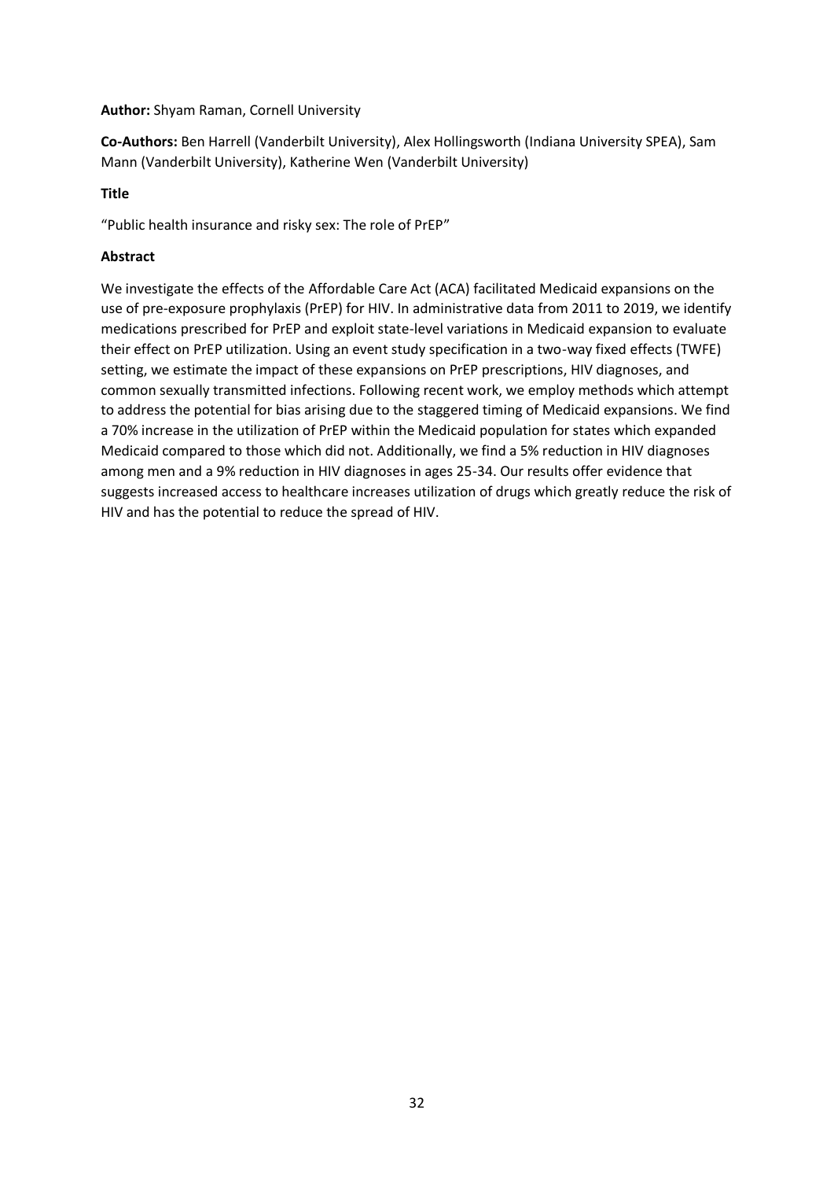**Author:** Shyam Raman, Cornell University

**Co-Authors:** Ben Harrell (Vanderbilt University), Alex Hollingsworth (Indiana University SPEA), Sam Mann (Vanderbilt University), Katherine Wen (Vanderbilt University)

**Title**

"Public health insurance and risky sex: The role of PrEP"

**Abstract**

We investigate the effects of the Affordable Care Act (ACA) facilitated Medicaid expansions on the use of pre-exposure prophylaxis (PrEP) for HIV. In administrative data from 2011 to 2019, we identify medications prescribed for PrEP and exploit state-level variations in Medicaid expansion to evaluate their effect on PrEP utilization. Using an event study specification in a two-way fixed effects (TWFE) setting, we estimate the impact of these expansions on PrEP prescriptions, HIV diagnoses, and common sexually transmitted infections. Following recent work, we employ methods which attempt to address the potential for bias arising due to the staggered timing of Medicaid expansions. We find a 70% increase in the utilization of PrEP within the Medicaid population for states which expanded Medicaid compared to those which did not. Additionally, we find a 5% reduction in HIV diagnoses among men and a 9% reduction in HIV diagnoses in ages 25-34. Our results offer evidence that suggests increased access to healthcare increases utilization of drugs which greatly reduce the risk of HIV and has the potential to reduce the spread of HIV.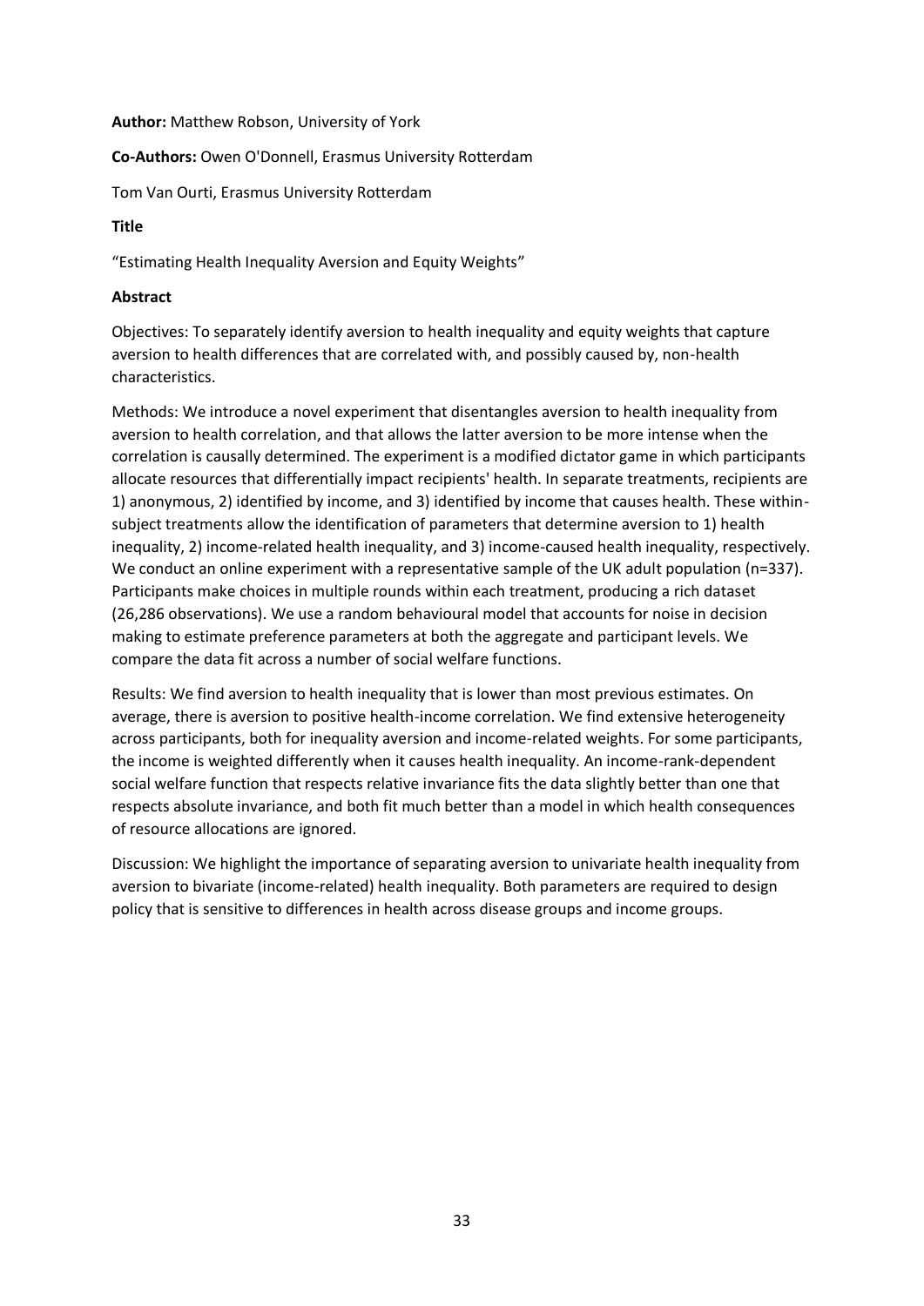**Author:** Matthew Robson, University of York

**Co-Authors:** Owen O'Donnell, Erasmus University Rotterdam

Tom Van Ourti, Erasmus University Rotterdam

**Title**

"Estimating Health Inequality Aversion and Equity Weights"

**Abstract**

Objectives: To separately identify aversion to health inequality and equity weights that capture aversion to health differences that are correlated with, and possibly caused by, non-health characteristics.

Methods: We introduce a novel experiment that disentangles aversion to health inequality from aversion to health correlation, and that allows the latter aversion to be more intense when the correlation is causally determined. The experiment is a modified dictator game in which participants allocate resources that differentially impact recipients' health. In separate treatments, recipients are 1) anonymous, 2) identified by income, and 3) identified by income that causes health. These within-subject treatments allow the identification of parameters that determine aversion to 1) health inequality, 2) income-related health inequality, and 3) income-caused health inequality, respectively. We conduct an online experiment with a representative sample of the UK adult population (n=337). Participants make choices in multiple rounds within each treatment, producing a rich dataset (26,286 observations). We use a random behavioural model that accounts for noise in decision making to estimate preference parameters at both the aggregate and participant levels. We compare the data fit across a number of social welfare functions.

Results: We find aversion to health inequality that is lower than most previous estimates. On average, there is aversion to positive health-income correlation. We find extensive heterogeneity across participants, both for inequality aversion and income-related weights. For some participants, the income is weighted differently when it causes health inequality. An income-rank-dependent social welfare function that respects relative invariance fits the data slightly better than one that respects absolute invariance, and both fit much better than a model in which health consequences of resource allocations are ignored.

Discussion: We highlight the importance of separating aversion to univariate health inequality from aversion to bivariate (income-related) health inequality. Both parameters are required to design policy that is sensitive to differences in health across disease groups and income groups.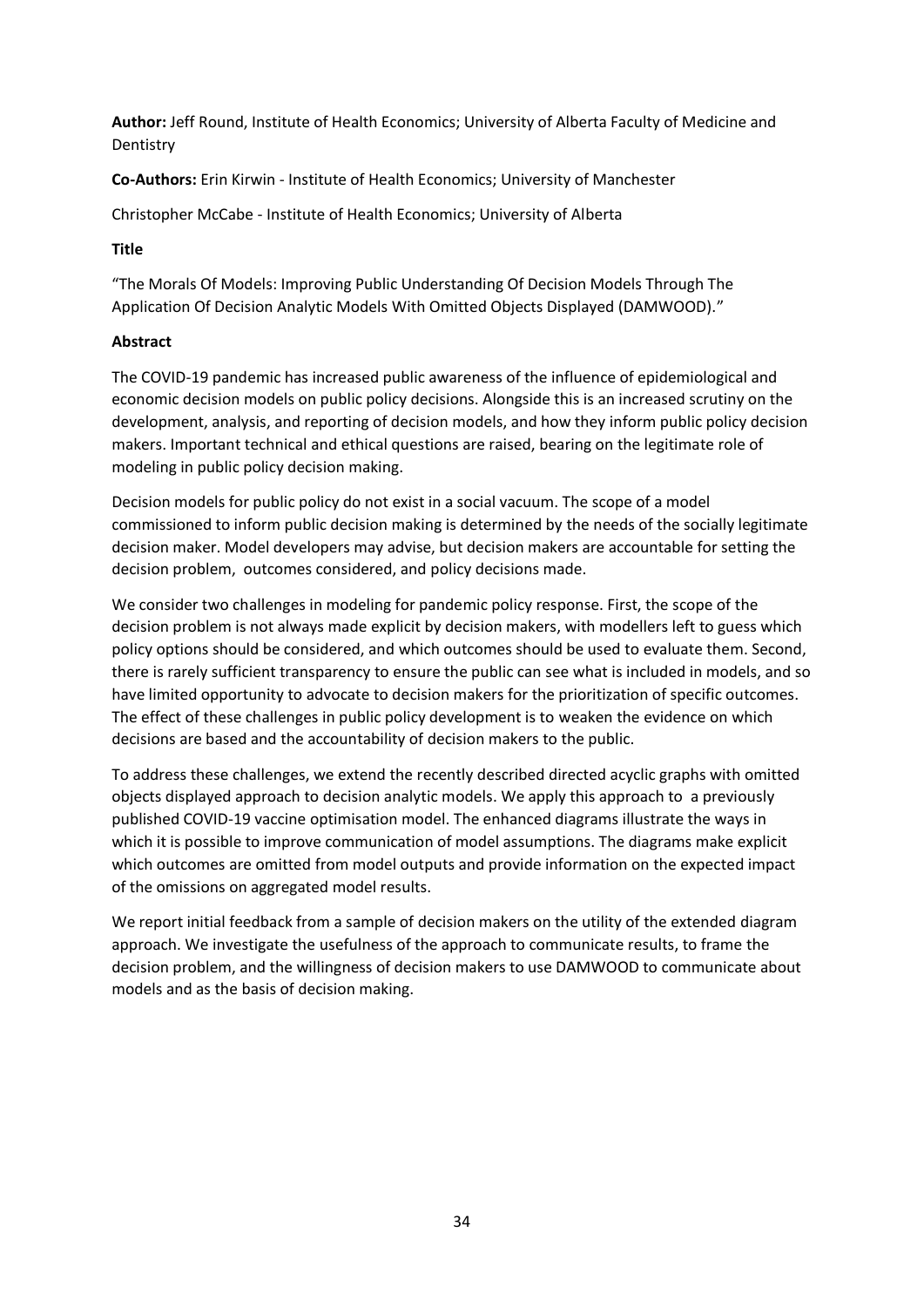**Author:** Jeff Round, Institute of Health Economics; University of Alberta Faculty of Medicine and Dentistry

**Co-Authors:** Erin Kirwin - Institute of Health Economics; University of Manchester

Christopher McCabe - Institute of Health Economics; University of Alberta

**Title**

"The Morals Of Models: Improving Public Understanding Of Decision Models Through The Application Of Decision Analytic Models With Omitted Objects Displayed (DAMWOOD)."

**Abstract**

The COVID-19 pandemic has increased public awareness of the influence of epidemiological and economic decision models on public policy decisions. Alongside this is an increased scrutiny on the development, analysis, and reporting of decision models, and how they inform public policy decision makers. Important technical and ethical questions are raised, bearing on the legitimate role of modeling in public policy decision making.

Decision models for public policy do not exist in a social vacuum. The scope of a model commissioned to inform public decision making is determined by the needs of the socially legitimate decision maker. Model developers may advise, but decision makers are accountable for setting the decision problem, outcomes considered, and policy decisions made.

We consider two challenges in modeling for pandemic policy response. First, the scope of the decision problem is not always made explicit by decision makers, with modellers left to guess which policy options should be considered, and which outcomes should be used to evaluate them. Second, there is rarely sufficient transparency to ensure the public can see what is included in models, and so have limited opportunity to advocate to decision makers for the prioritization of specific outcomes. The effect of these challenges in public policy development is to weaken the evidence on which decisions are based and the accountability of decision makers to the public.

To address these challenges, we extend the recently described directed acyclic graphs with omitted objects displayed approach to decision analytic models. We apply this approach to a previously published COVID-19 vaccine optimisation model. The enhanced diagrams illustrate the ways in which it is possible to improve communication of model assumptions. The diagrams make explicit which outcomes are omitted from model outputs and provide information on the expected impact of the omissions on aggregated model results.

We report initial feedback from a sample of decision makers on the utility of the extended diagram approach. We investigate the usefulness of the approach to communicate results, to frame the decision problem, and the willingness of decision makers to use DAMWOOD to communicate about models and as the basis of decision making.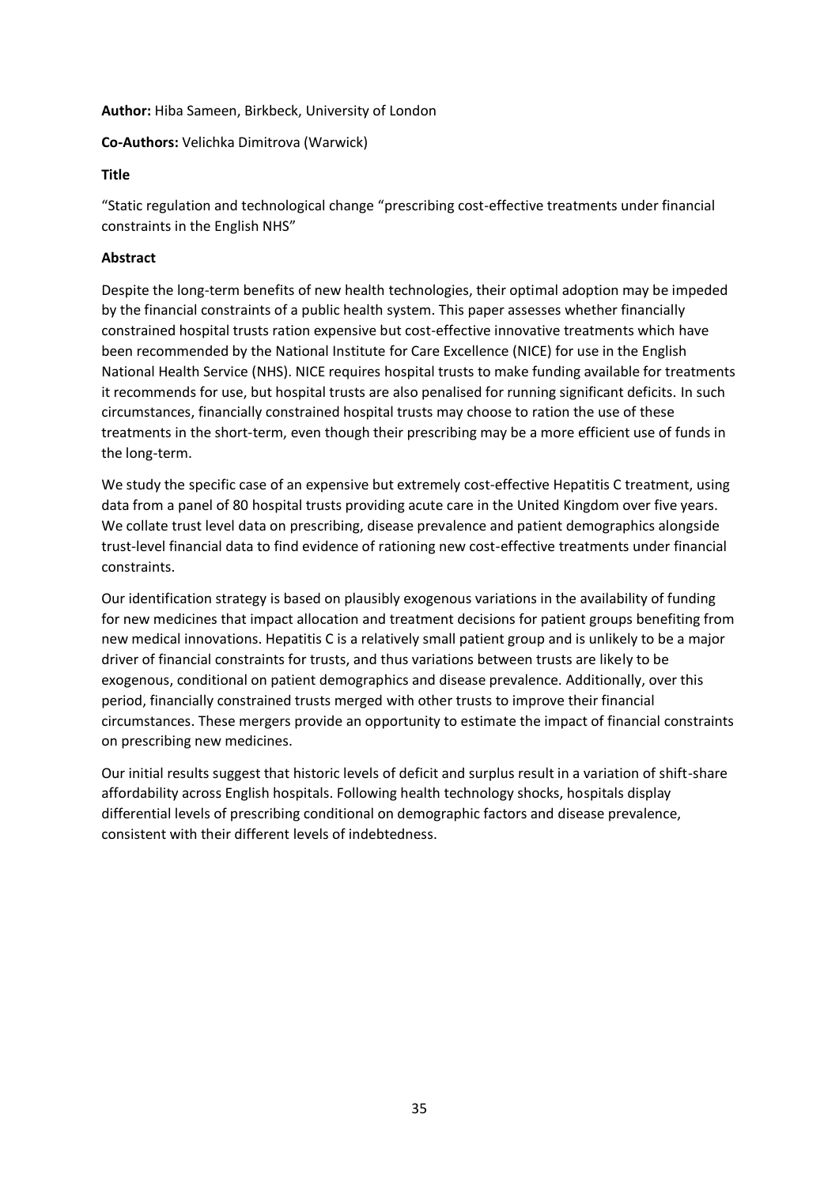**Author:** Hiba Sameen, Birkbeck, University of London

**Co-Authors:** Velichka Dimitrova (Warwick)

**Title**

"Static regulation and technological change "prescribing cost-effective treatments under financial constraints in the English NHS"

**Abstract**

Despite the long-term benefits of new health technologies, their optimal adoption may be impeded by the financial constraints of a public health system. This paper assesses whether financially constrained hospital trusts ration expensive but cost-effective innovative treatments which have been recommended by the National Institute for Care Excellence (NICE) for use in the English National Health Service (NHS). NICE requires hospital trusts to make funding available for treatments it recommends for use, but hospital trusts are also penalised for running significant deficits. In such circumstances, financially constrained hospital trusts may choose to ration the use of these treatments in the short-term, even though their prescribing may be a more efficient use of funds in the long-term.

We study the specific case of an expensive but extremely cost-effective Hepatitis C treatment, using data from a panel of 80 hospital trusts providing acute care in the United Kingdom over five years. We collate trust level data on prescribing, disease prevalence and patient demographics alongside trust-level financial data to find evidence of rationing new cost-effective treatments under financial constraints.

Our identification strategy is based on plausibly exogenous variations in the availability of funding for new medicines that impact allocation and treatment decisions for patient groups benefiting from new medical innovations. Hepatitis C is a relatively small patient group and is unlikely to be a major driver of financial constraints for trusts, and thus variations between trusts are likely to be exogenous, conditional on patient demographics and disease prevalence. Additionally, over this period, financially constrained trusts merged with other trusts to improve their financial circumstances. These mergers provide an opportunity to estimate the impact of financial constraints on prescribing new medicines.

Our initial results suggest that historic levels of deficit and surplus result in a variation of shift-share affordability across English hospitals. Following health technology shocks, hospitals display differential levels of prescribing conditional on demographic factors and disease prevalence, consistent with their different levels of indebtedness.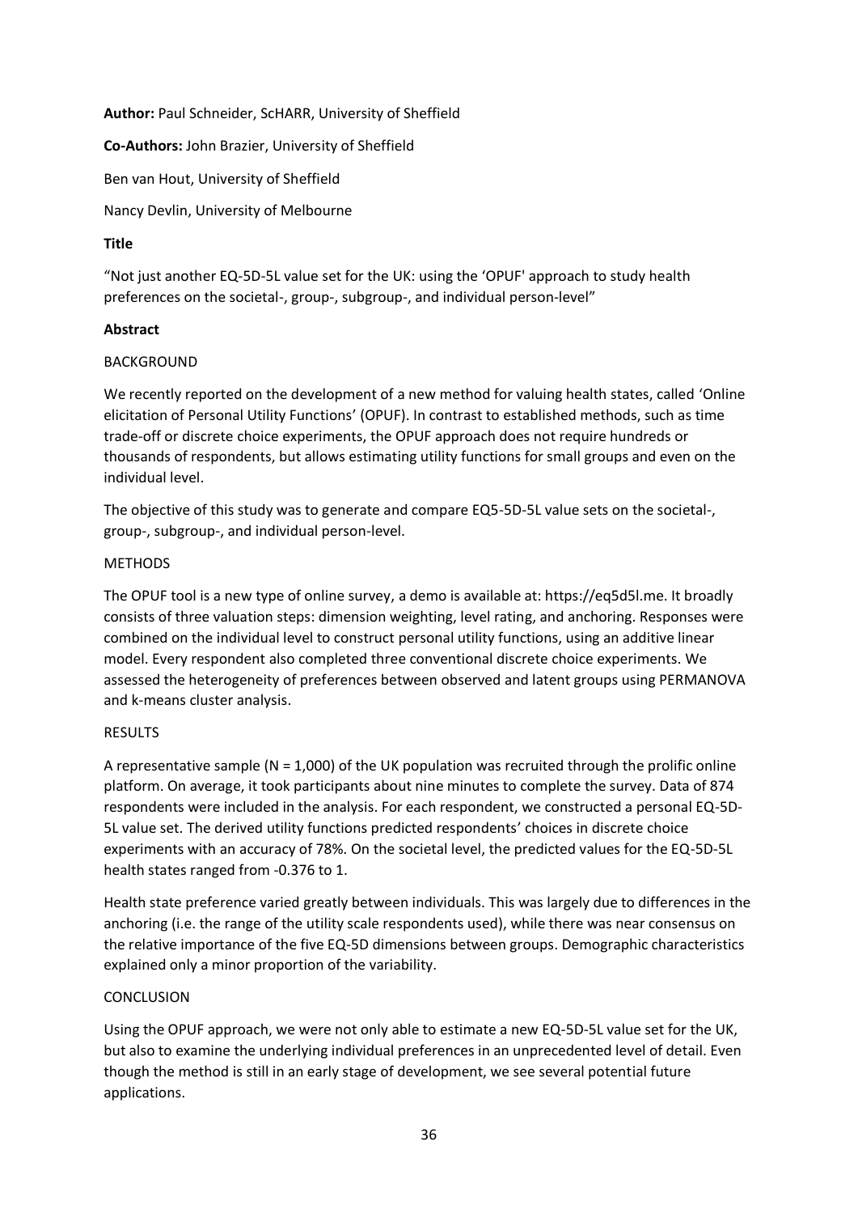**Author:** Paul Schneider, ScHARR, University of Sheffield

**Co-Authors:** John Brazier, University of Sheffield

Ben van Hout, University of Sheffield

Nancy Devlin, University of Melbourne

**Title**

"Not just another EQ-5D-5L value set for the UK: using the 'OPUF' approach to study health preferences on the societal-, group-, subgroup-, and individual person-level"

**Abstract**

BACKGROUND

We recently reported on the development of a new method for valuing health states, called 'Online elicitation of Personal Utility Functions' (OPUF). In contrast to established methods, such as time trade-off or discrete choice experiments, the OPUF approach does not require hundreds or thousands of respondents, but allows estimating utility functions for small groups and even on the individual level.

The objective of this study was to generate and compare EQ5-5D-5L value sets on the societal-, group-, subgroup-, and individual person-level.

METHODS

The OPUF tool is a new type of online survey, a demo is available at: https://eq5d5l.me. It broadly consists of three valuation steps: dimension weighting, level rating, and anchoring. Responses were combined on the individual level to construct personal utility functions, using an additive linear model. Every respondent also completed three conventional discrete choice experiments. We assessed the heterogeneity of preferences between observed and latent groups using PERMANOVA and k-means cluster analysis.

RESULTS

A representative sample (N = 1,000) of the UK population was recruited through the prolific online platform. On average, it took participants about nine minutes to complete the survey. Data of 874 respondents were included in the analysis. For each respondent, we constructed a personal EQ-5D-5L value set. The derived utility functions predicted respondents' choices in discrete choice experiments with an accuracy of 78%. On the societal level, the predicted values for the EQ-5D-5L health states ranged from -0.376 to 1.

Health state preference varied greatly between individuals. This was largely due to differences in the anchoring (i.e. the range of the utility scale respondents used), while there was near consensus on the relative importance of the five EQ-5D dimensions between groups. Demographic characteristics explained only a minor proportion of the variability.

CONCLUSION

Using the OPUF approach, we were not only able to estimate a new EQ-5D-5L value set for the UK, but also to examine the underlying individual preferences in an unprecedented level of detail. Even though the method is still in an early stage of development, we see several potential future applications.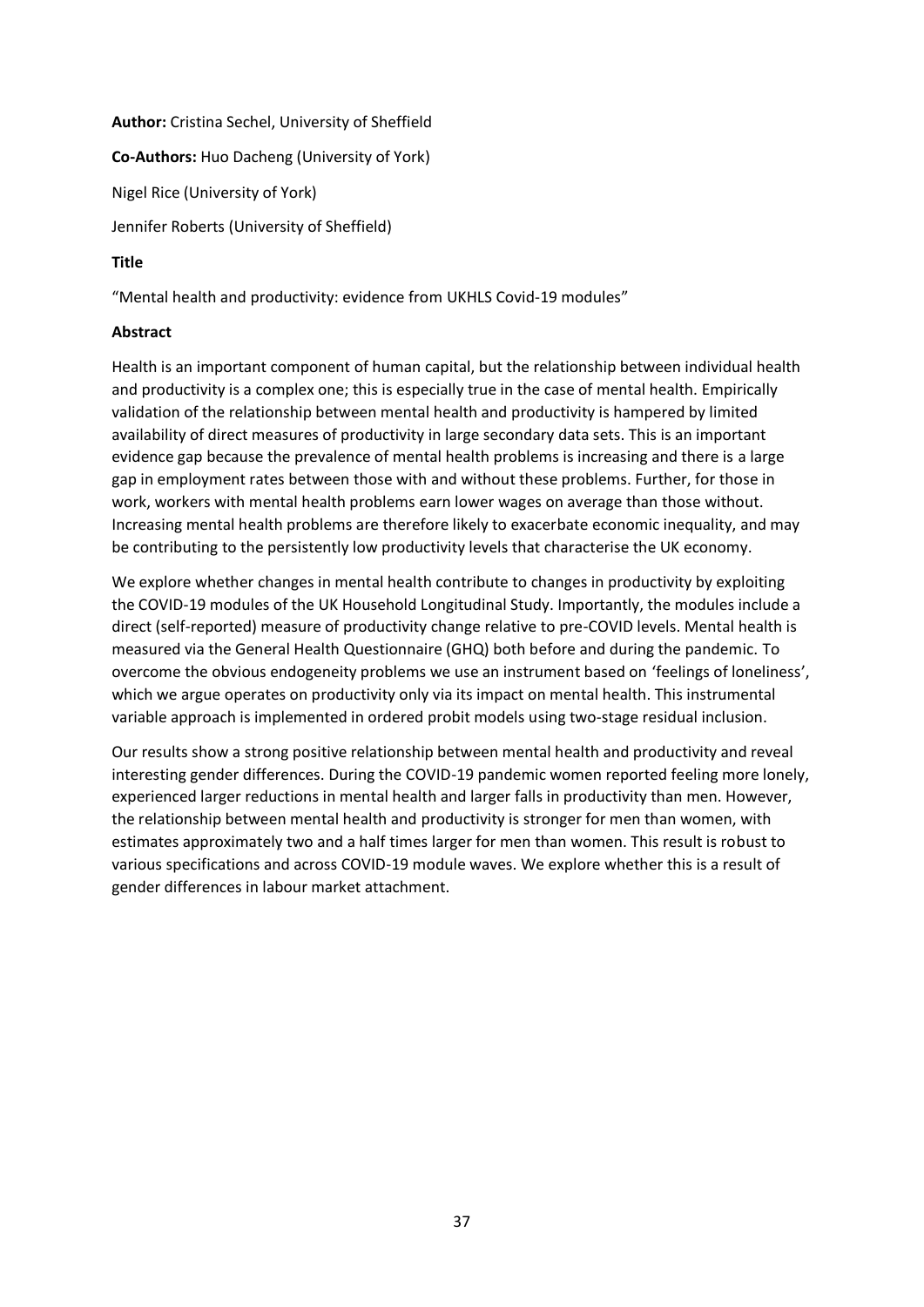**Author:** Cristina Sechel, University of Sheffield

**Co-Authors:** Huo Dacheng (University of York)

Nigel Rice (University of York)

Jennifer Roberts (University of Sheffield)

**Title**

"Mental health and productivity: evidence from UKHLS Covid-19 modules"

**Abstract**

Health is an important component of human capital, but the relationship between individual health and productivity is a complex one; this is especially true in the case of mental health. Empirically validation of the relationship between mental health and productivity is hampered by limited availability of direct measures of productivity in large secondary data sets. This is an important evidence gap because the prevalence of mental health problems is increasing and there is a large gap in employment rates between those with and without these problems. Further, for those in work, workers with mental health problems earn lower wages on average than those without. Increasing mental health problems are therefore likely to exacerbate economic inequality, and may be contributing to the persistently low productivity levels that characterise the UK economy.

We explore whether changes in mental health contribute to changes in productivity by exploiting the COVID-19 modules of the UK Household Longitudinal Study. Importantly, the modules include a direct (self-reported) measure of productivity change relative to pre-COVID levels. Mental health is measured via the General Health Questionnaire (GHQ) both before and during the pandemic. To overcome the obvious endogeneity problems we use an instrument based on 'feelings of loneliness', which we argue operates on productivity only via its impact on mental health. This instrumental variable approach is implemented in ordered probit models using two-stage residual inclusion.

Our results show a strong positive relationship between mental health and productivity and reveal interesting gender differences. During the COVID-19 pandemic women reported feeling more lonely, experienced larger reductions in mental health and larger falls in productivity than men. However, the relationship between mental health and productivity is stronger for men than women, with estimates approximately two and a half times larger for men than women. This result is robust to various specifications and across COVID-19 module waves. We explore whether this is a result of gender differences in labour market attachment.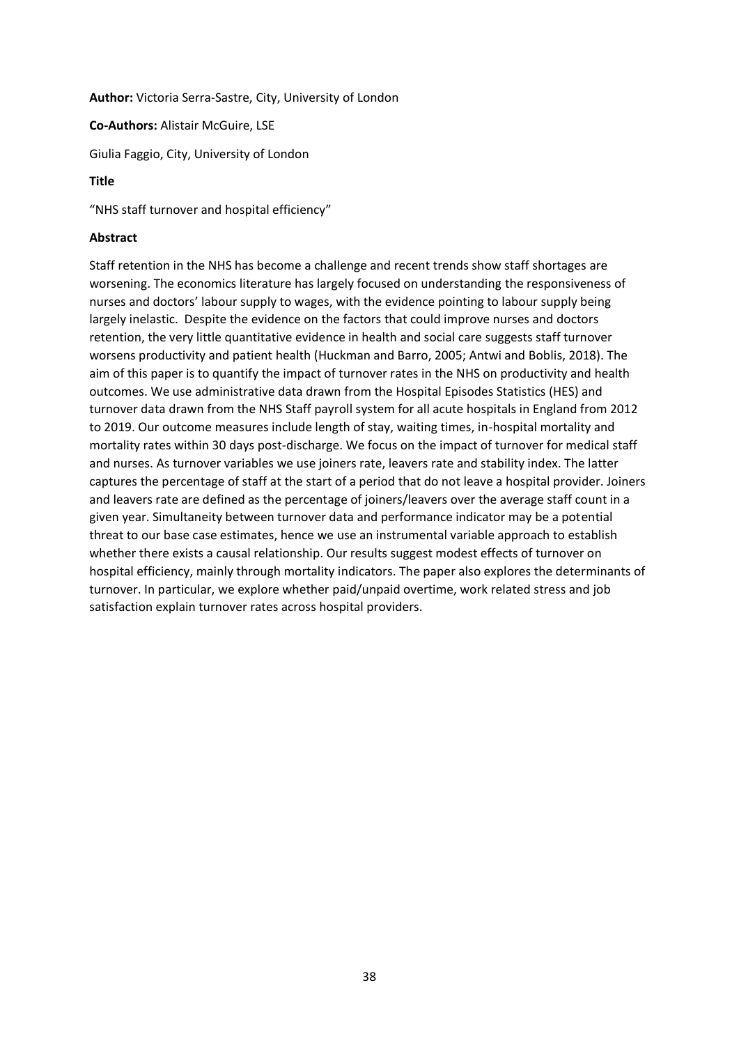**Author:** Victoria Serra-Sastre, City, University of London

**Co-Authors:** Alistair McGuire, LSE

Giulia Faggio, City, University of London

**Title**

"NHS staff turnover and hospital efficiency"

**Abstract**

Staff retention in the NHS has become a challenge and recent trends show staff shortages are worsening. The economics literature has largely focused on understanding the responsiveness of nurses and doctors' labour supply to wages, with the evidence pointing to labour supply being largely inelastic. Despite the evidence on the factors that could improve nurses and doctors retention, the very little quantitative evidence in health and social care suggests staff turnover worsens productivity and patient health (Huckman and Barro, 2005; Antwi and Boblis, 2018). The aim of this paper is to quantify the impact of turnover rates in the NHS on productivity and health outcomes. We use administrative data drawn from the Hospital Episodes Statistics (HES) and turnover data drawn from the NHS Staff payroll system for all acute hospitals in England from 2012 to 2019. Our outcome measures include length of stay, waiting times, in-hospital mortality and mortality rates within 30 days post-discharge. We focus on the impact of turnover for medical staff and nurses. As turnover variables we use joiners rate, leavers rate and stability index. The latter captures the percentage of staff at the start of a period that do not leave a hospital provider. Joiners and leavers rate are defined as the percentage of joiners/leavers over the average staff count in a given year. Simultaneity between turnover data and performance indicator may be a potential threat to our base case estimates, hence we use an instrumental variable approach to establish whether there exists a causal relationship. Our results suggest modest effects of turnover on hospital efficiency, mainly through mortality indicators. The paper also explores the determinants of turnover. In particular, we explore whether paid/unpaid overtime, work related stress and job satisfaction explain turnover rates across hospital providers.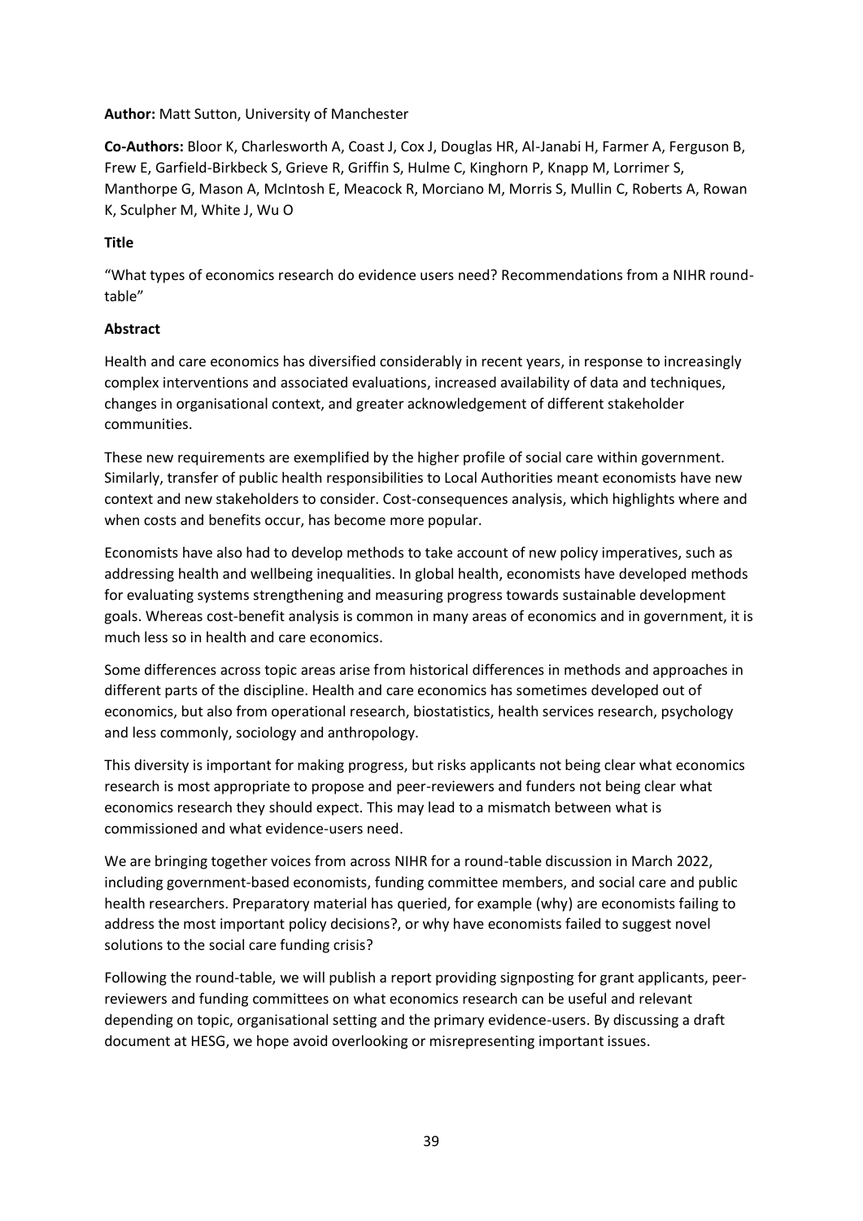**Author:** Matt Sutton, University of Manchester

**Co-Authors:** Bloor K, Charlesworth A, Coast J, Cox J, Douglas HR, Al-Janabi H, Farmer A, Ferguson B, Frew E, Garfield-Birkbeck S, Grieve R, Griffin S, Hulme C, Kinghorn P, Knapp M, Lorrimer S, Manthorpe G, Mason A, McIntosh E, Meacock R, Morciano M, Morris S, Mullin C, Roberts A, Rowan K, Sculpher M, White J, Wu O

**Title**

"What types of economics research do evidence users need? Recommendations from a NIHR round-table"

**Abstract**

Health and care economics has diversified considerably in recent years, in response to increasingly complex interventions and associated evaluations, increased availability of data and techniques, changes in organisational context, and greater acknowledgement of different stakeholder communities.

These new requirements are exemplified by the higher profile of social care within government. Similarly, transfer of public health responsibilities to Local Authorities meant economists have new context and new stakeholders to consider. Cost-consequences analysis, which highlights where and when costs and benefits occur, has become more popular.

Economists have also had to develop methods to take account of new policy imperatives, such as addressing health and wellbeing inequalities. In global health, economists have developed methods for evaluating systems strengthening and measuring progress towards sustainable development goals. Whereas cost-benefit analysis is common in many areas of economics and in government, it is much less so in health and care economics.

Some differences across topic areas arise from historical differences in methods and approaches in different parts of the discipline. Health and care economics has sometimes developed out of economics, but also from operational research, biostatistics, health services research, psychology and less commonly, sociology and anthropology.

This diversity is important for making progress, but risks applicants not being clear what economics research is most appropriate to propose and peer-reviewers and funders not being clear what economics research they should expect. This may lead to a mismatch between what is commissioned and what evidence-users need.

We are bringing together voices from across NIHR for a round-table discussion in March 2022, including government-based economists, funding committee members, and social care and public health researchers. Preparatory material has queried, for example (why) are economists failing to address the most important policy decisions?, or why have economists failed to suggest novel solutions to the social care funding crisis?

Following the round-table, we will publish a report providing signposting for grant applicants, peer-reviewers and funding committees on what economics research can be useful and relevant depending on topic, organisational setting and the primary evidence-users. By discussing a draft document at HESG, we hope avoid overlooking or misrepresenting important issues.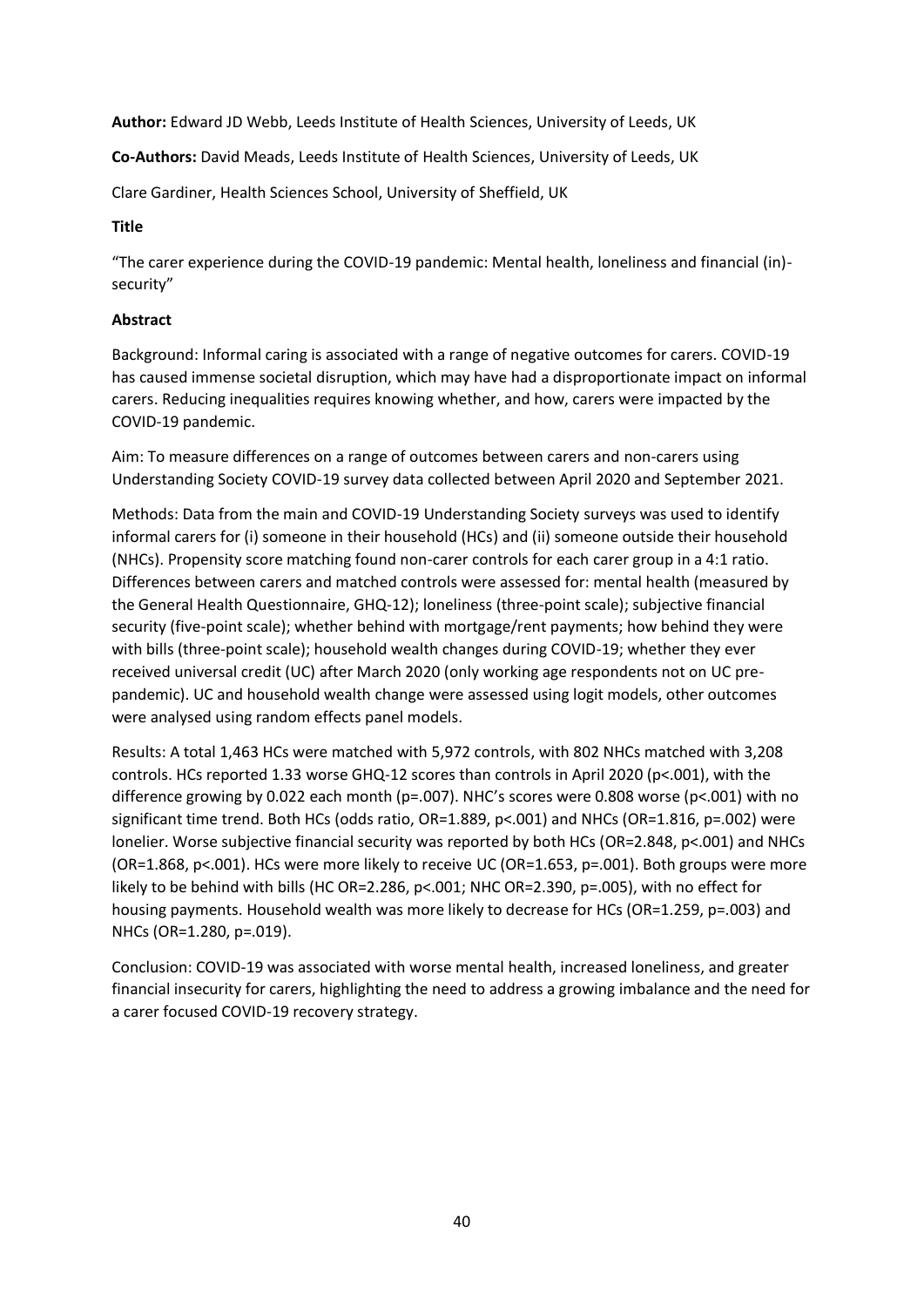**Author:** Edward JD Webb, Leeds Institute of Health Sciences, University of Leeds, UK

**Co-Authors:** David Meads, Leeds Institute of Health Sciences, University of Leeds, UK

Clare Gardiner, Health Sciences School, University of Sheffield, UK

**Title**

"The carer experience during the COVID-19 pandemic: Mental health, loneliness and financial (in)-security"

**Abstract**

Background: Informal caring is associated with a range of negative outcomes for carers. COVID-19 has caused immense societal disruption, which may have had a disproportionate impact on informal carers. Reducing inequalities requires knowing whether, and how, carers were impacted by the COVID-19 pandemic.

Aim: To measure differences on a range of outcomes between carers and non-carers using Understanding Society COVID-19 survey data collected between April 2020 and September 2021.

Methods: Data from the main and COVID-19 Understanding Society surveys was used to identify informal carers for (i) someone in their household (HCs) and (ii) someone outside their household (NHCs). Propensity score matching found non-carer controls for each carer group in a 4:1 ratio. Differences between carers and matched controls were assessed for: mental health (measured by the General Health Questionnaire, GHQ-12); loneliness (three-point scale); subjective financial security (five-point scale); whether behind with mortgage/rent payments; how behind they were with bills (three-point scale); household wealth changes during COVID-19; whether they ever received universal credit (UC) after March 2020 (only working age respondents not on UC pre-pandemic). UC and household wealth change were assessed using logit models, other outcomes were analysed using random effects panel models.

Results: A total 1,463 HCs were matched with 5,972 controls, with 802 NHCs matched with 3,208 controls. HCs reported 1.33 worse GHQ-12 scores than controls in April 2020 ($p<.001$), with the difference growing by 0.022 each month ($p=.007$). NHC's scores were 0.808 worse ($p<.001$) with no significant time trend. Both HCs (odds ratio, OR=1.889, $p<.001$) and NHCs (OR=1.816, $p=.002$) were lonelier. Worse subjective financial security was reported by both HCs (OR=2.848, $p<.001$) and NHCs (OR=1.868, $p<.001$). HCs were more likely to receive UC (OR=1.653, $p=.001$). Both groups were more likely to be behind with bills (HC OR=2.286, $p<.001$; NHC OR=2.390, $p=.005$), with no effect for housing payments. Household wealth was more likely to decrease for HCs (OR=1.259, $p=.003$) and NHCs (OR=1.280, $p=.019$).

Conclusion: COVID-19 was associated with worse mental health, increased loneliness, and greater financial insecurity for carers, highlighting the need to address a growing imbalance and the need for a carer focused COVID-19 recovery strategy.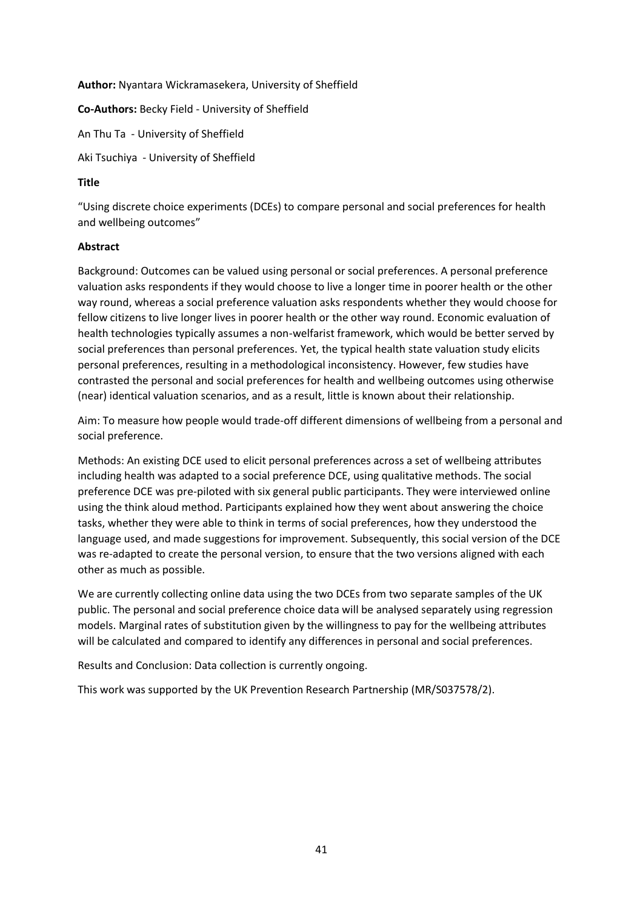**Author:** Nyantara Wickramasekera, University of Sheffield

**Co-Authors:** Becky Field - University of Sheffield

An Thu Ta - University of Sheffield

Aki Tsuchiya - University of Sheffield

**Title**

"Using discrete choice experiments (DCEs) to compare personal and social preferences for health and wellbeing outcomes"

**Abstract**

Background: Outcomes can be valued using personal or social preferences. A personal preference valuation asks respondents if they would choose to live a longer time in poorer health or the other way round, whereas a social preference valuation asks respondents whether they would choose for fellow citizens to live longer lives in poorer health or the other way round. Economic evaluation of health technologies typically assumes a non-welfarist framework, which would be better served by social preferences than personal preferences. Yet, the typical health state valuation study elicits personal preferences, resulting in a methodological inconsistency. However, few studies have contrasted the personal and social preferences for health and wellbeing outcomes using otherwise (near) identical valuation scenarios, and as a result, little is known about their relationship.

Aim: To measure how people would trade-off different dimensions of wellbeing from a personal and social preference.

Methods: An existing DCE used to elicit personal preferences across a set of wellbeing attributes including health was adapted to a social preference DCE, using qualitative methods. The social preference DCE was pre-piloted with six general public participants. They were interviewed online using the think aloud method. Participants explained how they went about answering the choice tasks, whether they were able to think in terms of social preferences, how they understood the language used, and made suggestions for improvement. Subsequently, this social version of the DCE was re-adapted to create the personal version, to ensure that the two versions aligned with each other as much as possible.

We are currently collecting online data using the two DCEs from two separate samples of the UK public. The personal and social preference choice data will be analysed separately using regression models. Marginal rates of substitution given by the willingness to pay for the wellbeing attributes will be calculated and compared to identify any differences in personal and social preferences.

Results and Conclusion: Data collection is currently ongoing.

This work was supported by the UK Prevention Research Partnership (MR/S037578/2).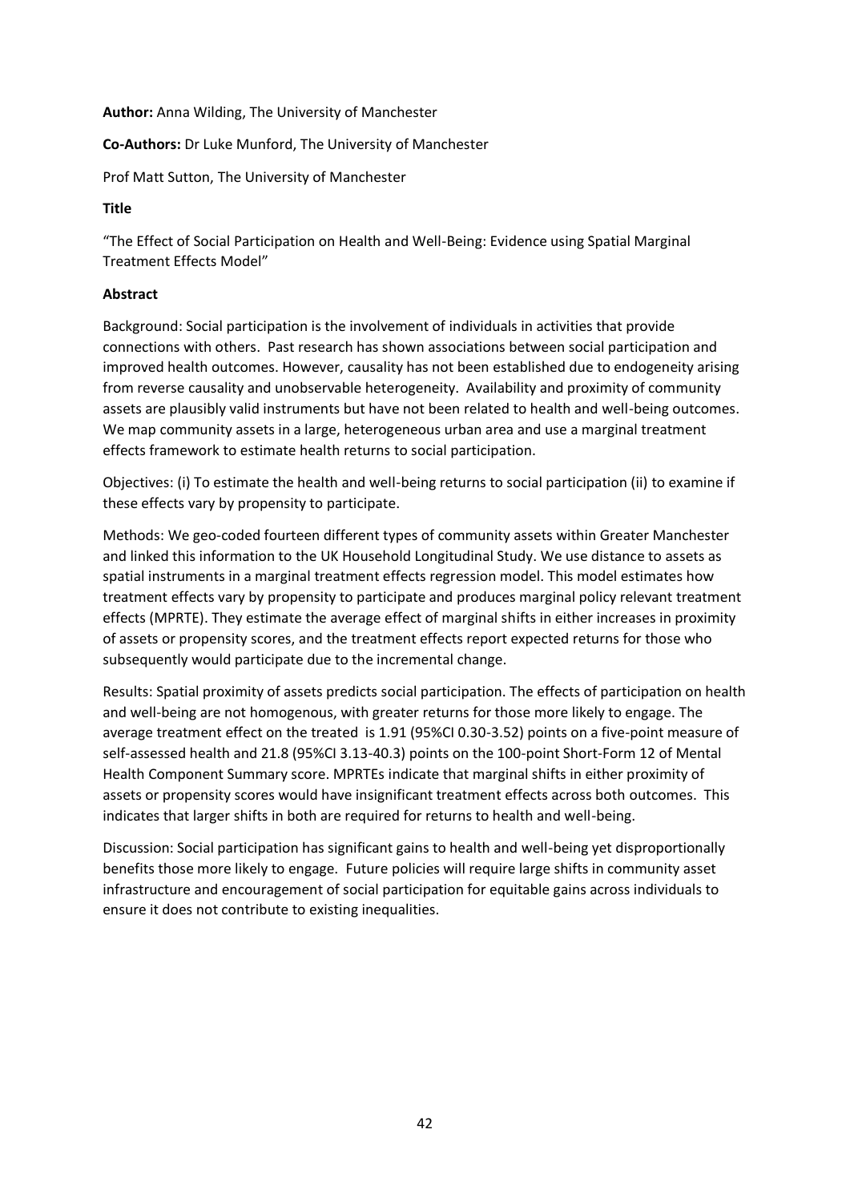**Author:** Anna Wilding, The University of Manchester

**Co-Authors:** Dr Luke Munford, The University of Manchester

Prof Matt Sutton, The University of Manchester

**Title**

"The Effect of Social Participation on Health and Well-Being: Evidence using Spatial Marginal Treatment Effects Model"

**Abstract**

Background: Social participation is the involvement of individuals in activities that provide connections with others. Past research has shown associations between social participation and improved health outcomes. However, causality has not been established due to endogeneity arising from reverse causality and unobservable heterogeneity. Availability and proximity of community assets are plausibly valid instruments but have not been related to health and well-being outcomes. We map community assets in a large, heterogeneous urban area and use a marginal treatment effects framework to estimate health returns to social participation.

Objectives: (i) To estimate the health and well-being returns to social participation (ii) to examine if these effects vary by propensity to participate.

Methods: We geo-coded fourteen different types of community assets within Greater Manchester and linked this information to the UK Household Longitudinal Study. We use distance to assets as spatial instruments in a marginal treatment effects regression model. This model estimates how treatment effects vary by propensity to participate and produces marginal policy relevant treatment effects (MPRTE). They estimate the average effect of marginal shifts in either increases in proximity of assets or propensity scores, and the treatment effects report expected returns for those who subsequently would participate due to the incremental change.

Results: Spatial proximity of assets predicts social participation. The effects of participation on health and well-being are not homogenous, with greater returns for those more likely to engage. The average treatment effect on the treated is 1.91 (95%CI 0.30-3.52) points on a five-point measure of self-assessed health and 21.8 (95%CI 3.13-40.3) points on the 100-point Short-Form 12 of Mental Health Component Summary score. MPRTEs indicate that marginal shifts in either proximity of assets or propensity scores would have insignificant treatment effects across both outcomes. This indicates that larger shifts in both are required for returns to health and well-being.

Discussion: Social participation has significant gains to health and well-being yet disproportionally benefits those more likely to engage. Future policies will require large shifts in community asset infrastructure and encouragement of social participation for equitable gains across individuals to ensure it does not contribute to existing inequalities.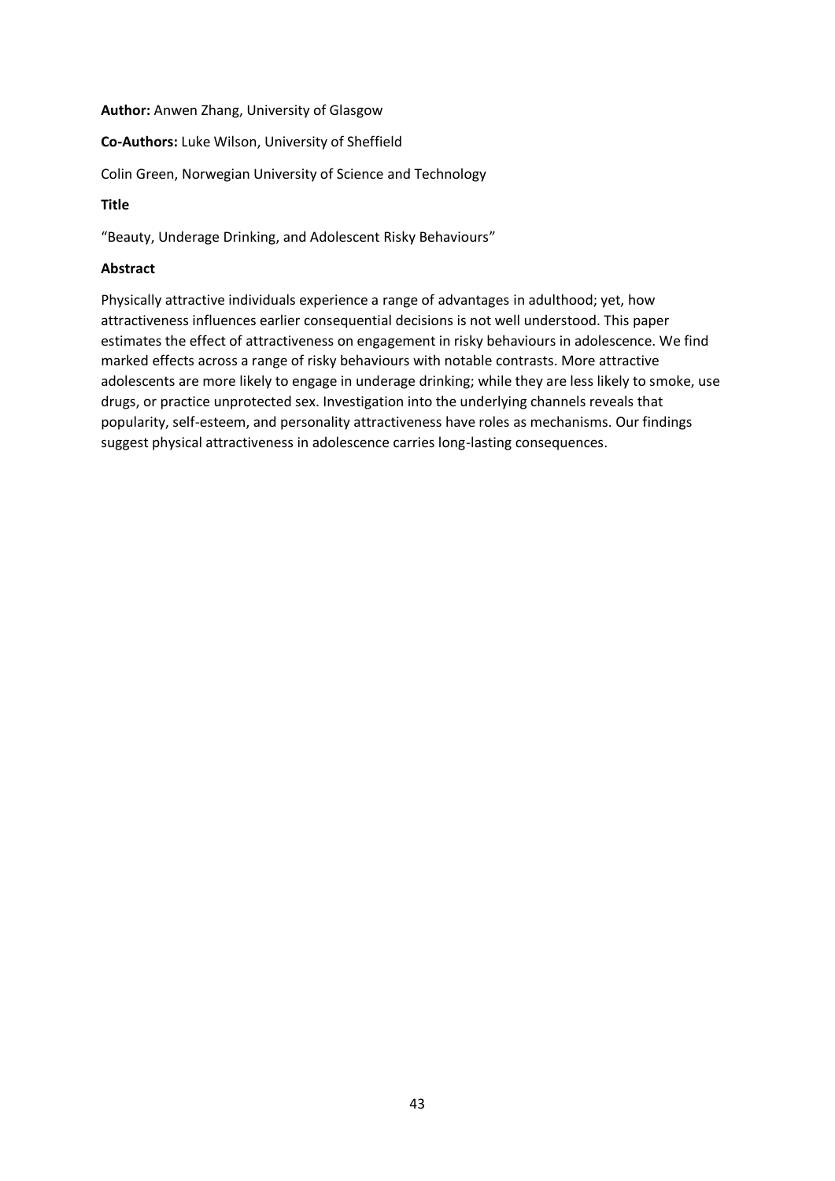**Author:** Anwen Zhang, University of Glasgow

**Co-Authors:** Luke Wilson, University of Sheffield

Colin Green, Norwegian University of Science and Technology

**Title**

"Beauty, Underage Drinking, and Adolescent Risky Behaviours"

**Abstract**

Physically attractive individuals experience a range of advantages in adulthood; yet, how attractiveness influences earlier consequential decisions is not well understood. This paper estimates the effect of attractiveness on engagement in risky behaviours in adolescence. We find marked effects across a range of risky behaviours with notable contrasts. More attractive adolescents are more likely to engage in underage drinking; while they are less likely to smoke, use drugs, or practice unprotected sex. Investigation into the underlying channels reveals that popularity, self-esteem, and personality attractiveness have roles as mechanisms. Our findings suggest physical attractiveness in adolescence carries long-lasting consequences.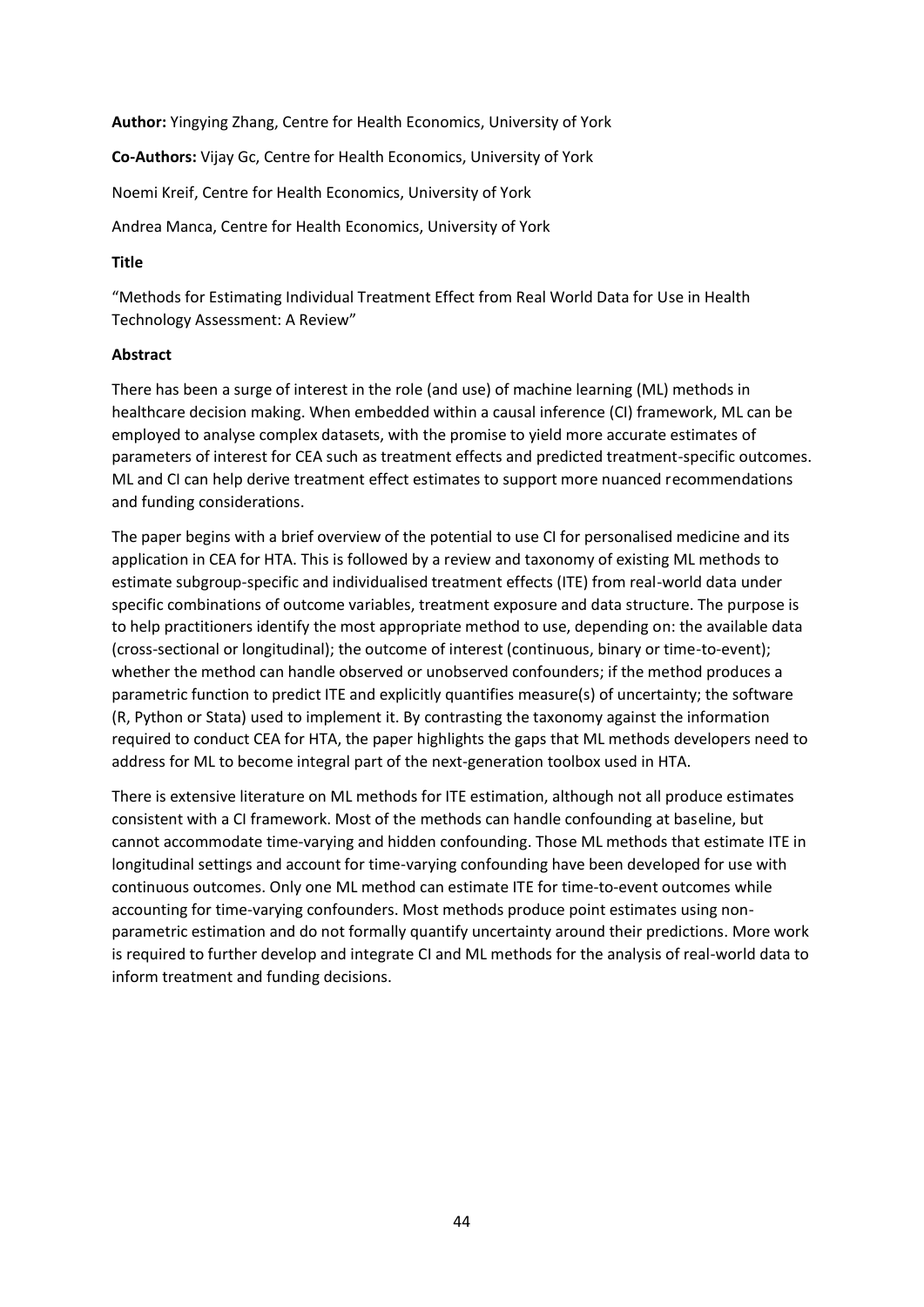**Author:** Yingying Zhang, Centre for Health Economics, University of York

**Co-Authors:** Vijay Gc, Centre for Health Economics, University of York

Noemi Kreif, Centre for Health Economics, University of York

Andrea Manca, Centre for Health Economics, University of York

**Title**

“Methods for Estimating Individual Treatment Effect from Real World Data for Use in Health Technology Assessment: A Review”

**Abstract**

There has been a surge of interest in the role (and use) of machine learning (ML) methods in healthcare decision making. When embedded within a causal inference (CI) framework, ML can be employed to analyse complex datasets, with the promise to yield more accurate estimates of parameters of interest for CEA such as treatment effects and predicted treatment-specific outcomes. ML and CI can help derive treatment effect estimates to support more nuanced recommendations and funding considerations.

The paper begins with a brief overview of the potential to use CI for personalised medicine and its application in CEA for HTA. This is followed by a review and taxonomy of existing ML methods to estimate subgroup-specific and individualised treatment effects (ITE) from real-world data under specific combinations of outcome variables, treatment exposure and data structure. The purpose is to help practitioners identify the most appropriate method to use, depending on: the available data (cross-sectional or longitudinal); the outcome of interest (continuous, binary or time-to-event); whether the method can handle observed or unobserved confounders; if the method produces a parametric function to predict ITE and explicitly quantifies measure(s) of uncertainty; the software (R, Python or Stata) used to implement it. By contrasting the taxonomy against the information required to conduct CEA for HTA, the paper highlights the gaps that ML methods developers need to address for ML to become integral part of the next-generation toolbox used in HTA.

There is extensive literature on ML methods for ITE estimation, although not all produce estimates consistent with a CI framework. Most of the methods can handle confounding at baseline, but cannot accommodate time-varying and hidden confounding. Those ML methods that estimate ITE in longitudinal settings and account for time-varying confounding have been developed for use with continuous outcomes. Only one ML method can estimate ITE for time-to-event outcomes while accounting for time-varying confounders. Most methods produce point estimates using non-parametric estimation and do not formally quantify uncertainty around their predictions. More work is required to further develop and integrate CI and ML methods for the analysis of real-world data to inform treatment and funding decisions.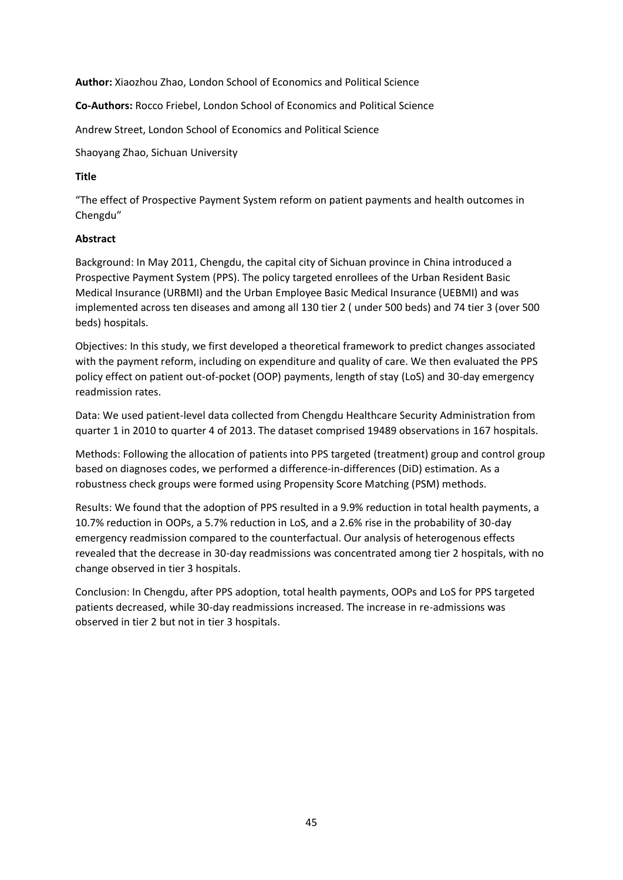**Author:** Xiaozhou Zhao, London School of Economics and Political Science

**Co-Authors:** Rocco Friebel, London School of Economics and Political Science

Andrew Street, London School of Economics and Political Science

Shaoyang Zhao, Sichuan University

**Title**

"The effect of Prospective Payment System reform on patient payments and health outcomes in Chengdu"

**Abstract**

Background: In May 2011, Chengdu, the capital city of Sichuan province in China introduced a Prospective Payment System (PPS). The policy targeted enrollees of the Urban Resident Basic Medical Insurance (URBMI) and the Urban Employee Basic Medical Insurance (UEBMI) and was implemented across ten diseases and among all 130 tier 2 ( under 500 beds) and 74 tier 3 (over 500 beds) hospitals.

Objectives: In this study, we first developed a theoretical framework to predict changes associated with the payment reform, including on expenditure and quality of care. We then evaluated the PPS policy effect on patient out-of-pocket (OOP) payments, length of stay (LoS) and 30-day emergency readmission rates.

Data: We used patient-level data collected from Chengdu Healthcare Security Administration from quarter 1 in 2010 to quarter 4 of 2013. The dataset comprised 19489 observations in 167 hospitals.

Methods: Following the allocation of patients into PPS targeted (treatment) group and control group based on diagnoses codes, we performed a difference-in-differences (DiD) estimation. As a robustness check groups were formed using Propensity Score Matching (PSM) methods.

Results: We found that the adoption of PPS resulted in a 9.9% reduction in total health payments, a 10.7% reduction in OOPs, a 5.7% reduction in LoS, and a 2.6% rise in the probability of 30-day emergency readmission compared to the counterfactual. Our analysis of heterogenous effects revealed that the decrease in 30-day readmissions was concentrated among tier 2 hospitals, with no change observed in tier 3 hospitals.

Conclusion: In Chengdu, after PPS adoption, total health payments, OOPs and LoS for PPS targeted patients decreased, while 30-day readmissions increased. The increase in re-admissions was observed in tier 2 but not in tier 3 hospitals.